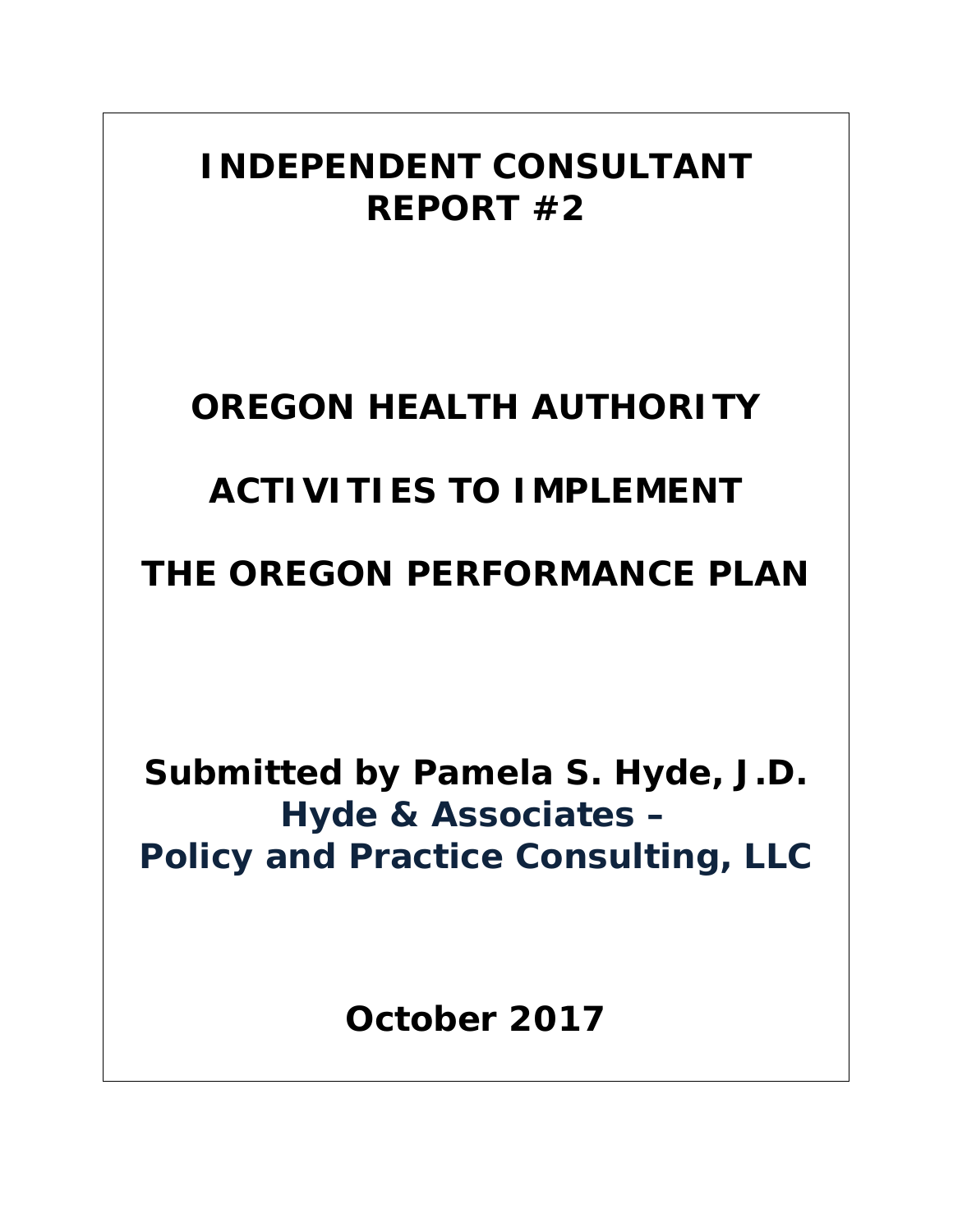# INDEPENDENT CONSULTANT REPORT #2

# OREGON HEALTH AUTHORITY

# ACTIVITIES TO IMPLEMENT

# THE OREGON PERFORMANCE PLAN

**Submitted by Pamela S. Hyde, J.D.**
**Hyde & Associates –**
**Policy and Practice Consulting, LLC**

**October 2017**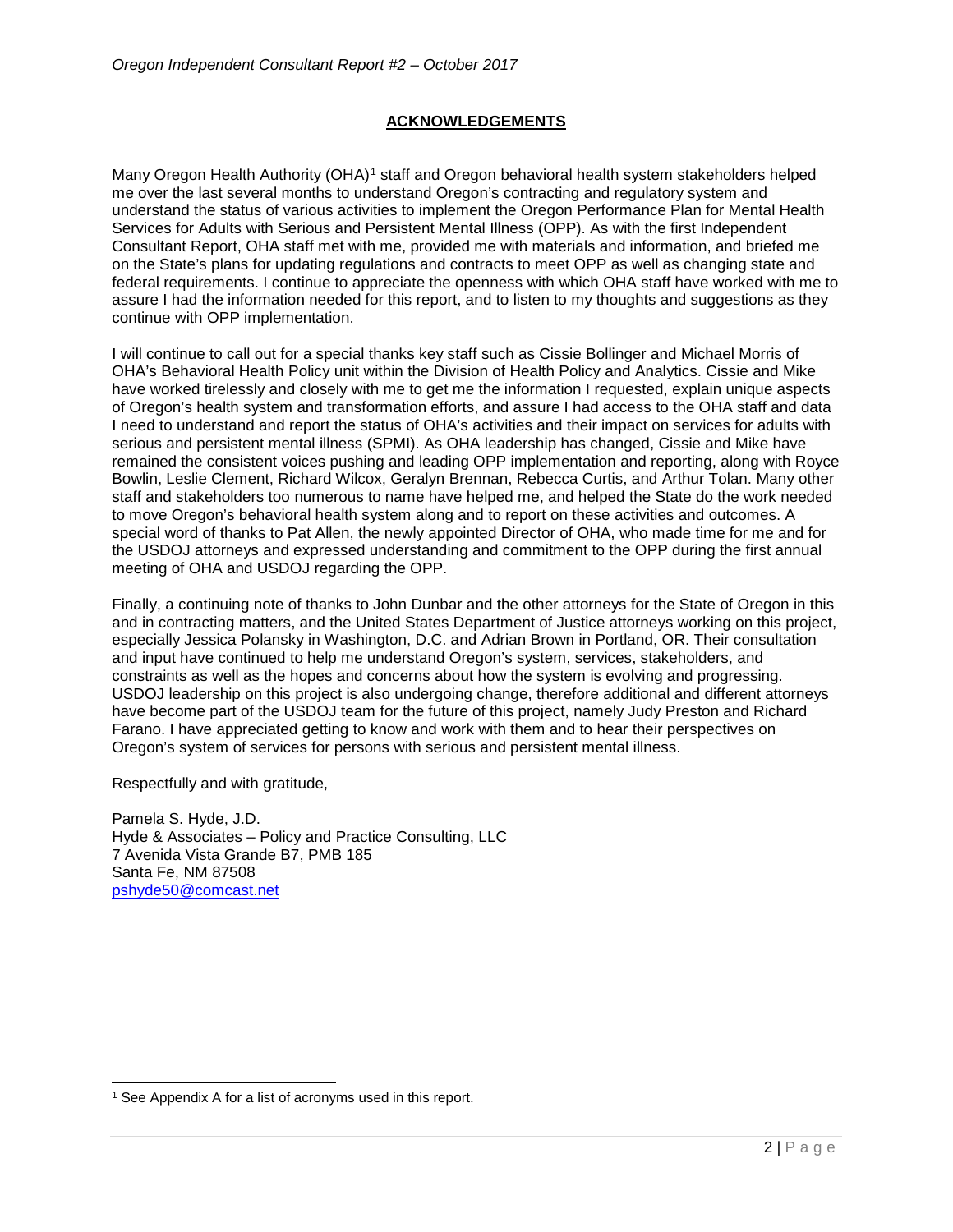## ACKNOWLEDGEMENTS

Many Oregon Health Authority (OHA)[1] staff and Oregon behavioral health system stakeholders helped me over the last several months to understand Oregon's contracting and regulatory system and understand the status of various activities to implement the Oregon Performance Plan for Mental Health Services for Adults with Serious and Persistent Mental Illness (OPP). As with the first Independent Consultant Report, OHA staff met with me, provided me with materials and information, and briefed me on the State's plans for updating regulations and contracts to meet OPP as well as changing state and federal requirements. I continue to appreciate the openness with which OHA staff have worked with me to assure I had the information needed for this report, and to listen to my thoughts and suggestions as they continue with OPP implementation.

I will continue to call out for a special thanks key staff such as Cissie Bollinger and Michael Morris of OHA's Behavioral Health Policy unit within the Division of Health Policy and Analytics. Cissie and Mike have worked tirelessly and closely with me to get me the information I requested, explain unique aspects of Oregon's health system and transformation efforts, and assure I had access to the OHA staff and data I need to understand and report the status of OHA's activities and their impact on services for adults with serious and persistent mental illness (SPMI). As OHA leadership has changed, Cissie and Mike have remained the consistent voices pushing and leading OPP implementation and reporting, along with Royce Bowlin, Leslie Clement, Richard Wilcox, Geralyn Brennan, Rebecca Curtis, and Arthur Tolan. Many other staff and stakeholders too numerous to name have helped me, and helped the State do the work needed to move Oregon's behavioral health system along and to report on these activities and outcomes. A special word of thanks to Pat Allen, the newly appointed Director of OHA, who made time for me and for the USDOJ attorneys and expressed understanding and commitment to the OPP during the first annual meeting of OHA and USDOJ regarding the OPP.

Finally, a continuing note of thanks to John Dunbar and the other attorneys for the State of Oregon in this and in contracting matters, and the United States Department of Justice attorneys working on this project, especially Jessica Polansky in Washington, D.C. and Adrian Brown in Portland, OR. Their consultation and input have continued to help me understand Oregon's system, services, stakeholders, and constraints as well as the hopes and concerns about how the system is evolving and progressing. USDOJ leadership on this project is also undergoing change, therefore additional and different attorneys have become part of the USDOJ team for the future of this project, namely Judy Preston and Richard Farano. I have appreciated getting to know and work with them and to hear their perspectives on Oregon's system of services for persons with serious and persistent mental illness.

Respectfully and with gratitude,

Pamela S. Hyde, J.D.
Hyde & Associates – Policy and Practice Consulting, LLC
7 Avenida Vista Grande B7, PMB 185
Santa Fe, NM 87508
pshyde50@comcast.net

[1] See Appendix A for a list of acronyms used in this report.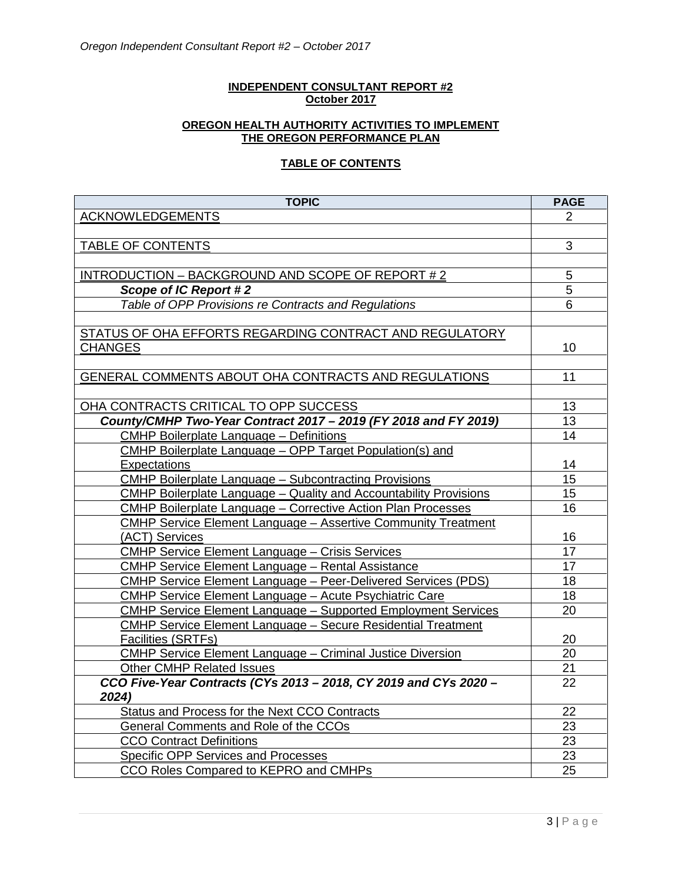**INDEPENDENT CONSULTANT REPORT #2**
**October 2017**

**OREGON HEALTH AUTHORITY ACTIVITIES TO IMPLEMENT THE OREGON PERFORMANCE PLAN**

**TABLE OF CONTENTS**

| TOPIC | PAGE |
|---|---|
| ACKNOWLEDGEMENTS | 2 |
| | |
| TABLE OF CONTENTS | 3 |
| | |
| INTRODUCTION – BACKGROUND AND SCOPE OF REPORT # 2 | 5 |
| ***Scope of IC Report # 2*** | 5 |
| *Table of OPP Provisions re Contracts and Regulations* | 6 |
| | |
| STATUS OF OHA EFFORTS REGARDING CONTRACT AND REGULATORY CHANGES | 10 |
| | |
| GENERAL COMMENTS ABOUT OHA CONTRACTS AND REGULATIONS | 11 |
| | |
| OHA CONTRACTS CRITICAL TO OPP SUCCESS | 13 |
| ***County/CMHP Two-Year Contract 2017 – 2019 (FY 2018 and FY 2019)*** | 13 |
| CMHP Boilerplate Language – Definitions | 14 |
| CMHP Boilerplate Language – OPP Target Population(s) and Expectations | 14 |
| CMHP Boilerplate Language – Subcontracting Provisions | 15 |
| CMHP Boilerplate Language – Quality and Accountability Provisions | 15 |
| CMHP Boilerplate Language – Corrective Action Plan Processes | 16 |
| CMHP Service Element Language – Assertive Community Treatment (ACT) Services | 16 |
| CMHP Service Element Language – Crisis Services | 17 |
| CMHP Service Element Language – Rental Assistance | 17 |
| CMHP Service Element Language – Peer-Delivered Services (PDS) | 18 |
| CMHP Service Element Language – Acute Psychiatric Care | 18 |
| CMHP Service Element Language – Supported Employment Services | 20 |
| CMHP Service Element Language – Secure Residential Treatment Facilities (SRTFs) | 20 |
| CMHP Service Element Language – Criminal Justice Diversion | 20 |
| Other CMHP Related Issues | 21 |
| ***CCO Five-Year Contracts (CYs 2013 – 2018, CY 2019 and CYs 2020 – 2024)*** | 22 |
| Status and Process for the Next CCO Contracts | 22 |
| General Comments and Role of the CCOs | 23 |
| CCO Contract Definitions | 23 |
| Specific OPP Services and Processes | 23 |
| CCO Roles Compared to KEPRO and CMHPs | 25 |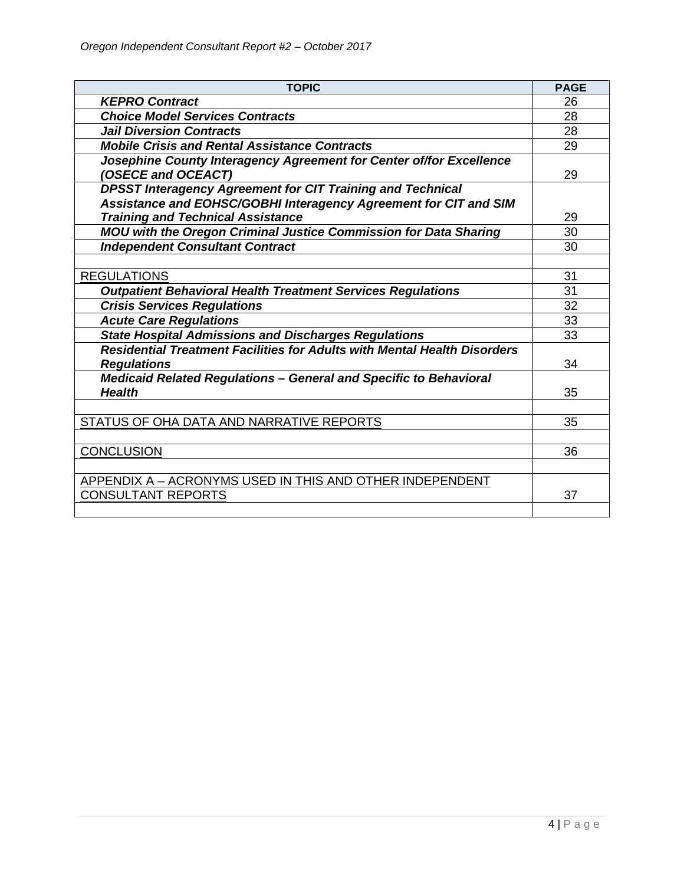| TOPIC | PAGE |
| --- | --- |
| ***KEPRO Contract*** | 26 |
| ***Choice Model Services Contracts*** | 28 |
| ***Jail Diversion Contracts*** | 28 |
| ***Mobile Crisis and Rental Assistance Contracts*** | 29 |
| ***Josephine County Interagency Agreement for Center of/for Excellence (OSECE and OCEACT)*** | 29 |
| ***DPSST Interagency Agreement for CIT Training and Technical Assistance and EOHSC/GOBHI Interagency Agreement for CIT and SIM Training and Technical Assistance*** | 29 |
| ***MOU with the Oregon Criminal Justice Commission for Data Sharing*** | 30 |
| ***Independent Consultant Contract*** | 30 |
| | |
| REGULATIONS | 31 |
| ***Outpatient Behavioral Health Treatment Services Regulations*** | 31 |
| ***Crisis Services Regulations*** | 32 |
| ***Acute Care Regulations*** | 33 |
| ***State Hospital Admissions and Discharges Regulations*** | 33 |
| ***Residential Treatment Facilities for Adults with Mental Health Disorders Regulations*** | 34 |
| ***Medicaid Related Regulations – General and Specific to Behavioral Health*** | 35 |
| | |
| STATUS OF OHA DATA AND NARRATIVE REPORTS | 35 |
| | |
| CONCLUSION | 36 |
| | |
| APPENDIX A – ACRONYMS USED IN THIS AND OTHER INDEPENDENT CONSULTANT REPORTS | 37 |
| | |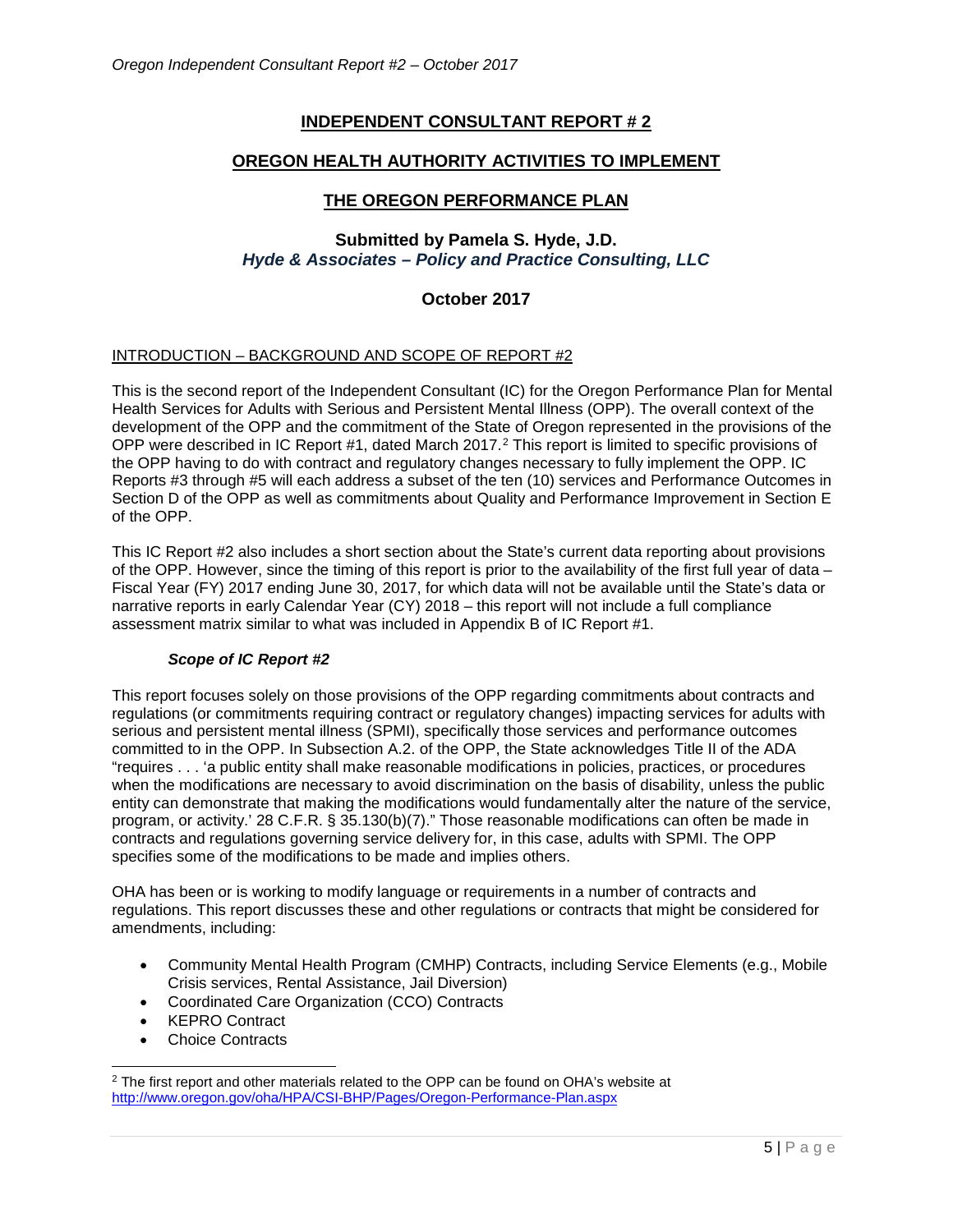# INDEPENDENT CONSULTANT REPORT # 2

## OREGON HEALTH AUTHORITY ACTIVITIES TO IMPLEMENT

## THE OREGON PERFORMANCE PLAN

**Submitted by Pamela S. Hyde, J.D.**
***Hyde & Associates – Policy and Practice Consulting, LLC***

**October 2017**

### INTRODUCTION – BACKGROUND AND SCOPE OF REPORT #2

This is the second report of the Independent Consultant (IC) for the Oregon Performance Plan for Mental Health Services for Adults with Serious and Persistent Mental Illness (OPP). The overall context of the development of the OPP and the commitment of the State of Oregon represented in the provisions of the OPP were described in IC Report #1, dated March 2017.[2] This report is limited to specific provisions of the OPP having to do with contract and regulatory changes necessary to fully implement the OPP. IC Reports #3 through #5 will each address a subset of the ten (10) services and Performance Outcomes in Section D of the OPP as well as commitments about Quality and Performance Improvement in Section E of the OPP.

This IC Report #2 also includes a short section about the State's current data reporting about provisions of the OPP. However, since the timing of this report is prior to the availability of the first full year of data – Fiscal Year (FY) 2017 ending June 30, 2017, for which data will not be available until the State's data or narrative reports in early Calendar Year (CY) 2018 – this report will not include a full compliance assessment matrix similar to what was included in Appendix B of IC Report #1.

#### *Scope of IC Report #2*

This report focuses solely on those provisions of the OPP regarding commitments about contracts and regulations (or commitments requiring contract or regulatory changes) impacting services for adults with serious and persistent mental illness (SPMI), specifically those services and performance outcomes committed to in the OPP. In Subsection A.2. of the OPP, the State acknowledges Title II of the ADA "requires . . . 'a public entity shall make reasonable modifications in policies, practices, or procedures when the modifications are necessary to avoid discrimination on the basis of disability, unless the public entity can demonstrate that making the modifications would fundamentally alter the nature of the service, program, or activity.' 28 C.F.R. § 35.130(b)(7)." Those reasonable modifications can often be made in contracts and regulations governing service delivery for, in this case, adults with SPMI. The OPP specifies some of the modifications to be made and implies others.

OHA has been or is working to modify language or requirements in a number of contracts and regulations. This report discusses these and other regulations or contracts that might be considered for amendments, including:

- Community Mental Health Program (CMHP) Contracts, including Service Elements (e.g., Mobile Crisis services, Rental Assistance, Jail Diversion)
- Coordinated Care Organization (CCO) Contracts
- KEPRO Contract
- Choice Contracts

[2] The first report and other materials related to the OPP can be found on OHA's website at http://www.oregon.gov/oha/HPA/CSI-BHP/Pages/Oregon-Performance-Plan.aspx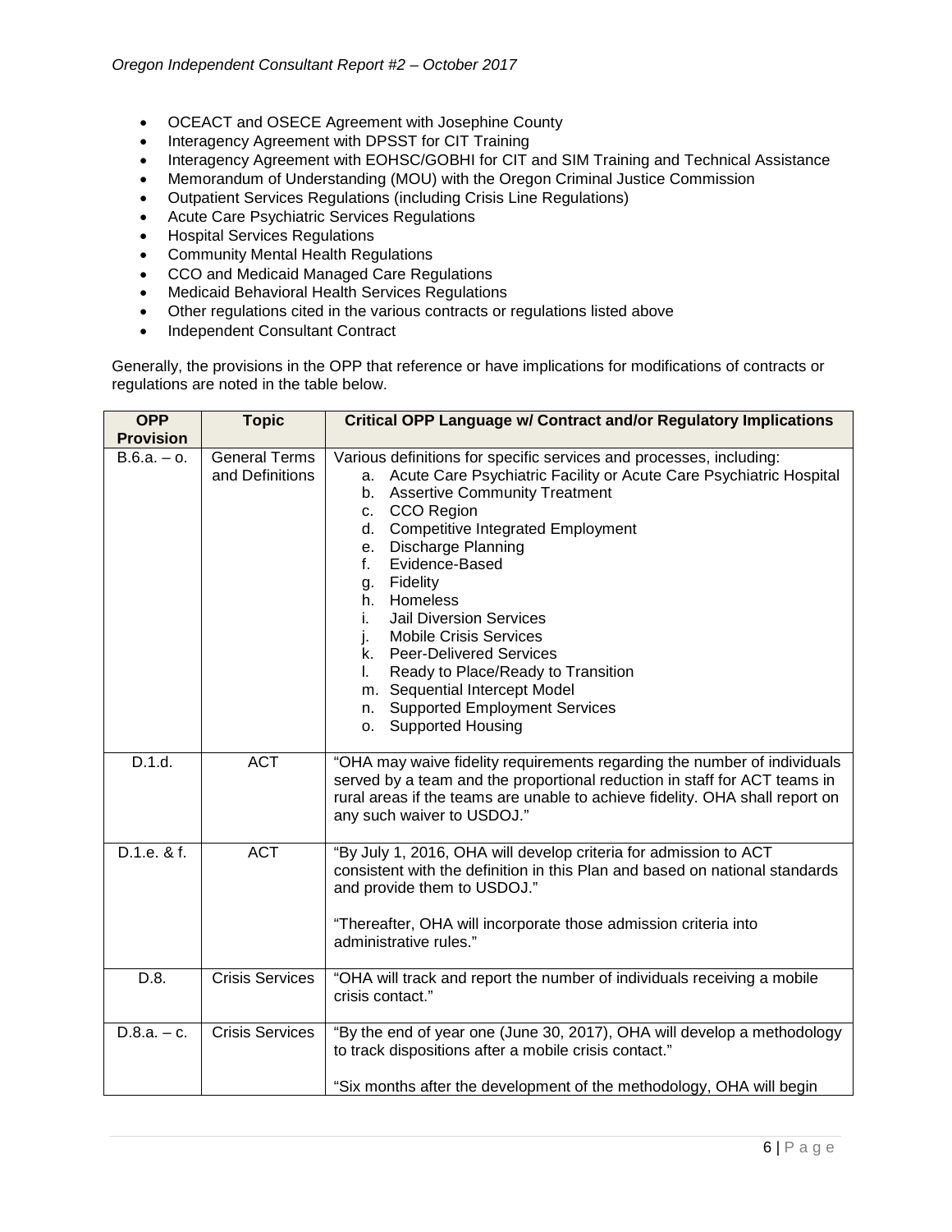- OCEACT and OSECE Agreement with Josephine County
- Interagency Agreement with DPSST for CIT Training
- Interagency Agreement with EOHSC/GOBHI for CIT and SIM Training and Technical Assistance
- Memorandum of Understanding (MOU) with the Oregon Criminal Justice Commission
- Outpatient Services Regulations (including Crisis Line Regulations)
- Acute Care Psychiatric Services Regulations
- Hospital Services Regulations
- Community Mental Health Regulations
- CCO and Medicaid Managed Care Regulations
- Medicaid Behavioral Health Services Regulations
- Other regulations cited in the various contracts or regulations listed above
- Independent Consultant Contract

Generally, the provisions in the OPP that reference or have implications for modifications of contracts or regulations are noted in the table below.

| OPP Provision | Topic | Critical OPP Language w/ Contract and/or Regulatory Implications |
|---|---|---|
| B.6.a. – o. | General Terms and Definitions | Various definitions for specific services and processes, including:<br>a. Acute Care Psychiatric Facility or Acute Care Psychiatric Hospital<br>b. Assertive Community Treatment<br>c. CCO Region<br>d. Competitive Integrated Employment<br>e. Discharge Planning<br>f. Evidence-Based<br>g. Fidelity<br>h. Homeless<br>i. Jail Diversion Services<br>j. Mobile Crisis Services<br>k. Peer-Delivered Services<br>l. Ready to Place/Ready to Transition<br>m. Sequential Intercept Model<br>n. Supported Employment Services<br>o. Supported Housing |
| D.1.d. | ACT | "OHA may waive fidelity requirements regarding the number of individuals served by a team and the proportional reduction in staff for ACT teams in rural areas if the teams are unable to achieve fidelity. OHA shall report on any such waiver to USDOJ." |
| D.1.e. & f. | ACT | "By July 1, 2016, OHA will develop criteria for admission to ACT consistent with the definition in this Plan and based on national standards and provide them to USDOJ."<br><br>"Thereafter, OHA will incorporate those admission criteria into administrative rules." |
| D.8. | Crisis Services | "OHA will track and report the number of individuals receiving a mobile crisis contact." |
| D.8.a. – c. | Crisis Services | "By the end of year one (June 30, 2017), OHA will develop a methodology to track dispositions after a mobile crisis contact."<br><br>"Six months after the development of the methodology, OHA will begin |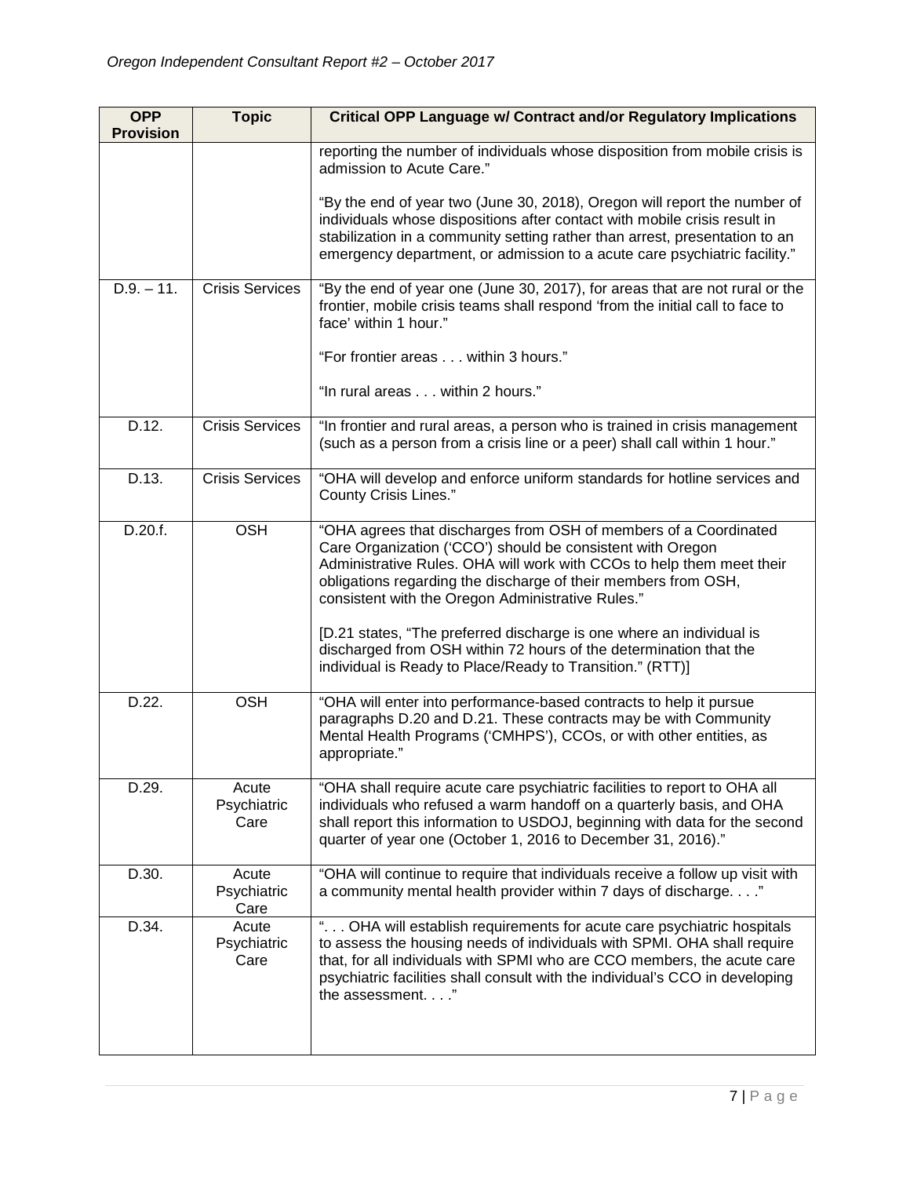| OPP Provision | Topic | Critical OPP Language w/ Contract and/or Regulatory Implications |
|---|---|---|
| | | reporting the number of individuals whose disposition from mobile crisis is admission to Acute Care."<br><br>"By the end of year two (June 30, 2018), Oregon will report the number of individuals whose dispositions after contact with mobile crisis result in stabilization in a community setting rather than arrest, presentation to an emergency department, or admission to a acute care psychiatric facility." |
| D.9. – 11. | Crisis Services | "By the end of year one (June 30, 2017), for areas that are not rural or the frontier, mobile crisis teams shall respond 'from the initial call to face to face' within 1 hour."<br><br>"For frontier areas . . . within 3 hours."<br><br>"In rural areas . . . within 2 hours." |
| D.12. | Crisis Services | "In frontier and rural areas, a person who is trained in crisis management (such as a person from a crisis line or a peer) shall call within 1 hour." |
| D.13. | Crisis Services | "OHA will develop and enforce uniform standards for hotline services and County Crisis Lines." |
| D.20.f. | OSH | "OHA agrees that discharges from OSH of members of a Coordinated Care Organization ('CCO') should be consistent with Oregon Administrative Rules. OHA will work with CCOs to help them meet their obligations regarding the discharge of their members from OSH, consistent with the Oregon Administrative Rules."<br><br>[D.21 states, "The preferred discharge is one where an individual is discharged from OSH within 72 hours of the determination that the individual is Ready to Place/Ready to Transition." (RTT)] |
| D.22. | OSH | "OHA will enter into performance-based contracts to help it pursue paragraphs D.20 and D.21. These contracts may be with Community Mental Health Programs ('CMHPS'), CCOs, or with other entities, as appropriate." |
| D.29. | Acute Psychiatric Care | "OHA shall require acute care psychiatric facilities to report to OHA all individuals who refused a warm handoff on a quarterly basis, and OHA shall report this information to USDOJ, beginning with data for the second quarter of year one (October 1, 2016 to December 31, 2016)." |
| D.30. | Acute Psychiatric Care | "OHA will continue to require that individuals receive a follow up visit with a community mental health provider within 7 days of discharge. . . ." |
| D.34. | Acute Psychiatric Care | ". . . OHA will establish requirements for acute care psychiatric hospitals to assess the housing needs of individuals with SPMI. OHA shall require that, for all individuals with SPMI who are CCO members, the acute care psychiatric facilities shall consult with the individual's CCO in developing the assessment. . . ." |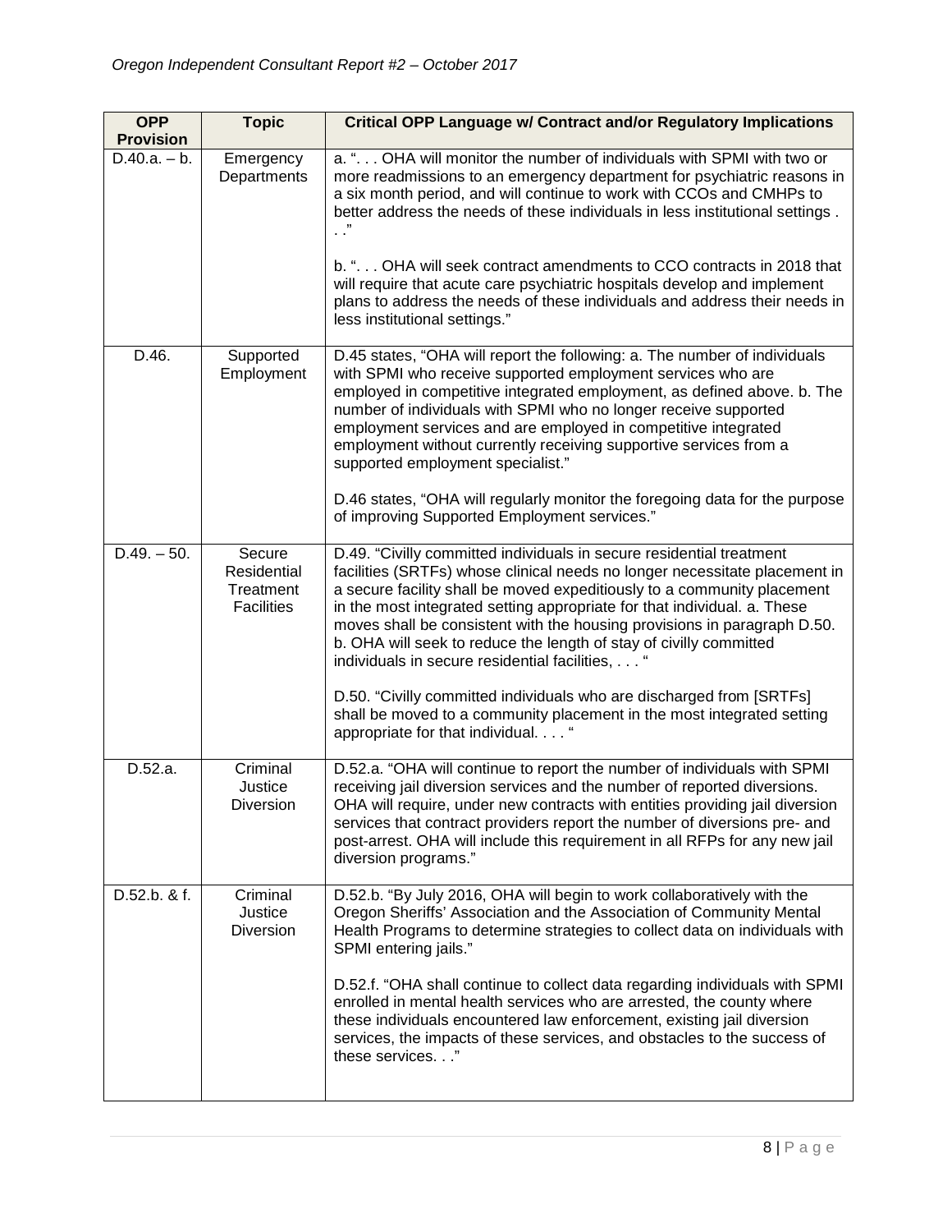| OPP Provision | Topic | Critical OPP Language w/ Contract and/or Regulatory Implications |
|---|---|---|
| D.40.a. – b. | Emergency Departments | a. ". . . OHA will monitor the number of individuals with SPMI with two or more readmissions to an emergency department for psychiatric reasons in a six month period, and will continue to work with CCOs and CMHPs to better address the needs of these individuals in less institutional settings . . ."<br><br>b. ". . . OHA will seek contract amendments to CCO contracts in 2018 that will require that acute care psychiatric hospitals develop and implement plans to address the needs of these individuals and address their needs in less institutional settings." |
| D.46. | Supported Employment | D.45 states, "OHA will report the following: a. The number of individuals with SPMI who receive supported employment services who are employed in competitive integrated employment, as defined above. b. The number of individuals with SPMI who no longer receive supported employment services and are employed in competitive integrated employment without currently receiving supportive services from a supported employment specialist."<br><br>D.46 states, "OHA will regularly monitor the foregoing data for the purpose of improving Supported Employment services." |
| D.49. – 50. | Secure Residential Treatment Facilities | D.49. "Civilly committed individuals in secure residential treatment facilities (SRTFs) whose clinical needs no longer necessitate placement in a secure facility shall be moved expeditiously to a community placement in the most integrated setting appropriate for that individual. a. These moves shall be consistent with the housing provisions in paragraph D.50. b. OHA will seek to reduce the length of stay of civilly committed individuals in secure residential facilities, . . . "<br><br>D.50. "Civilly committed individuals who are discharged from [SRTFs] shall be moved to a community placement in the most integrated setting appropriate for that individual. . . . " |
| D.52.a. | Criminal Justice Diversion | D.52.a. "OHA will continue to report the number of individuals with SPMI receiving jail diversion services and the number of reported diversions. OHA will require, under new contracts with entities providing jail diversion services that contract providers report the number of diversions pre- and post-arrest. OHA will include this requirement in all RFPs for any new jail diversion programs." |
| D.52.b. & f. | Criminal Justice Diversion | D.52.b. "By July 2016, OHA will begin to work collaboratively with the Oregon Sheriffs' Association and the Association of Community Mental Health Programs to determine strategies to collect data on individuals with SPMI entering jails."<br><br>D.52.f. "OHA shall continue to collect data regarding individuals with SPMI enrolled in mental health services who are arrested, the county where these individuals encountered law enforcement, existing jail diversion services, the impacts of these services, and obstacles to the success of these services. . ." |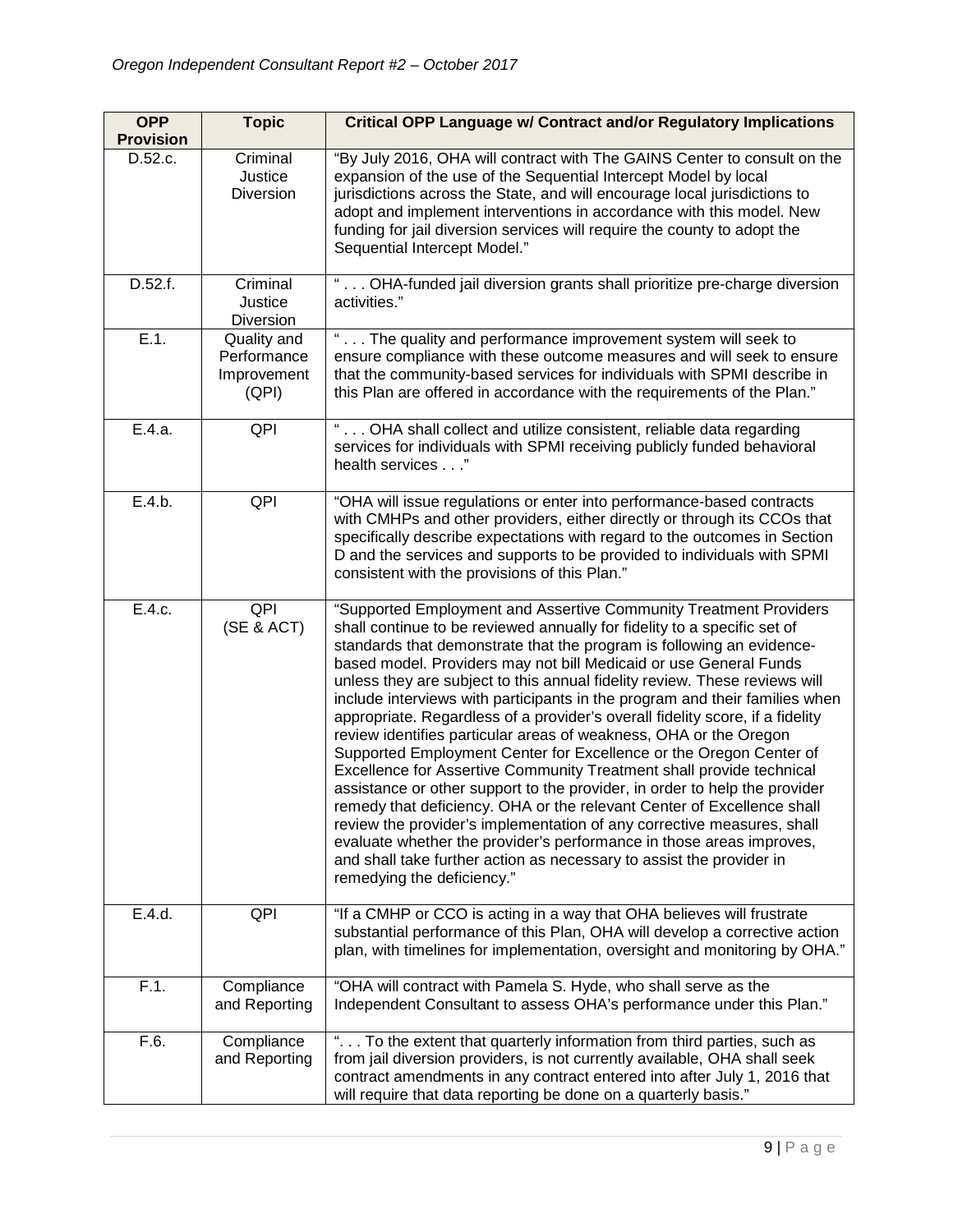| OPP Provision | Topic | Critical OPP Language w/ Contract and/or Regulatory Implications |
|---|---|---|
| D.52.c. | Criminal Justice Diversion | "By July 2016, OHA will contract with The GAINS Center to consult on the expansion of the use of the Sequential Intercept Model by local jurisdictions across the State, and will encourage local jurisdictions to adopt and implement interventions in accordance with this model. New funding for jail diversion services will require the county to adopt the Sequential Intercept Model." |
| D.52.f. | Criminal Justice Diversion | " . . . OHA-funded jail diversion grants shall prioritize pre-charge diversion activities." |
| E.1. | Quality and Performance Improvement (QPI) | " . . . The quality and performance improvement system will seek to ensure compliance with these outcome measures and will seek to ensure that the community-based services for individuals with SPMI describe in this Plan are offered in accordance with the requirements of the Plan." |
| E.4.a. | QPI | " . . . OHA shall collect and utilize consistent, reliable data regarding services for individuals with SPMI receiving publicly funded behavioral health services . . ." |
| E.4.b. | QPI | "OHA will issue regulations or enter into performance-based contracts with CMHPs and other providers, either directly or through its CCOs that specifically describe expectations with regard to the outcomes in Section D and the services and supports to be provided to individuals with SPMI consistent with the provisions of this Plan." |
| E.4.c. | QPI (SE & ACT) | "Supported Employment and Assertive Community Treatment Providers shall continue to be reviewed annually for fidelity to a specific set of standards that demonstrate that the program is following an evidence-based model. Providers may not bill Medicaid or use General Funds unless they are subject to this annual fidelity review. These reviews will include interviews with participants in the program and their families when appropriate. Regardless of a provider's overall fidelity score, if a fidelity review identifies particular areas of weakness, OHA or the Oregon Supported Employment Center for Excellence or the Oregon Center of Excellence for Assertive Community Treatment shall provide technical assistance or other support to the provider, in order to help the provider remedy that deficiency. OHA or the relevant Center of Excellence shall review the provider's implementation of any corrective measures, shall evaluate whether the provider's performance in those areas improves, and shall take further action as necessary to assist the provider in remedying the deficiency." |
| E.4.d. | QPI | "If a CMHP or CCO is acting in a way that OHA believes will frustrate substantial performance of this Plan, OHA will develop a corrective action plan, with timelines for implementation, oversight and monitoring by OHA." |
| F.1. | Compliance and Reporting | "OHA will contract with Pamela S. Hyde, who shall serve as the Independent Consultant to assess OHA's performance under this Plan." |
| F.6. | Compliance and Reporting | ". . . To the extent that quarterly information from third parties, such as from jail diversion providers, is not currently available, OHA shall seek contract amendments in any contract entered into after July 1, 2016 that will require that data reporting be done on a quarterly basis." |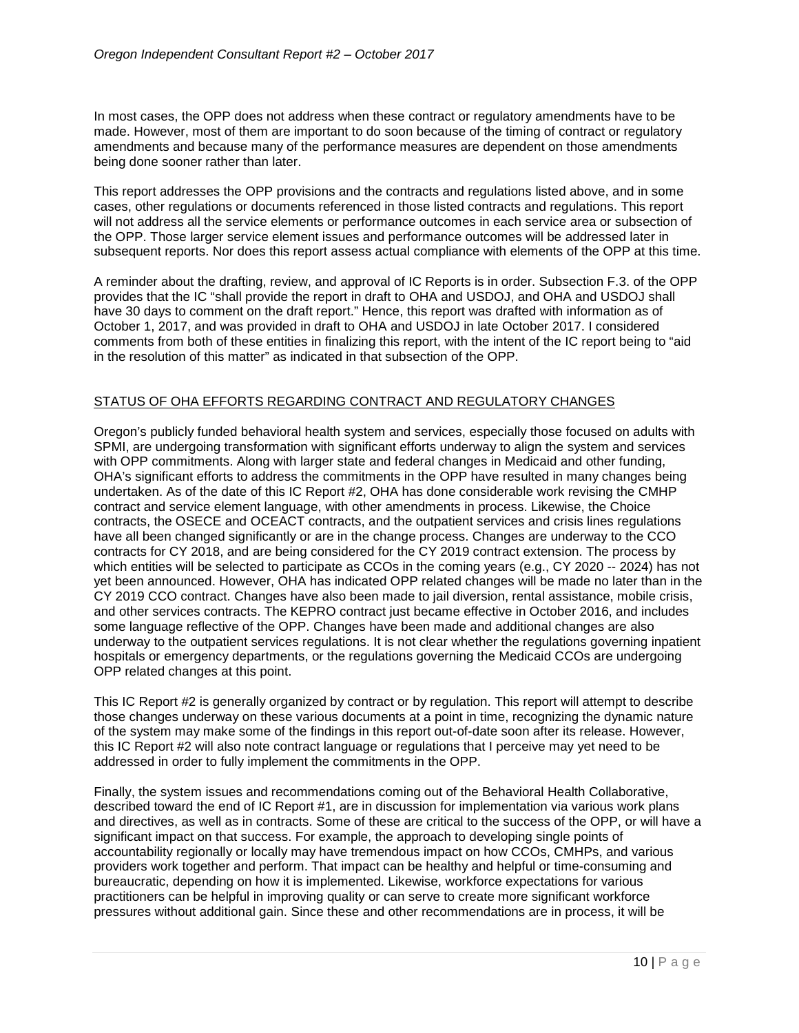In most cases, the OPP does not address when these contract or regulatory amendments have to be made. However, most of them are important to do soon because of the timing of contract or regulatory amendments and because many of the performance measures are dependent on those amendments being done sooner rather than later.

This report addresses the OPP provisions and the contracts and regulations listed above, and in some cases, other regulations or documents referenced in those listed contracts and regulations. This report will not address all the service elements or performance outcomes in each service area or subsection of the OPP. Those larger service element issues and performance outcomes will be addressed later in subsequent reports. Nor does this report assess actual compliance with elements of the OPP at this time.

A reminder about the drafting, review, and approval of IC Reports is in order. Subsection F.3. of the OPP provides that the IC "shall provide the report in draft to OHA and USDOJ, and OHA and USDOJ shall have 30 days to comment on the draft report." Hence, this report was drafted with information as of October 1, 2017, and was provided in draft to OHA and USDOJ in late October 2017. I considered comments from both of these entities in finalizing this report, with the intent of the IC report being to "aid in the resolution of this matter" as indicated in that subsection of the OPP.

## STATUS OF OHA EFFORTS REGARDING CONTRACT AND REGULATORY CHANGES

Oregon's publicly funded behavioral health system and services, especially those focused on adults with SPMI, are undergoing transformation with significant efforts underway to align the system and services with OPP commitments. Along with larger state and federal changes in Medicaid and other funding, OHA's significant efforts to address the commitments in the OPP have resulted in many changes being undertaken. As of the date of this IC Report #2, OHA has done considerable work revising the CMHP contract and service element language, with other amendments in process. Likewise, the Choice contracts, the OSECE and OCEACT contracts, and the outpatient services and crisis lines regulations have all been changed significantly or are in the change process. Changes are underway to the CCO contracts for CY 2018, and are being considered for the CY 2019 contract extension. The process by which entities will be selected to participate as CCOs in the coming years (e.g., CY 2020 -- 2024) has not yet been announced. However, OHA has indicated OPP related changes will be made no later than in the CY 2019 CCO contract. Changes have also been made to jail diversion, rental assistance, mobile crisis, and other services contracts. The KEPRO contract just became effective in October 2016, and includes some language reflective of the OPP. Changes have been made and additional changes are also underway to the outpatient services regulations. It is not clear whether the regulations governing inpatient hospitals or emergency departments, or the regulations governing the Medicaid CCOs are undergoing OPP related changes at this point.

This IC Report #2 is generally organized by contract or by regulation. This report will attempt to describe those changes underway on these various documents at a point in time, recognizing the dynamic nature of the system may make some of the findings in this report out-of-date soon after its release. However, this IC Report #2 will also note contract language or regulations that I perceive may yet need to be addressed in order to fully implement the commitments in the OPP.

Finally, the system issues and recommendations coming out of the Behavioral Health Collaborative, described toward the end of IC Report #1, are in discussion for implementation via various work plans and directives, as well as in contracts. Some of these are critical to the success of the OPP, or will have a significant impact on that success. For example, the approach to developing single points of accountability regionally or locally may have tremendous impact on how CCOs, CMHPs, and various providers work together and perform. That impact can be healthy and helpful or time-consuming and bureaucratic, depending on how it is implemented. Likewise, workforce expectations for various practitioners can be helpful in improving quality or can serve to create more significant workforce pressures without additional gain. Since these and other recommendations are in process, it will be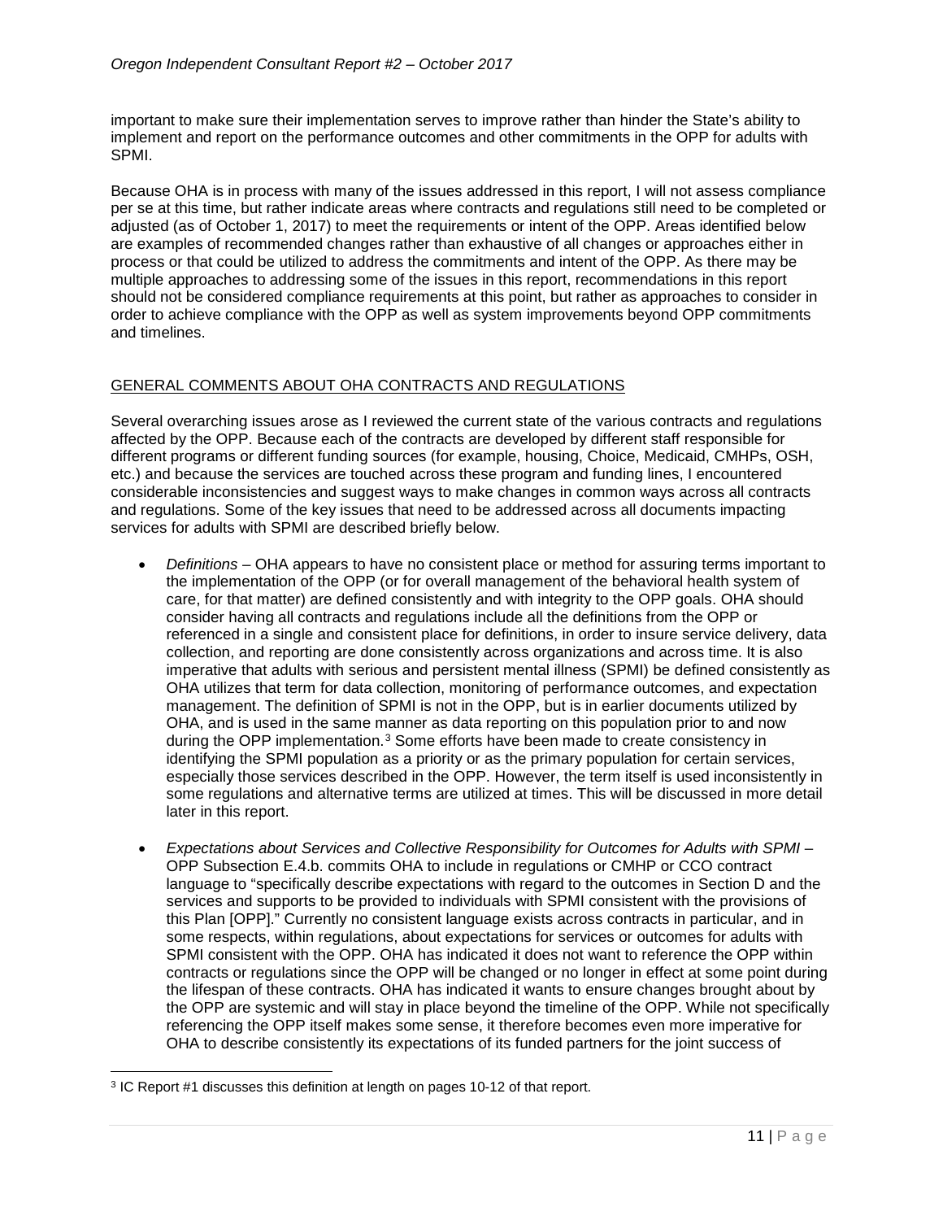important to make sure their implementation serves to improve rather than hinder the State's ability to implement and report on the performance outcomes and other commitments in the OPP for adults with SPMI.

Because OHA is in process with many of the issues addressed in this report, I will not assess compliance per se at this time, but rather indicate areas where contracts and regulations still need to be completed or adjusted (as of October 1, 2017) to meet the requirements or intent of the OPP. Areas identified below are examples of recommended changes rather than exhaustive of all changes or approaches either in process or that could be utilized to address the commitments and intent of the OPP. As there may be multiple approaches to addressing some of the issues in this report, recommendations in this report should not be considered compliance requirements at this point, but rather as approaches to consider in order to achieve compliance with the OPP as well as system improvements beyond OPP commitments and timelines.

GENERAL COMMENTS ABOUT OHA CONTRACTS AND REGULATIONS

Several overarching issues arose as I reviewed the current state of the various contracts and regulations affected by the OPP. Because each of the contracts are developed by different staff responsible for different programs or different funding sources (for example, housing, Choice, Medicaid, CMHPs, OSH, etc.) and because the services are touched across these program and funding lines, I encountered considerable inconsistencies and suggest ways to make changes in common ways across all contracts and regulations. Some of the key issues that need to be addressed across all documents impacting services for adults with SPMI are described briefly below.

- *Definitions* – OHA appears to have no consistent place or method for assuring terms important to the implementation of the OPP (or for overall management of the behavioral health system of care, for that matter) are defined consistently and with integrity to the OPP goals. OHA should consider having all contracts and regulations include all the definitions from the OPP or referenced in a single and consistent place for definitions, in order to insure service delivery, data collection, and reporting are done consistently across organizations and across time. It is also imperative that adults with serious and persistent mental illness (SPMI) be defined consistently as OHA utilizes that term for data collection, monitoring of performance outcomes, and expectation management. The definition of SPMI is not in the OPP, but is in earlier documents utilized by OHA, and is used in the same manner as data reporting on this population prior to and now during the OPP implementation.[3] Some efforts have been made to create consistency in identifying the SPMI population as a priority or as the primary population for certain services, especially those services described in the OPP. However, the term itself is used inconsistently in some regulations and alternative terms are utilized at times. This will be discussed in more detail later in this report.

- *Expectations about Services and Collective Responsibility for Outcomes for Adults with SPMI* – OPP Subsection E.4.b. commits OHA to include in regulations or CMHP or CCO contract language to "specifically describe expectations with regard to the outcomes in Section D and the services and supports to be provided to individuals with SPMI consistent with the provisions of this Plan [OPP]." Currently no consistent language exists across contracts in particular, and in some respects, within regulations, about expectations for services or outcomes for adults with SPMI consistent with the OPP. OHA has indicated it does not want to reference the OPP within contracts or regulations since the OPP will be changed or no longer in effect at some point during the lifespan of these contracts. OHA has indicated it wants to ensure changes brought about by the OPP are systemic and will stay in place beyond the timeline of the OPP. While not specifically referencing the OPP itself makes some sense, it therefore becomes even more imperative for OHA to describe consistently its expectations of its funded partners for the joint success of

[3] IC Report #1 discusses this definition at length on pages 10-12 of that report.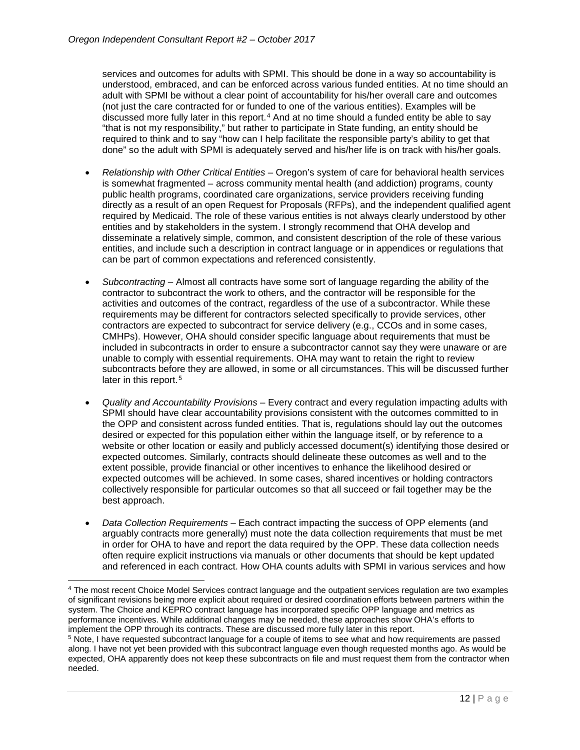services and outcomes for adults with SPMI. This should be done in a way so accountability is understood, embraced, and can be enforced across various funded entities. At no time should an adult with SPMI be without a clear point of accountability for his/her overall care and outcomes (not just the care contracted for or funded to one of the various entities). Examples will be discussed more fully later in this report.[4] And at no time should a funded entity be able to say "that is not my responsibility," but rather to participate in State funding, an entity should be required to think and to say "how can I help facilitate the responsible party's ability to get that done" so the adult with SPMI is adequately served and his/her life is on track with his/her goals.

- *Relationship with Other Critical Entities* – Oregon's system of care for behavioral health services is somewhat fragmented – across community mental health (and addiction) programs, county public health programs, coordinated care organizations, service providers receiving funding directly as a result of an open Request for Proposals (RFPs), and the independent qualified agent required by Medicaid. The role of these various entities is not always clearly understood by other entities and by stakeholders in the system. I strongly recommend that OHA develop and disseminate a relatively simple, common, and consistent description of the role of these various entities, and include such a description in contract language or in appendices or regulations that can be part of common expectations and referenced consistently.
- *Subcontracting* – Almost all contracts have some sort of language regarding the ability of the contractor to subcontract the work to others, and the contractor will be responsible for the activities and outcomes of the contract, regardless of the use of a subcontractor. While these requirements may be different for contractors selected specifically to provide services, other contractors are expected to subcontract for service delivery (e.g., CCOs and in some cases, CMHPs). However, OHA should consider specific language about requirements that must be included in subcontracts in order to ensure a subcontractor cannot say they were unaware or are unable to comply with essential requirements. OHA may want to retain the right to review subcontracts before they are allowed, in some or all circumstances. This will be discussed further later in this report.[5]
- *Quality and Accountability Provisions* – Every contract and every regulation impacting adults with SPMI should have clear accountability provisions consistent with the outcomes committed to in the OPP and consistent across funded entities. That is, regulations should lay out the outcomes desired or expected for this population either within the language itself, or by reference to a website or other location or easily and publicly accessed document(s) identifying those desired or expected outcomes. Similarly, contracts should delineate these outcomes as well and to the extent possible, provide financial or other incentives to enhance the likelihood desired or expected outcomes will be achieved. In some cases, shared incentives or holding contractors collectively responsible for particular outcomes so that all succeed or fail together may be the best approach.
- *Data Collection Requirements* – Each contract impacting the success of OPP elements (and arguably contracts more generally) must note the data collection requirements that must be met in order for OHA to have and report the data required by the OPP. These data collection needs often require explicit instructions via manuals or other documents that should be kept updated and referenced in each contract. How OHA counts adults with SPMI in various services and how

[4] The most recent Choice Model Services contract language and the outpatient services regulation are two examples of significant revisions being more explicit about required or desired coordination efforts between partners within the system. The Choice and KEPRO contract language has incorporated specific OPP language and metrics as performance incentives. While additional changes may be needed, these approaches show OHA's efforts to implement the OPP through its contracts. These are discussed more fully later in this report.

[5] Note, I have requested subcontract language for a couple of items to see what and how requirements are passed along. I have not yet been provided with this subcontract language even though requested months ago. As would be expected, OHA apparently does not keep these subcontracts on file and must request them from the contractor when needed.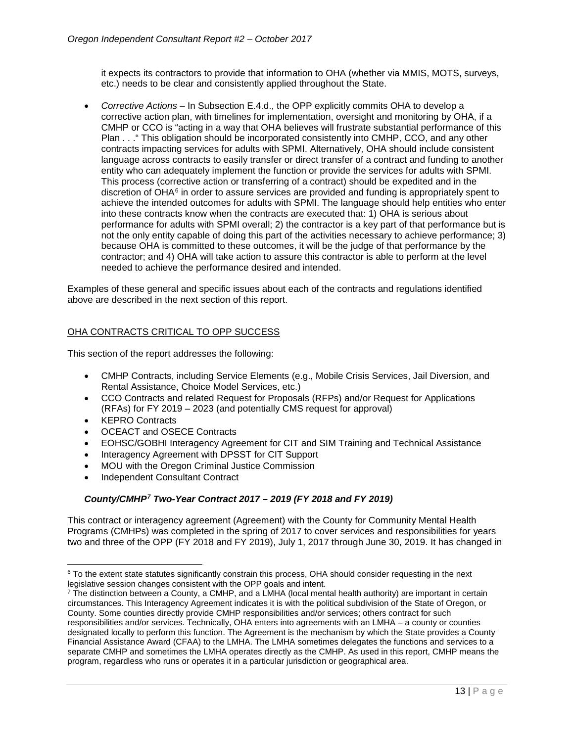it expects its contractors to provide that information to OHA (whether via MMIS, MOTS, surveys, etc.) needs to be clear and consistently applied throughout the State.

- *Corrective Actions* – In Subsection E.4.d., the OPP explicitly commits OHA to develop a corrective action plan, with timelines for implementation, oversight and monitoring by OHA, if a CMHP or CCO is "acting in a way that OHA believes will frustrate substantial performance of this Plan . . ." This obligation should be incorporated consistently into CMHP, CCO, and any other contracts impacting services for adults with SPMI. Alternatively, OHA should include consistent language across contracts to easily transfer or direct transfer of a contract and funding to another entity who can adequately implement the function or provide the services for adults with SPMI. This process (corrective action or transferring of a contract) should be expedited and in the discretion of OHA[6] in order to assure services are provided and funding is appropriately spent to achieve the intended outcomes for adults with SPMI. The language should help entities who enter into these contracts know when the contracts are executed that: 1) OHA is serious about performance for adults with SPMI overall; 2) the contractor is a key part of that performance but is not the only entity capable of doing this part of the activities necessary to achieve performance; 3) because OHA is committed to these outcomes, it will be the judge of that performance by the contractor; and 4) OHA will take action to assure this contractor is able to perform at the level needed to achieve the performance desired and intended.

Examples of these general and specific issues about each of the contracts and regulations identified above are described in the next section of this report.

## OHA CONTRACTS CRITICAL TO OPP SUCCESS

This section of the report addresses the following:

- CMHP Contracts, including Service Elements (e.g., Mobile Crisis Services, Jail Diversion, and Rental Assistance, Choice Model Services, etc.)
- CCO Contracts and related Request for Proposals (RFPs) and/or Request for Applications (RFAs) for FY 2019 – 2023 (and potentially CMS request for approval)
- KEPRO Contracts
- OCEACT and OSECE Contracts
- EOHSC/GOBHI Interagency Agreement for CIT and SIM Training and Technical Assistance
- Interagency Agreement with DPSST for CIT Support
- MOU with the Oregon Criminal Justice Commission
- Independent Consultant Contract

### *County/CMHP[7] Two-Year Contract 2017 – 2019 (FY 2018 and FY 2019)*

This contract or interagency agreement (Agreement) with the County for Community Mental Health Programs (CMHPs) was completed in the spring of 2017 to cover services and responsibilities for years two and three of the OPP (FY 2018 and FY 2019), July 1, 2017 through June 30, 2019. It has changed in

[6] To the extent state statutes significantly constrain this process, OHA should consider requesting in the next legislative session changes consistent with the OPP goals and intent.

[7] The distinction between a County, a CMHP, and a LMHA (local mental health authority) are important in certain circumstances. This Interagency Agreement indicates it is with the political subdivision of the State of Oregon, or County. Some counties directly provide CMHP responsibilities and/or services; others contract for such responsibilities and/or services. Technically, OHA enters into agreements with an LMHA – a county or counties designated locally to perform this function. The Agreement is the mechanism by which the State provides a County Financial Assistance Award (CFAA) to the LMHA. The LMHA sometimes delegates the functions and services to a separate CMHP and sometimes the LMHA operates directly as the CMHP. As used in this report, CMHP means the program, regardless who runs or operates it in a particular jurisdiction or geographical area.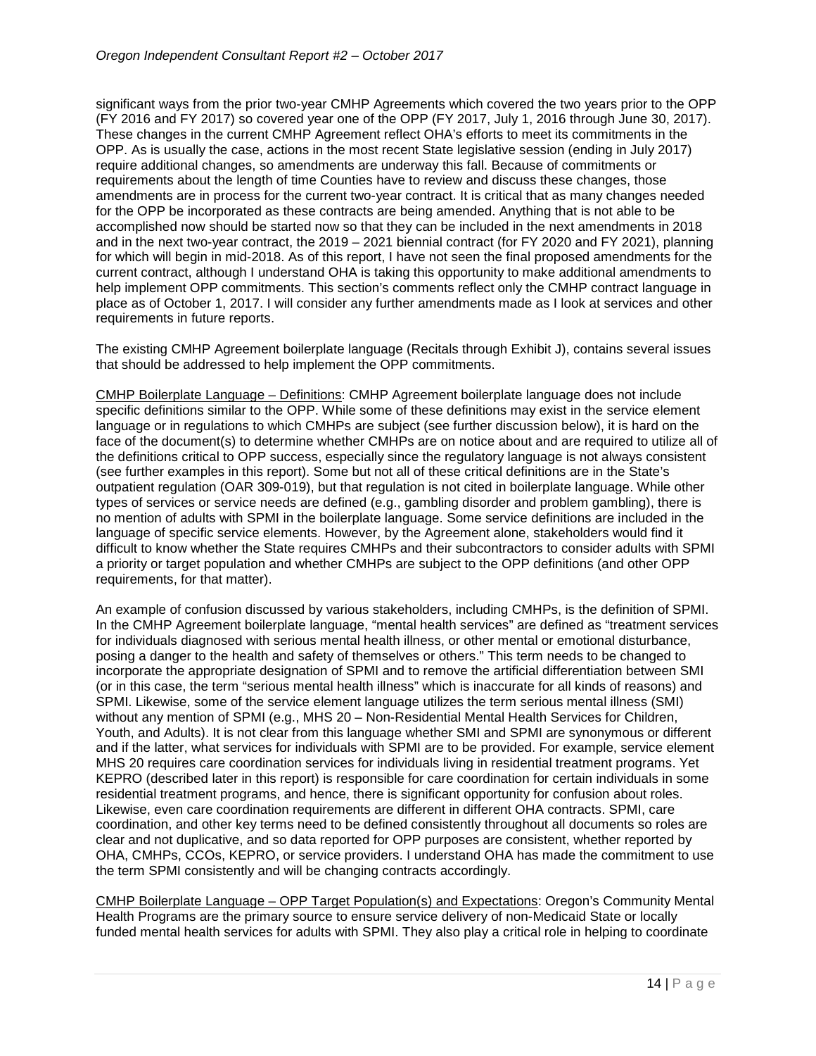significant ways from the prior two-year CMHP Agreements which covered the two years prior to the OPP (FY 2016 and FY 2017) so covered year one of the OPP (FY 2017, July 1, 2016 through June 30, 2017). These changes in the current CMHP Agreement reflect OHA's efforts to meet its commitments in the OPP. As is usually the case, actions in the most recent State legislative session (ending in July 2017) require additional changes, so amendments are underway this fall. Because of commitments or requirements about the length of time Counties have to review and discuss these changes, those amendments are in process for the current two-year contract. It is critical that as many changes needed for the OPP be incorporated as these contracts are being amended. Anything that is not able to be accomplished now should be started now so that they can be included in the next amendments in 2018 and in the next two-year contract, the 2019 – 2021 biennial contract (for FY 2020 and FY 2021), planning for which will begin in mid-2018. As of this report, I have not seen the final proposed amendments for the current contract, although I understand OHA is taking this opportunity to make additional amendments to help implement OPP commitments. This section's comments reflect only the CMHP contract language in place as of October 1, 2017. I will consider any further amendments made as I look at services and other requirements in future reports.

The existing CMHP Agreement boilerplate language (Recitals through Exhibit J), contains several issues that should be addressed to help implement the OPP commitments.

CMHP Boilerplate Language – Definitions: CMHP Agreement boilerplate language does not include specific definitions similar to the OPP. While some of these definitions may exist in the service element language or in regulations to which CMHPs are subject (see further discussion below), it is hard on the face of the document(s) to determine whether CMHPs are on notice about and are required to utilize all of the definitions critical to OPP success, especially since the regulatory language is not always consistent (see further examples in this report). Some but not all of these critical definitions are in the State's outpatient regulation (OAR 309-019), but that regulation is not cited in boilerplate language. While other types of services or service needs are defined (e.g., gambling disorder and problem gambling), there is no mention of adults with SPMI in the boilerplate language. Some service definitions are included in the language of specific service elements. However, by the Agreement alone, stakeholders would find it difficult to know whether the State requires CMHPs and their subcontractors to consider adults with SPMI a priority or target population and whether CMHPs are subject to the OPP definitions (and other OPP requirements, for that matter).

An example of confusion discussed by various stakeholders, including CMHPs, is the definition of SPMI. In the CMHP Agreement boilerplate language, "mental health services" are defined as "treatment services for individuals diagnosed with serious mental health illness, or other mental or emotional disturbance, posing a danger to the health and safety of themselves or others." This term needs to be changed to incorporate the appropriate designation of SPMI and to remove the artificial differentiation between SMI (or in this case, the term "serious mental health illness" which is inaccurate for all kinds of reasons) and SPMI. Likewise, some of the service element language utilizes the term serious mental illness (SMI) without any mention of SPMI (e.g., MHS 20 – Non-Residential Mental Health Services for Children, Youth, and Adults). It is not clear from this language whether SMI and SPMI are synonymous or different and if the latter, what services for individuals with SPMI are to be provided. For example, service element MHS 20 requires care coordination services for individuals living in residential treatment programs. Yet KEPRO (described later in this report) is responsible for care coordination for certain individuals in some residential treatment programs, and hence, there is significant opportunity for confusion about roles. Likewise, even care coordination requirements are different in different OHA contracts. SPMI, care coordination, and other key terms need to be defined consistently throughout all documents so roles are clear and not duplicative, and so data reported for OPP purposes are consistent, whether reported by OHA, CMHPs, CCOs, KEPRO, or service providers. I understand OHA has made the commitment to use the term SPMI consistently and will be changing contracts accordingly.

CMHP Boilerplate Language – OPP Target Population(s) and Expectations: Oregon's Community Mental Health Programs are the primary source to ensure service delivery of non-Medicaid State or locally funded mental health services for adults with SPMI. They also play a critical role in helping to coordinate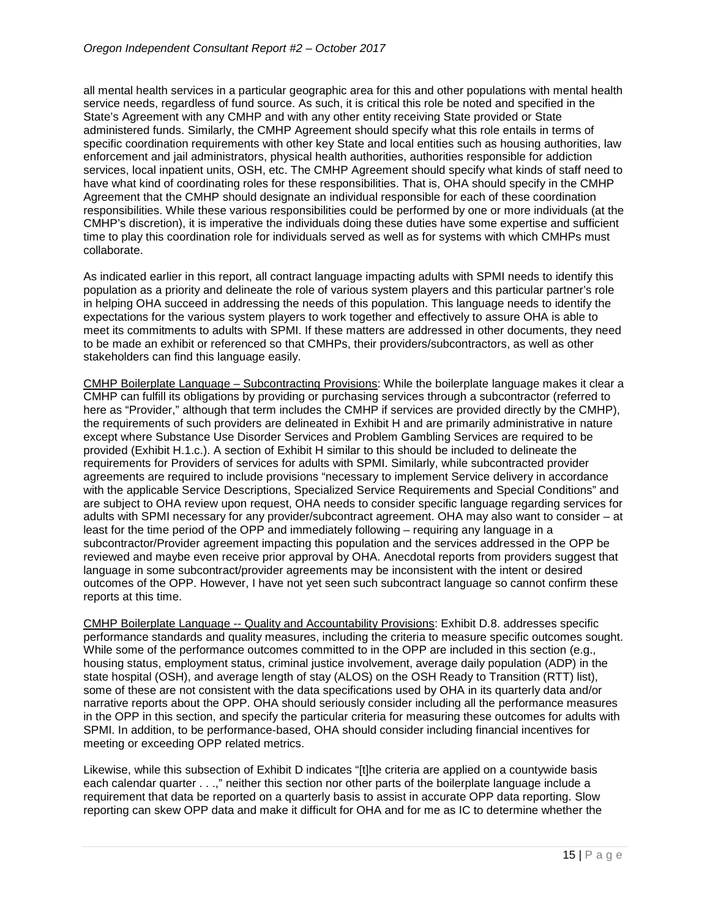all mental health services in a particular geographic area for this and other populations with mental health service needs, regardless of fund source. As such, it is critical this role be noted and specified in the State's Agreement with any CMHP and with any other entity receiving State provided or State administered funds. Similarly, the CMHP Agreement should specify what this role entails in terms of specific coordination requirements with other key State and local entities such as housing authorities, law enforcement and jail administrators, physical health authorities, authorities responsible for addiction services, local inpatient units, OSH, etc. The CMHP Agreement should specify what kinds of staff need to have what kind of coordinating roles for these responsibilities. That is, OHA should specify in the CMHP Agreement that the CMHP should designate an individual responsible for each of these coordination responsibilities. While these various responsibilities could be performed by one or more individuals (at the CMHP's discretion), it is imperative the individuals doing these duties have some expertise and sufficient time to play this coordination role for individuals served as well as for systems with which CMHPs must collaborate.

As indicated earlier in this report, all contract language impacting adults with SPMI needs to identify this population as a priority and delineate the role of various system players and this particular partner's role in helping OHA succeed in addressing the needs of this population. This language needs to identify the expectations for the various system players to work together and effectively to assure OHA is able to meet its commitments to adults with SPMI. If these matters are addressed in other documents, they need to be made an exhibit or referenced so that CMHPs, their providers/subcontractors, as well as other stakeholders can find this language easily.

<u>CMHP Boilerplate Language – Subcontracting Provisions</u>: While the boilerplate language makes it clear a CMHP can fulfill its obligations by providing or purchasing services through a subcontractor (referred to here as "Provider," although that term includes the CMHP if services are provided directly by the CMHP), the requirements of such providers are delineated in Exhibit H and are primarily administrative in nature except where Substance Use Disorder Services and Problem Gambling Services are required to be provided (Exhibit H.1.c.). A section of Exhibit H similar to this should be included to delineate the requirements for Providers of services for adults with SPMI. Similarly, while subcontracted provider agreements are required to include provisions "necessary to implement Service delivery in accordance with the applicable Service Descriptions, Specialized Service Requirements and Special Conditions" and are subject to OHA review upon request, OHA needs to consider specific language regarding services for adults with SPMI necessary for any provider/subcontract agreement. OHA may also want to consider – at least for the time period of the OPP and immediately following – requiring any language in a subcontractor/Provider agreement impacting this population and the services addressed in the OPP be reviewed and maybe even receive prior approval by OHA. Anecdotal reports from providers suggest that language in some subcontract/provider agreements may be inconsistent with the intent or desired outcomes of the OPP. However, I have not yet seen such subcontract language so cannot confirm these reports at this time.

<u>CMHP Boilerplate Language -- Quality and Accountability Provisions</u>: Exhibit D.8. addresses specific performance standards and quality measures, including the criteria to measure specific outcomes sought. While some of the performance outcomes committed to in the OPP are included in this section (e.g., housing status, employment status, criminal justice involvement, average daily population (ADP) in the state hospital (OSH), and average length of stay (ALOS) on the OSH Ready to Transition (RTT) list), some of these are not consistent with the data specifications used by OHA in its quarterly data and/or narrative reports about the OPP. OHA should seriously consider including all the performance measures in the OPP in this section, and specify the particular criteria for measuring these outcomes for adults with SPMI. In addition, to be performance-based, OHA should consider including financial incentives for meeting or exceeding OPP related metrics.

Likewise, while this subsection of Exhibit D indicates "[t]he criteria are applied on a countywide basis each calendar quarter . . .," neither this section nor other parts of the boilerplate language include a requirement that data be reported on a quarterly basis to assist in accurate OPP data reporting. Slow reporting can skew OPP data and make it difficult for OHA and for me as IC to determine whether the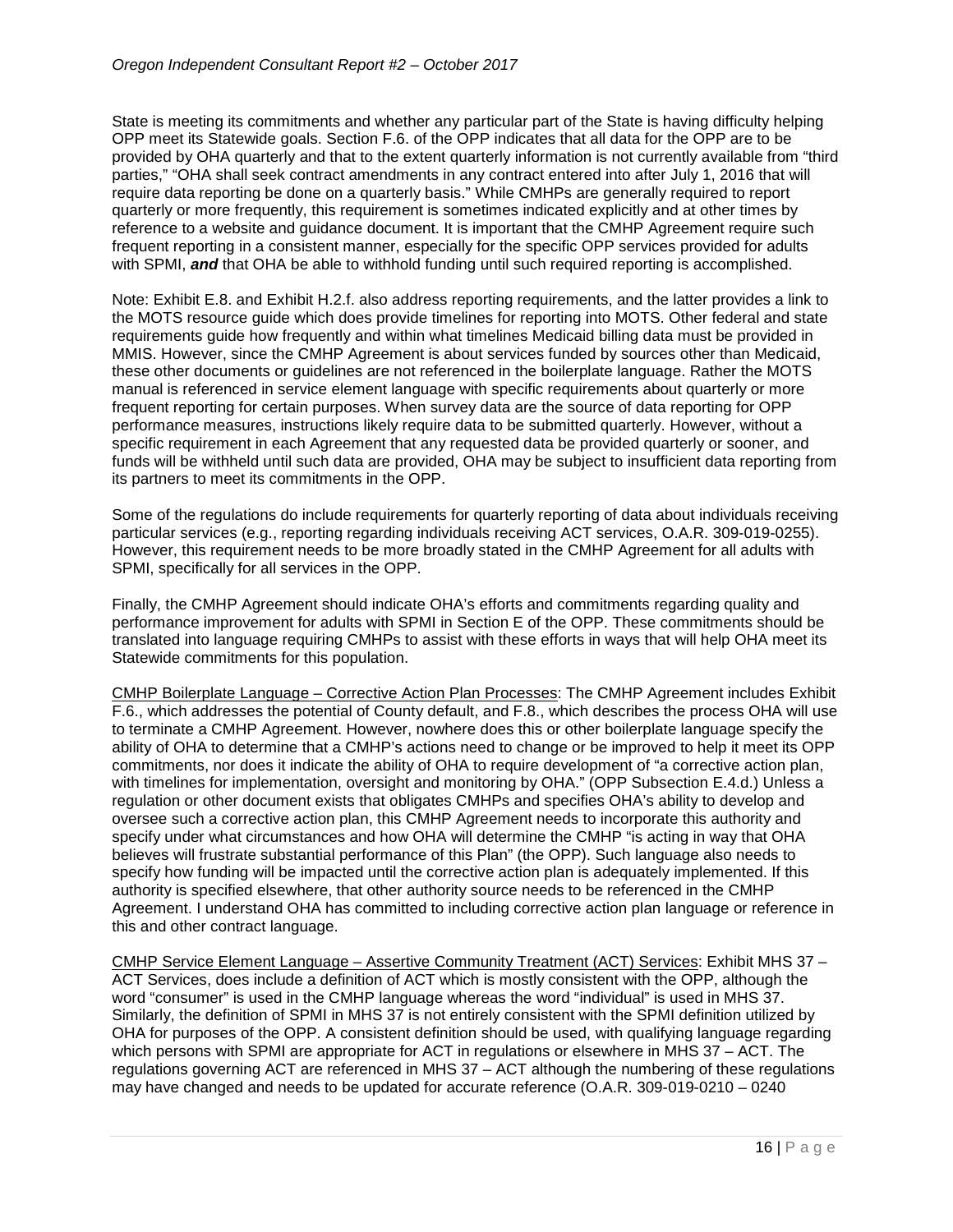State is meeting its commitments and whether any particular part of the State is having difficulty helping OPP meet its Statewide goals. Section F.6. of the OPP indicates that all data for the OPP are to be provided by OHA quarterly and that to the extent quarterly information is not currently available from "third parties," "OHA shall seek contract amendments in any contract entered into after July 1, 2016 that will require data reporting be done on a quarterly basis." While CMHPs are generally required to report quarterly or more frequently, this requirement is sometimes indicated explicitly and at other times by reference to a website and guidance document. It is important that the CMHP Agreement require such frequent reporting in a consistent manner, especially for the specific OPP services provided for adults with SPMI, ***and*** that OHA be able to withhold funding until such required reporting is accomplished.

Note: Exhibit E.8. and Exhibit H.2.f. also address reporting requirements, and the latter provides a link to the MOTS resource guide which does provide timelines for reporting into MOTS. Other federal and state requirements guide how frequently and within what timelines Medicaid billing data must be provided in MMIS. However, since the CMHP Agreement is about services funded by sources other than Medicaid, these other documents or guidelines are not referenced in the boilerplate language. Rather the MOTS manual is referenced in service element language with specific requirements about quarterly or more frequent reporting for certain purposes. When survey data are the source of data reporting for OPP performance measures, instructions likely require data to be submitted quarterly. However, without a specific requirement in each Agreement that any requested data be provided quarterly or sooner, and funds will be withheld until such data are provided, OHA may be subject to insufficient data reporting from its partners to meet its commitments in the OPP.

Some of the regulations do include requirements for quarterly reporting of data about individuals receiving particular services (e.g., reporting regarding individuals receiving ACT services, O.A.R. 309-019-0255). However, this requirement needs to be more broadly stated in the CMHP Agreement for all adults with SPMI, specifically for all services in the OPP.

Finally, the CMHP Agreement should indicate OHA's efforts and commitments regarding quality and performance improvement for adults with SPMI in Section E of the OPP. These commitments should be translated into language requiring CMHPs to assist with these efforts in ways that will help OHA meet its Statewide commitments for this population.

<u>CMHP Boilerplate Language – Corrective Action Plan Processes</u>: The CMHP Agreement includes Exhibit F.6., which addresses the potential of County default, and F.8., which describes the process OHA will use to terminate a CMHP Agreement. However, nowhere does this or other boilerplate language specify the ability of OHA to determine that a CMHP's actions need to change or be improved to help it meet its OPP commitments, nor does it indicate the ability of OHA to require development of "a corrective action plan, with timelines for implementation, oversight and monitoring by OHA." (OPP Subsection E.4.d.) Unless a regulation or other document exists that obligates CMHPs and specifies OHA's ability to develop and oversee such a corrective action plan, this CMHP Agreement needs to incorporate this authority and specify under what circumstances and how OHA will determine the CMHP "is acting in way that OHA believes will frustrate substantial performance of this Plan" (the OPP). Such language also needs to specify how funding will be impacted until the corrective action plan is adequately implemented. If this authority is specified elsewhere, that other authority source needs to be referenced in the CMHP Agreement. I understand OHA has committed to including corrective action plan language or reference in this and other contract language.

<u>CMHP Service Element Language – Assertive Community Treatment (ACT) Services</u>: Exhibit MHS 37 – ACT Services, does include a definition of ACT which is mostly consistent with the OPP, although the word "consumer" is used in the CMHP language whereas the word "individual" is used in MHS 37. Similarly, the definition of SPMI in MHS 37 is not entirely consistent with the SPMI definition utilized by OHA for purposes of the OPP. A consistent definition should be used, with qualifying language regarding which persons with SPMI are appropriate for ACT in regulations or elsewhere in MHS 37 – ACT. The regulations governing ACT are referenced in MHS 37 – ACT although the numbering of these regulations may have changed and needs to be updated for accurate reference (O.A.R. 309-019-0210 – 0240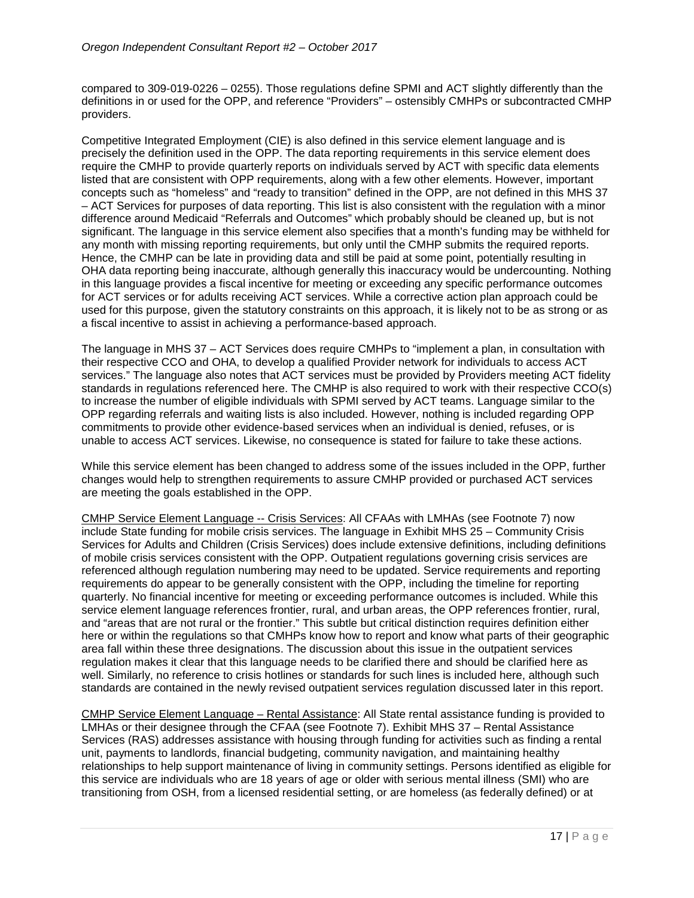compared to 309-019-0226 – 0255). Those regulations define SPMI and ACT slightly differently than the definitions in or used for the OPP, and reference "Providers" – ostensibly CMHPs or subcontracted CMHP providers.

Competitive Integrated Employment (CIE) is also defined in this service element language and is precisely the definition used in the OPP. The data reporting requirements in this service element does require the CMHP to provide quarterly reports on individuals served by ACT with specific data elements listed that are consistent with OPP requirements, along with a few other elements. However, important concepts such as "homeless" and "ready to transition" defined in the OPP, are not defined in this MHS 37 – ACT Services for purposes of data reporting. This list is also consistent with the regulation with a minor difference around Medicaid "Referrals and Outcomes" which probably should be cleaned up, but is not significant. The language in this service element also specifies that a month's funding may be withheld for any month with missing reporting requirements, but only until the CMHP submits the required reports. Hence, the CMHP can be late in providing data and still be paid at some point, potentially resulting in OHA data reporting being inaccurate, although generally this inaccuracy would be undercounting. Nothing in this language provides a fiscal incentive for meeting or exceeding any specific performance outcomes for ACT services or for adults receiving ACT services. While a corrective action plan approach could be used for this purpose, given the statutory constraints on this approach, it is likely not to be as strong or as a fiscal incentive to assist in achieving a performance-based approach.

The language in MHS 37 – ACT Services does require CMHPs to "implement a plan, in consultation with their respective CCO and OHA, to develop a qualified Provider network for individuals to access ACT services." The language also notes that ACT services must be provided by Providers meeting ACT fidelity standards in regulations referenced here. The CMHP is also required to work with their respective CCO(s) to increase the number of eligible individuals with SPMI served by ACT teams. Language similar to the OPP regarding referrals and waiting lists is also included. However, nothing is included regarding OPP commitments to provide other evidence-based services when an individual is denied, refuses, or is unable to access ACT services. Likewise, no consequence is stated for failure to take these actions.

While this service element has been changed to address some of the issues included in the OPP, further changes would help to strengthen requirements to assure CMHP provided or purchased ACT services are meeting the goals established in the OPP.

<u>CMHP Service Element Language -- Crisis Services</u>: All CFAAs with LMHAs (see Footnote 7) now include State funding for mobile crisis services. The language in Exhibit MHS 25 – Community Crisis Services for Adults and Children (Crisis Services) does include extensive definitions, including definitions of mobile crisis services consistent with the OPP. Outpatient regulations governing crisis services are referenced although regulation numbering may need to be updated. Service requirements and reporting requirements do appear to be generally consistent with the OPP, including the timeline for reporting quarterly. No financial incentive for meeting or exceeding performance outcomes is included. While this service element language references frontier, rural, and urban areas, the OPP references frontier, rural, and "areas that are not rural or the frontier." This subtle but critical distinction requires definition either here or within the regulations so that CMHPs know how to report and know what parts of their geographic area fall within these three designations. The discussion about this issue in the outpatient services regulation makes it clear that this language needs to be clarified there and should be clarified here as well. Similarly, no reference to crisis hotlines or standards for such lines is included here, although such standards are contained in the newly revised outpatient services regulation discussed later in this report.

<u>CMHP Service Element Language – Rental Assistance</u>: All State rental assistance funding is provided to LMHAs or their designee through the CFAA (see Footnote 7). Exhibit MHS 37 – Rental Assistance Services (RAS) addresses assistance with housing through funding for activities such as finding a rental unit, payments to landlords, financial budgeting, community navigation, and maintaining healthy relationships to help support maintenance of living in community settings. Persons identified as eligible for this service are individuals who are 18 years of age or older with serious mental illness (SMI) who are transitioning from OSH, from a licensed residential setting, or are homeless (as federally defined) or at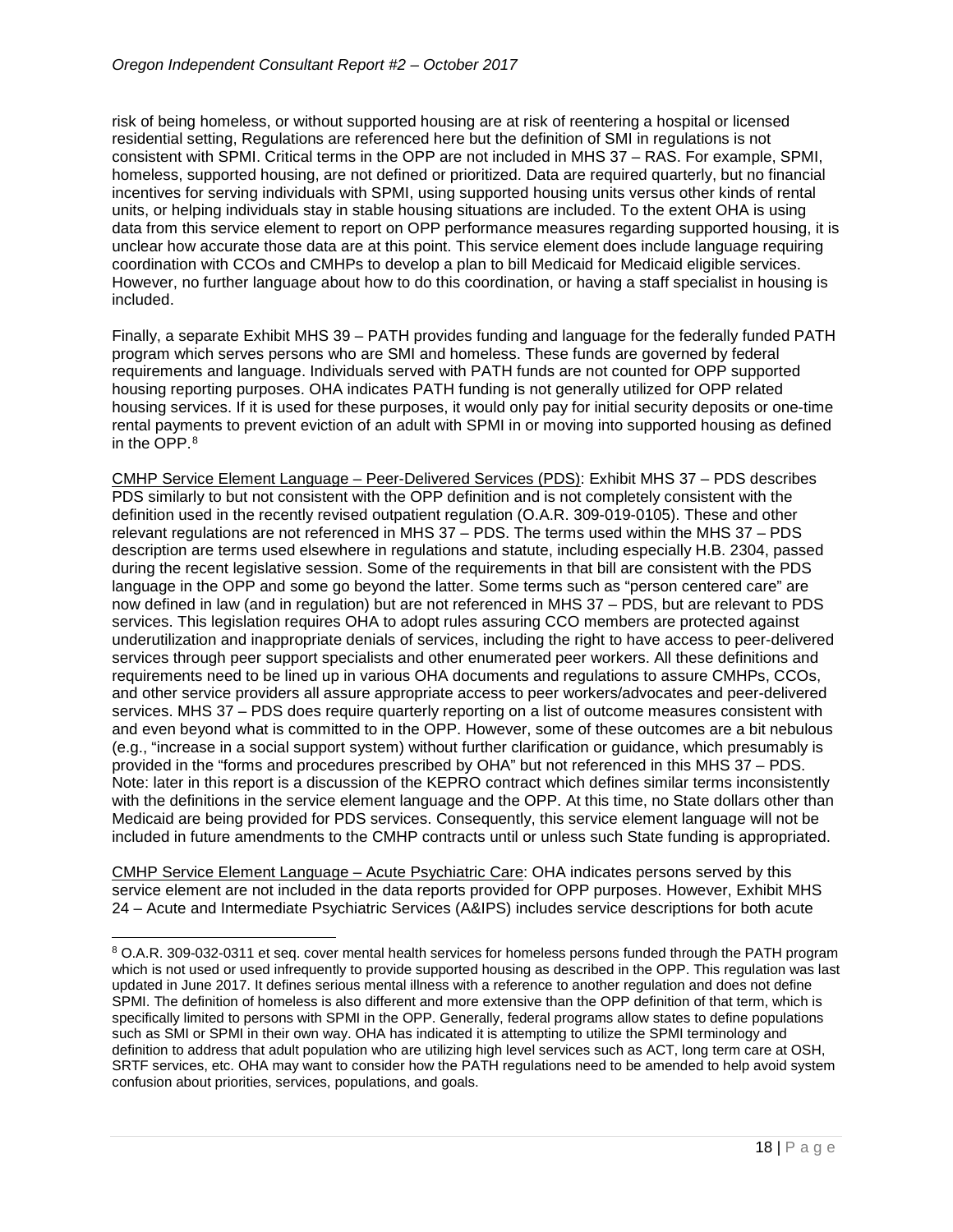risk of being homeless, or without supported housing are at risk of reentering a hospital or licensed residential setting, Regulations are referenced here but the definition of SMI in regulations is not consistent with SPMI. Critical terms in the OPP are not included in MHS 37 – RAS. For example, SPMI, homeless, supported housing, are not defined or prioritized. Data are required quarterly, but no financial incentives for serving individuals with SPMI, using supported housing units versus other kinds of rental units, or helping individuals stay in stable housing situations are included. To the extent OHA is using data from this service element to report on OPP performance measures regarding supported housing, it is unclear how accurate those data are at this point. This service element does include language requiring coordination with CCOs and CMHPs to develop a plan to bill Medicaid for Medicaid eligible services. However, no further language about how to do this coordination, or having a staff specialist in housing is included.

Finally, a separate Exhibit MHS 39 – PATH provides funding and language for the federally funded PATH program which serves persons who are SMI and homeless. These funds are governed by federal requirements and language. Individuals served with PATH funds are not counted for OPP supported housing reporting purposes. OHA indicates PATH funding is not generally utilized for OPP related housing services. If it is used for these purposes, it would only pay for initial security deposits or one-time rental payments to prevent eviction of an adult with SPMI in or moving into supported housing as defined in the OPP.[8]

CMHP Service Element Language – Peer-Delivered Services (PDS): Exhibit MHS 37 – PDS describes PDS similarly to but not consistent with the OPP definition and is not completely consistent with the definition used in the recently revised outpatient regulation (O.A.R. 309-019-0105). These and other relevant regulations are not referenced in MHS 37 – PDS. The terms used within the MHS 37 – PDS description are terms used elsewhere in regulations and statute, including especially H.B. 2304, passed during the recent legislative session. Some of the requirements in that bill are consistent with the PDS language in the OPP and some go beyond the latter. Some terms such as "person centered care" are now defined in law (and in regulation) but are not referenced in MHS 37 – PDS, but are relevant to PDS services. This legislation requires OHA to adopt rules assuring CCO members are protected against underutilization and inappropriate denials of services, including the right to have access to peer-delivered services through peer support specialists and other enumerated peer workers. All these definitions and requirements need to be lined up in various OHA documents and regulations to assure CMHPs, CCOs, and other service providers all assure appropriate access to peer workers/advocates and peer-delivered services. MHS 37 – PDS does require quarterly reporting on a list of outcome measures consistent with and even beyond what is committed to in the OPP. However, some of these outcomes are a bit nebulous (e.g., "increase in a social support system) without further clarification or guidance, which presumably is provided in the "forms and procedures prescribed by OHA" but not referenced in this MHS 37 – PDS. Note: later in this report is a discussion of the KEPRO contract which defines similar terms inconsistently with the definitions in the service element language and the OPP. At this time, no State dollars other than Medicaid are being provided for PDS services. Consequently, this service element language will not be included in future amendments to the CMHP contracts until or unless such State funding is appropriated.

CMHP Service Element Language – Acute Psychiatric Care: OHA indicates persons served by this service element are not included in the data reports provided for OPP purposes. However, Exhibit MHS 24 – Acute and Intermediate Psychiatric Services (A&IPS) includes service descriptions for both acute

[8] O.A.R. 309-032-0311 et seq. cover mental health services for homeless persons funded through the PATH program which is not used or used infrequently to provide supported housing as described in the OPP. This regulation was last updated in June 2017. It defines serious mental illness with a reference to another regulation and does not define SPMI. The definition of homeless is also different and more extensive than the OPP definition of that term, which is specifically limited to persons with SPMI in the OPP. Generally, federal programs allow states to define populations such as SMI or SPMI in their own way. OHA has indicated it is attempting to utilize the SPMI terminology and definition to address that adult population who are utilizing high level services such as ACT, long term care at OSH, SRTF services, etc. OHA may want to consider how the PATH regulations need to be amended to help avoid system confusion about priorities, services, populations, and goals.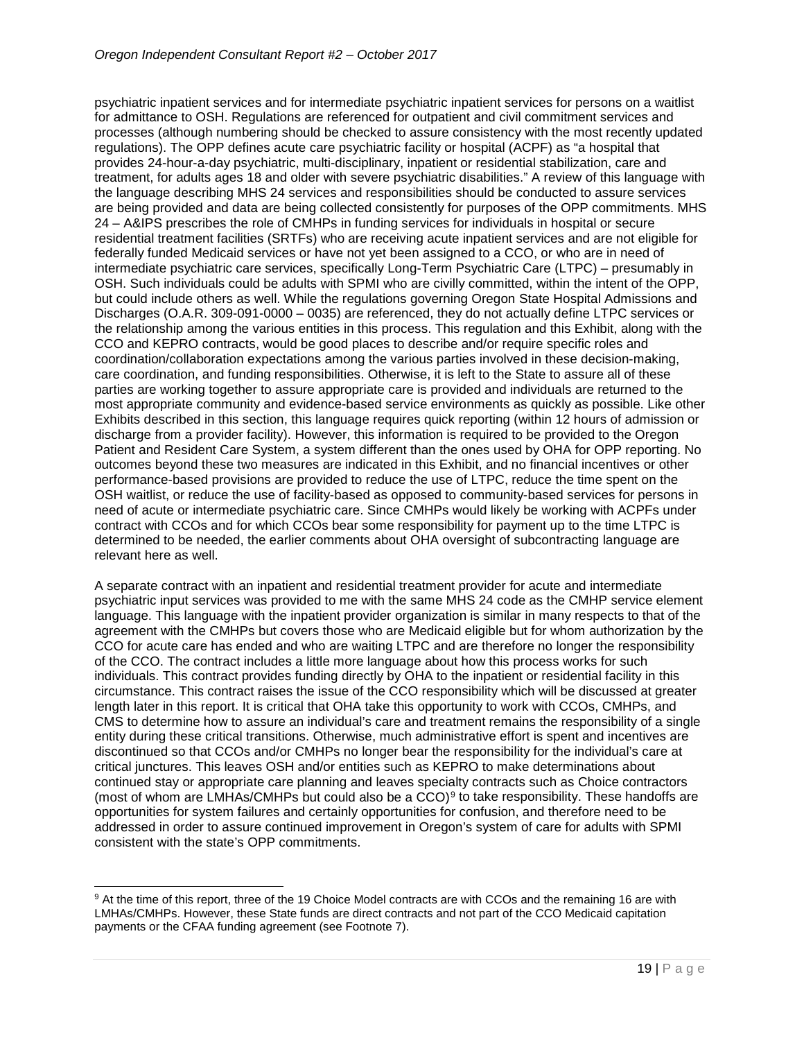psychiatric inpatient services and for intermediate psychiatric inpatient services for persons on a waitlist for admittance to OSH. Regulations are referenced for outpatient and civil commitment services and processes (although numbering should be checked to assure consistency with the most recently updated regulations). The OPP defines acute care psychiatric facility or hospital (ACPF) as "a hospital that provides 24-hour-a-day psychiatric, multi-disciplinary, inpatient or residential stabilization, care and treatment, for adults ages 18 and older with severe psychiatric disabilities." A review of this language with the language describing MHS 24 services and responsibilities should be conducted to assure services are being provided and data are being collected consistently for purposes of the OPP commitments. MHS 24 – A&IPS prescribes the role of CMHPs in funding services for individuals in hospital or secure residential treatment facilities (SRTFs) who are receiving acute inpatient services and are not eligible for federally funded Medicaid services or have not yet been assigned to a CCO, or who are in need of intermediate psychiatric care services, specifically Long-Term Psychiatric Care (LTPC) – presumably in OSH. Such individuals could be adults with SPMI who are civilly committed, within the intent of the OPP, but could include others as well. While the regulations governing Oregon State Hospital Admissions and Discharges (O.A.R. 309-091-0000 – 0035) are referenced, they do not actually define LTPC services or the relationship among the various entities in this process. This regulation and this Exhibit, along with the CCO and KEPRO contracts, would be good places to describe and/or require specific roles and coordination/collaboration expectations among the various parties involved in these decision-making, care coordination, and funding responsibilities. Otherwise, it is left to the State to assure all of these parties are working together to assure appropriate care is provided and individuals are returned to the most appropriate community and evidence-based service environments as quickly as possible. Like other Exhibits described in this section, this language requires quick reporting (within 12 hours of admission or discharge from a provider facility). However, this information is required to be provided to the Oregon Patient and Resident Care System, a system different than the ones used by OHA for OPP reporting. No outcomes beyond these two measures are indicated in this Exhibit, and no financial incentives or other performance-based provisions are provided to reduce the use of LTPC, reduce the time spent on the OSH waitlist, or reduce the use of facility-based as opposed to community-based services for persons in need of acute or intermediate psychiatric care. Since CMHPs would likely be working with ACPFs under contract with CCOs and for which CCOs bear some responsibility for payment up to the time LTPC is determined to be needed, the earlier comments about OHA oversight of subcontracting language are relevant here as well.

A separate contract with an inpatient and residential treatment provider for acute and intermediate psychiatric input services was provided to me with the same MHS 24 code as the CMHP service element language. This language with the inpatient provider organization is similar in many respects to that of the agreement with the CMHPs but covers those who are Medicaid eligible but for whom authorization by the CCO for acute care has ended and who are waiting LTPC and are therefore no longer the responsibility of the CCO. The contract includes a little more language about how this process works for such individuals. This contract provides funding directly by OHA to the inpatient or residential facility in this circumstance. This contract raises the issue of the CCO responsibility which will be discussed at greater length later in this report. It is critical that OHA take this opportunity to work with CCOs, CMHPs, and CMS to determine how to assure an individual's care and treatment remains the responsibility of a single entity during these critical transitions. Otherwise, much administrative effort is spent and incentives are discontinued so that CCOs and/or CMHPs no longer bear the responsibility for the individual's care at critical junctures. This leaves OSH and/or entities such as KEPRO to make determinations about continued stay or appropriate care planning and leaves specialty contracts such as Choice contractors (most of whom are LMHAs/CMHPs but could also be a CCO)[9] to take responsibility. These handoffs are opportunities for system failures and certainly opportunities for confusion, and therefore need to be addressed in order to assure continued improvement in Oregon's system of care for adults with SPMI consistent with the state's OPP commitments.

[9] At the time of this report, three of the 19 Choice Model contracts are with CCOs and the remaining 16 are with LMHAs/CMHPs. However, these State funds are direct contracts and not part of the CCO Medicaid capitation payments or the CFAA funding agreement (see Footnote 7).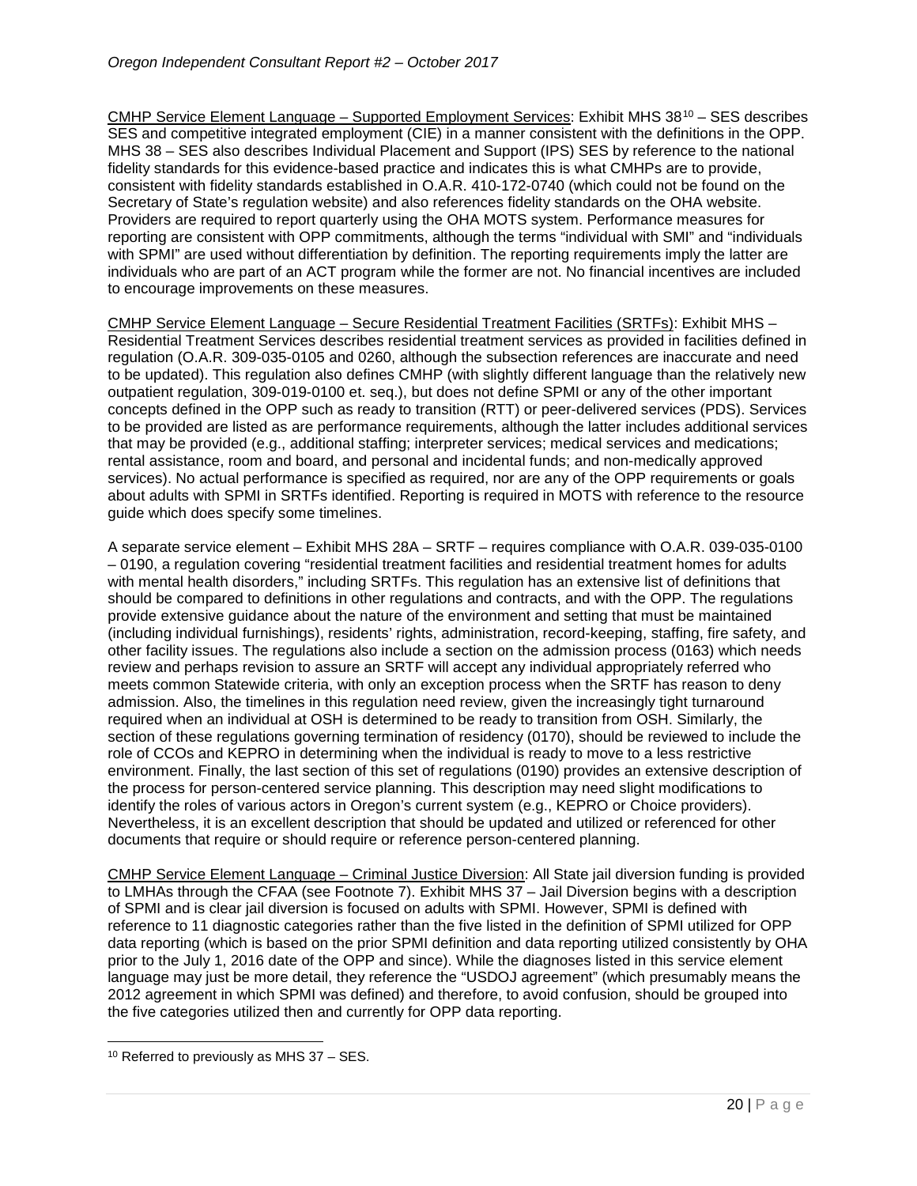CMHP Service Element Language – Supported Employment Services: Exhibit MHS 38[10] – SES describes SES and competitive integrated employment (CIE) in a manner consistent with the definitions in the OPP. MHS 38 – SES also describes Individual Placement and Support (IPS) SES by reference to the national fidelity standards for this evidence-based practice and indicates this is what CMHPs are to provide, consistent with fidelity standards established in O.A.R. 410-172-0740 (which could not be found on the Secretary of State's regulation website) and also references fidelity standards on the OHA website. Providers are required to report quarterly using the OHA MOTS system. Performance measures for reporting are consistent with OPP commitments, although the terms "individual with SMI" and "individuals with SPMI" are used without differentiation by definition. The reporting requirements imply the latter are individuals who are part of an ACT program while the former are not. No financial incentives are included to encourage improvements on these measures.

CMHP Service Element Language – Secure Residential Treatment Facilities (SRTFs): Exhibit MHS – Residential Treatment Services describes residential treatment services as provided in facilities defined in regulation (O.A.R. 309-035-0105 and 0260, although the subsection references are inaccurate and need to be updated). This regulation also defines CMHP (with slightly different language than the relatively new outpatient regulation, 309-019-0100 et. seq.), but does not define SPMI or any of the other important concepts defined in the OPP such as ready to transition (RTT) or peer-delivered services (PDS). Services to be provided are listed as are performance requirements, although the latter includes additional services that may be provided (e.g., additional staffing; interpreter services; medical services and medications; rental assistance, room and board, and personal and incidental funds; and non-medically approved services). No actual performance is specified as required, nor are any of the OPP requirements or goals about adults with SPMI in SRTFs identified. Reporting is required in MOTS with reference to the resource guide which does specify some timelines.

A separate service element – Exhibit MHS 28A – SRTF – requires compliance with O.A.R. 039-035-0100 – 0190, a regulation covering "residential treatment facilities and residential treatment homes for adults with mental health disorders," including SRTFs. This regulation has an extensive list of definitions that should be compared to definitions in other regulations and contracts, and with the OPP. The regulations provide extensive guidance about the nature of the environment and setting that must be maintained (including individual furnishings), residents' rights, administration, record-keeping, staffing, fire safety, and other facility issues. The regulations also include a section on the admission process (0163) which needs review and perhaps revision to assure an SRTF will accept any individual appropriately referred who meets common Statewide criteria, with only an exception process when the SRTF has reason to deny admission. Also, the timelines in this regulation need review, given the increasingly tight turnaround required when an individual at OSH is determined to be ready to transition from OSH. Similarly, the section of these regulations governing termination of residency (0170), should be reviewed to include the role of CCOs and KEPRO in determining when the individual is ready to move to a less restrictive environment. Finally, the last section of this set of regulations (0190) provides an extensive description of the process for person-centered service planning. This description may need slight modifications to identify the roles of various actors in Oregon's current system (e.g., KEPRO or Choice providers). Nevertheless, it is an excellent description that should be updated and utilized or referenced for other documents that require or should require or reference person-centered planning.

CMHP Service Element Language – Criminal Justice Diversion: All State jail diversion funding is provided to LMHAs through the CFAA (see Footnote 7). Exhibit MHS 37 – Jail Diversion begins with a description of SPMI and is clear jail diversion is focused on adults with SPMI. However, SPMI is defined with reference to 11 diagnostic categories rather than the five listed in the definition of SPMI utilized for OPP data reporting (which is based on the prior SPMI definition and data reporting utilized consistently by OHA prior to the July 1, 2016 date of the OPP and since). While the diagnoses listed in this service element language may just be more detail, they reference the "USDOJ agreement" (which presumably means the 2012 agreement in which SPMI was defined) and therefore, to avoid confusion, should be grouped into the five categories utilized then and currently for OPP data reporting.

[10] Referred to previously as MHS 37 – SES.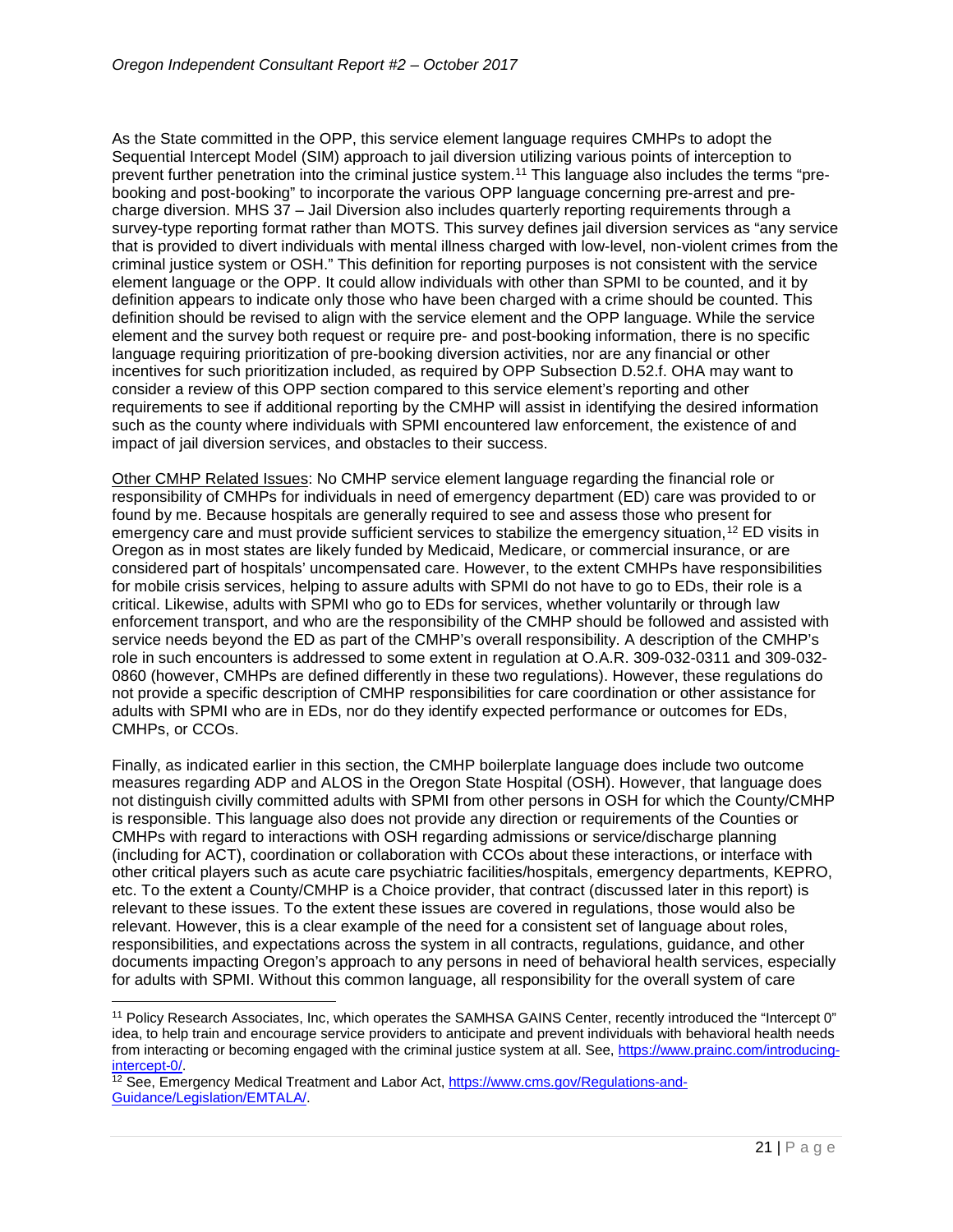As the State committed in the OPP, this service element language requires CMHPs to adopt the Sequential Intercept Model (SIM) approach to jail diversion utilizing various points of interception to prevent further penetration into the criminal justice system.[11] This language also includes the terms "pre-booking and post-booking" to incorporate the various OPP language concerning pre-arrest and pre-charge diversion. MHS 37 – Jail Diversion also includes quarterly reporting requirements through a survey-type reporting format rather than MOTS. This survey defines jail diversion services as "any service that is provided to divert individuals with mental illness charged with low-level, non-violent crimes from the criminal justice system or OSH." This definition for reporting purposes is not consistent with the service element language or the OPP. It could allow individuals with other than SPMI to be counted, and it by definition appears to indicate only those who have been charged with a crime should be counted. This definition should be revised to align with the service element and the OPP language. While the service element and the survey both request or require pre- and post-booking information, there is no specific language requiring prioritization of pre-booking diversion activities, nor are any financial or other incentives for such prioritization included, as required by OPP Subsection D.52.f. OHA may want to consider a review of this OPP section compared to this service element's reporting and other requirements to see if additional reporting by the CMHP will assist in identifying the desired information such as the county where individuals with SPMI encountered law enforcement, the existence of and impact of jail diversion services, and obstacles to their success.

<u>Other CMHP Related Issues</u>: No CMHP service element language regarding the financial role or responsibility of CMHPs for individuals in need of emergency department (ED) care was provided to or found by me. Because hospitals are generally required to see and assess those who present for emergency care and must provide sufficient services to stabilize the emergency situation,[12] ED visits in Oregon as in most states are likely funded by Medicaid, Medicare, or commercial insurance, or are considered part of hospitals' uncompensated care. However, to the extent CMHPs have responsibilities for mobile crisis services, helping to assure adults with SPMI do not have to go to EDs, their role is a critical. Likewise, adults with SPMI who go to EDs for services, whether voluntarily or through law enforcement transport, and who are the responsibility of the CMHP should be followed and assisted with service needs beyond the ED as part of the CMHP's overall responsibility. A description of the CMHP's role in such encounters is addressed to some extent in regulation at O.A.R. 309-032-0311 and 309-032-0860 (however, CMHPs are defined differently in these two regulations). However, these regulations do not provide a specific description of CMHP responsibilities for care coordination or other assistance for adults with SPMI who are in EDs, nor do they identify expected performance or outcomes for EDs, CMHPs, or CCOs.

Finally, as indicated earlier in this section, the CMHP boilerplate language does include two outcome measures regarding ADP and ALOS in the Oregon State Hospital (OSH). However, that language does not distinguish civilly committed adults with SPMI from other persons in OSH for which the County/CMHP is responsible. This language also does not provide any direction or requirements of the Counties or CMHPs with regard to interactions with OSH regarding admissions or service/discharge planning (including for ACT), coordination or collaboration with CCOs about these interactions, or interface with other critical players such as acute care psychiatric facilities/hospitals, emergency departments, KEPRO, etc. To the extent a County/CMHP is a Choice provider, that contract (discussed later in this report) is relevant to these issues. To the extent these issues are covered in regulations, those would also be relevant. However, this is a clear example of the need for a consistent set of language about roles, responsibilities, and expectations across the system in all contracts, regulations, guidance, and other documents impacting Oregon's approach to any persons in need of behavioral health services, especially for adults with SPMI. Without this common language, all responsibility for the overall system of care

[11] Policy Research Associates, Inc, which operates the SAMHSA GAINS Center, recently introduced the "Intercept 0" idea, to help train and encourage service providers to anticipate and prevent individuals with behavioral health needs from interacting or becoming engaged with the criminal justice system at all. See, https://www.prainc.com/introducing-intercept-0/.

[12] See, Emergency Medical Treatment and Labor Act, https://www.cms.gov/Regulations-and-Guidance/Legislation/EMTALA/.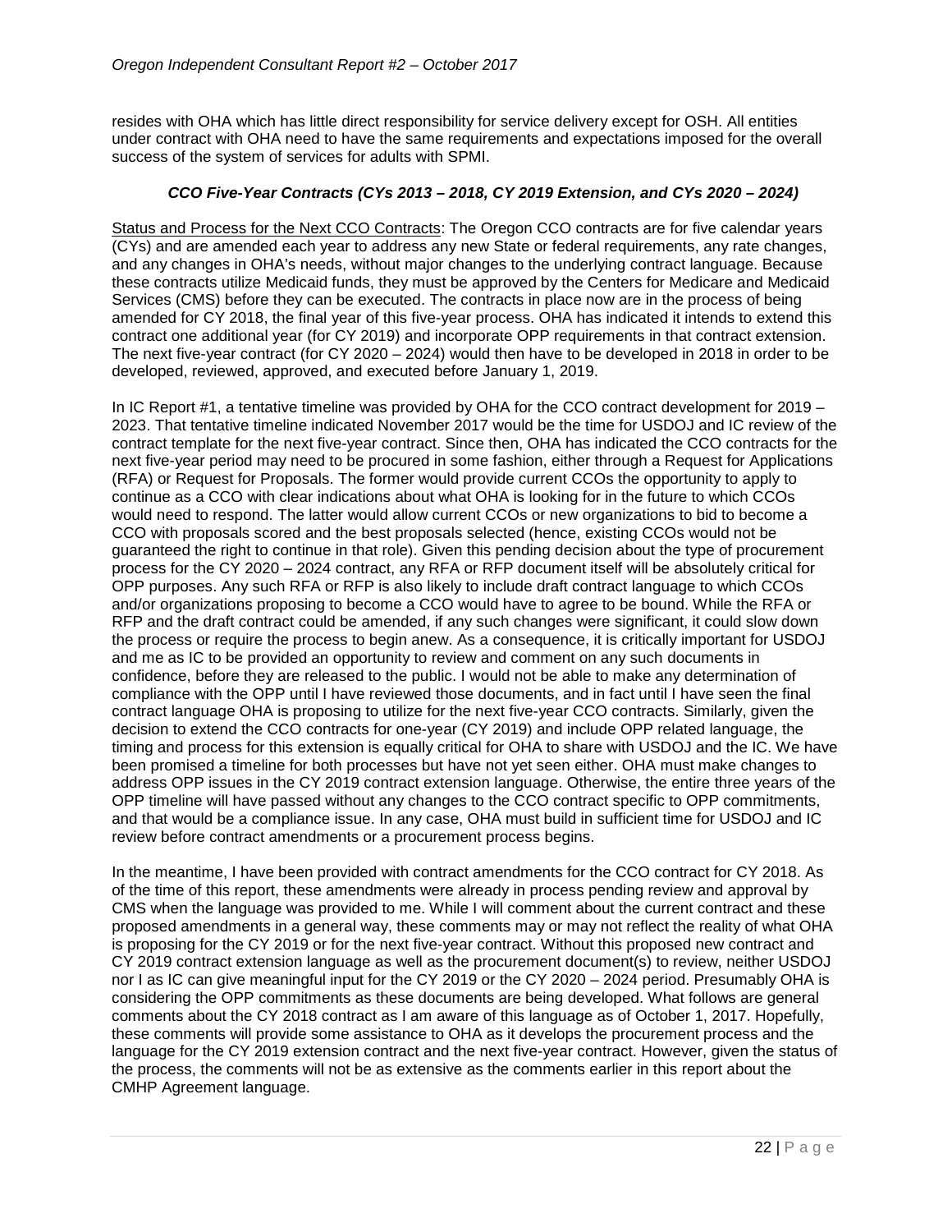resides with OHA which has little direct responsibility for service delivery except for OSH. All entities under contract with OHA need to have the same requirements and expectations imposed for the overall success of the system of services for adults with SPMI.

### *CCO Five-Year Contracts (CYs 2013 – 2018, CY 2019 Extension, and CYs 2020 – 2024)*

Status and Process for the Next CCO Contracts: The Oregon CCO contracts are for five calendar years (CYs) and are amended each year to address any new State or federal requirements, any rate changes, and any changes in OHA's needs, without major changes to the underlying contract language. Because these contracts utilize Medicaid funds, they must be approved by the Centers for Medicare and Medicaid Services (CMS) before they can be executed. The contracts in place now are in the process of being amended for CY 2018, the final year of this five-year process. OHA has indicated it intends to extend this contract one additional year (for CY 2019) and incorporate OPP requirements in that contract extension. The next five-year contract (for CY 2020 – 2024) would then have to be developed in 2018 in order to be developed, reviewed, approved, and executed before January 1, 2019.

In IC Report #1, a tentative timeline was provided by OHA for the CCO contract development for 2019 – 2023. That tentative timeline indicated November 2017 would be the time for USDOJ and IC review of the contract template for the next five-year contract. Since then, OHA has indicated the CCO contracts for the next five-year period may need to be procured in some fashion, either through a Request for Applications (RFA) or Request for Proposals. The former would provide current CCOs the opportunity to apply to continue as a CCO with clear indications about what OHA is looking for in the future to which CCOs would need to respond. The latter would allow current CCOs or new organizations to bid to become a CCO with proposals scored and the best proposals selected (hence, existing CCOs would not be guaranteed the right to continue in that role). Given this pending decision about the type of procurement process for the CY 2020 – 2024 contract, any RFA or RFP document itself will be absolutely critical for OPP purposes. Any such RFA or RFP is also likely to include draft contract language to which CCOs and/or organizations proposing to become a CCO would have to agree to be bound. While the RFA or RFP and the draft contract could be amended, if any such changes were significant, it could slow down the process or require the process to begin anew. As a consequence, it is critically important for USDOJ and me as IC to be provided an opportunity to review and comment on any such documents in confidence, before they are released to the public. I would not be able to make any determination of compliance with the OPP until I have reviewed those documents, and in fact until I have seen the final contract language OHA is proposing to utilize for the next five-year CCO contracts. Similarly, given the decision to extend the CCO contracts for one-year (CY 2019) and include OPP related language, the timing and process for this extension is equally critical for OHA to share with USDOJ and the IC. We have been promised a timeline for both processes but have not yet seen either. OHA must make changes to address OPP issues in the CY 2019 contract extension language. Otherwise, the entire three years of the OPP timeline will have passed without any changes to the CCO contract specific to OPP commitments, and that would be a compliance issue. In any case, OHA must build in sufficient time for USDOJ and IC review before contract amendments or a procurement process begins.

In the meantime, I have been provided with contract amendments for the CCO contract for CY 2018. As of the time of this report, these amendments were already in process pending review and approval by CMS when the language was provided to me. While I will comment about the current contract and these proposed amendments in a general way, these comments may or may not reflect the reality of what OHA is proposing for the CY 2019 or for the next five-year contract. Without this proposed new contract and CY 2019 contract extension language as well as the procurement document(s) to review, neither USDOJ nor I as IC can give meaningful input for the CY 2019 or the CY 2020 – 2024 period. Presumably OHA is considering the OPP commitments as these documents are being developed. What follows are general comments about the CY 2018 contract as I am aware of this language as of October 1, 2017. Hopefully, these comments will provide some assistance to OHA as it develops the procurement process and the language for the CY 2019 extension contract and the next five-year contract. However, given the status of the process, the comments will not be as extensive as the comments earlier in this report about the CMHP Agreement language.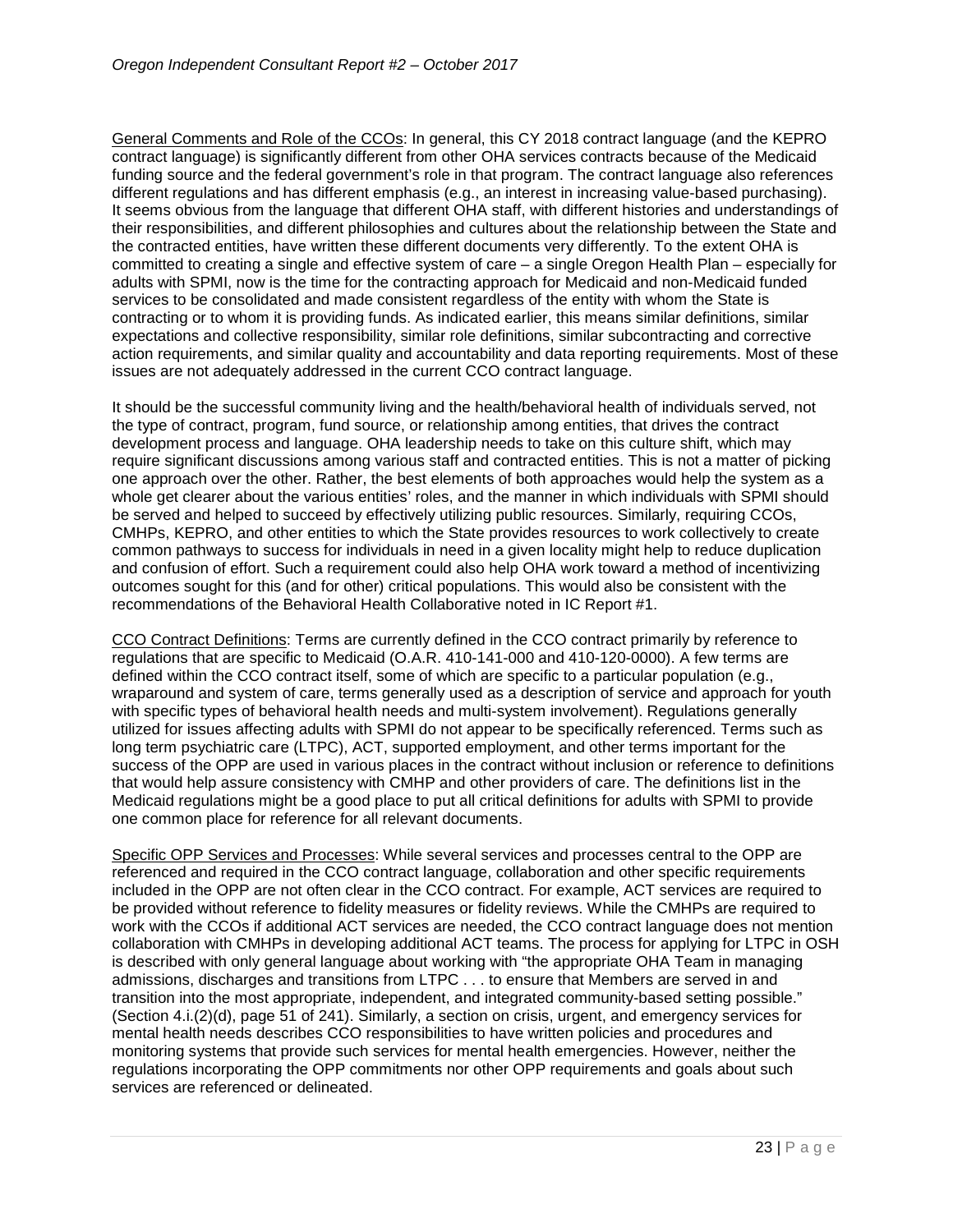General Comments and Role of the CCOs: In general, this CY 2018 contract language (and the KEPRO contract language) is significantly different from other OHA services contracts because of the Medicaid funding source and the federal government's role in that program. The contract language also references different regulations and has different emphasis (e.g., an interest in increasing value-based purchasing). It seems obvious from the language that different OHA staff, with different histories and understandings of their responsibilities, and different philosophies and cultures about the relationship between the State and the contracted entities, have written these different documents very differently. To the extent OHA is committed to creating a single and effective system of care – a single Oregon Health Plan – especially for adults with SPMI, now is the time for the contracting approach for Medicaid and non-Medicaid funded services to be consolidated and made consistent regardless of the entity with whom the State is contracting or to whom it is providing funds. As indicated earlier, this means similar definitions, similar expectations and collective responsibility, similar role definitions, similar subcontracting and corrective action requirements, and similar quality and accountability and data reporting requirements. Most of these issues are not adequately addressed in the current CCO contract language.

It should be the successful community living and the health/behavioral health of individuals served, not the type of contract, program, fund source, or relationship among entities, that drives the contract development process and language. OHA leadership needs to take on this culture shift, which may require significant discussions among various staff and contracted entities. This is not a matter of picking one approach over the other. Rather, the best elements of both approaches would help the system as a whole get clearer about the various entities' roles, and the manner in which individuals with SPMI should be served and helped to succeed by effectively utilizing public resources. Similarly, requiring CCOs, CMHPs, KEPRO, and other entities to which the State provides resources to work collectively to create common pathways to success for individuals in need in a given locality might help to reduce duplication and confusion of effort. Such a requirement could also help OHA work toward a method of incentivizing outcomes sought for this (and for other) critical populations. This would also be consistent with the recommendations of the Behavioral Health Collaborative noted in IC Report #1.

CCO Contract Definitions: Terms are currently defined in the CCO contract primarily by reference to regulations that are specific to Medicaid (O.A.R. 410-141-000 and 410-120-0000). A few terms are defined within the CCO contract itself, some of which are specific to a particular population (e.g., wraparound and system of care, terms generally used as a description of service and approach for youth with specific types of behavioral health needs and multi-system involvement). Regulations generally utilized for issues affecting adults with SPMI do not appear to be specifically referenced. Terms such as long term psychiatric care (LTPC), ACT, supported employment, and other terms important for the success of the OPP are used in various places in the contract without inclusion or reference to definitions that would help assure consistency with CMHP and other providers of care. The definitions list in the Medicaid regulations might be a good place to put all critical definitions for adults with SPMI to provide one common place for reference for all relevant documents.

Specific OPP Services and Processes: While several services and processes central to the OPP are referenced and required in the CCO contract language, collaboration and other specific requirements included in the OPP are not often clear in the CCO contract. For example, ACT services are required to be provided without reference to fidelity measures or fidelity reviews. While the CMHPs are required to work with the CCOs if additional ACT services are needed, the CCO contract language does not mention collaboration with CMHPs in developing additional ACT teams. The process for applying for LTPC in OSH is described with only general language about working with "the appropriate OHA Team in managing admissions, discharges and transitions from LTPC . . . to ensure that Members are served in and transition into the most appropriate, independent, and integrated community-based setting possible." (Section 4.i.(2)(d), page 51 of 241). Similarly, a section on crisis, urgent, and emergency services for mental health needs describes CCO responsibilities to have written policies and procedures and monitoring systems that provide such services for mental health emergencies. However, neither the regulations incorporating the OPP commitments nor other OPP requirements and goals about such services are referenced or delineated.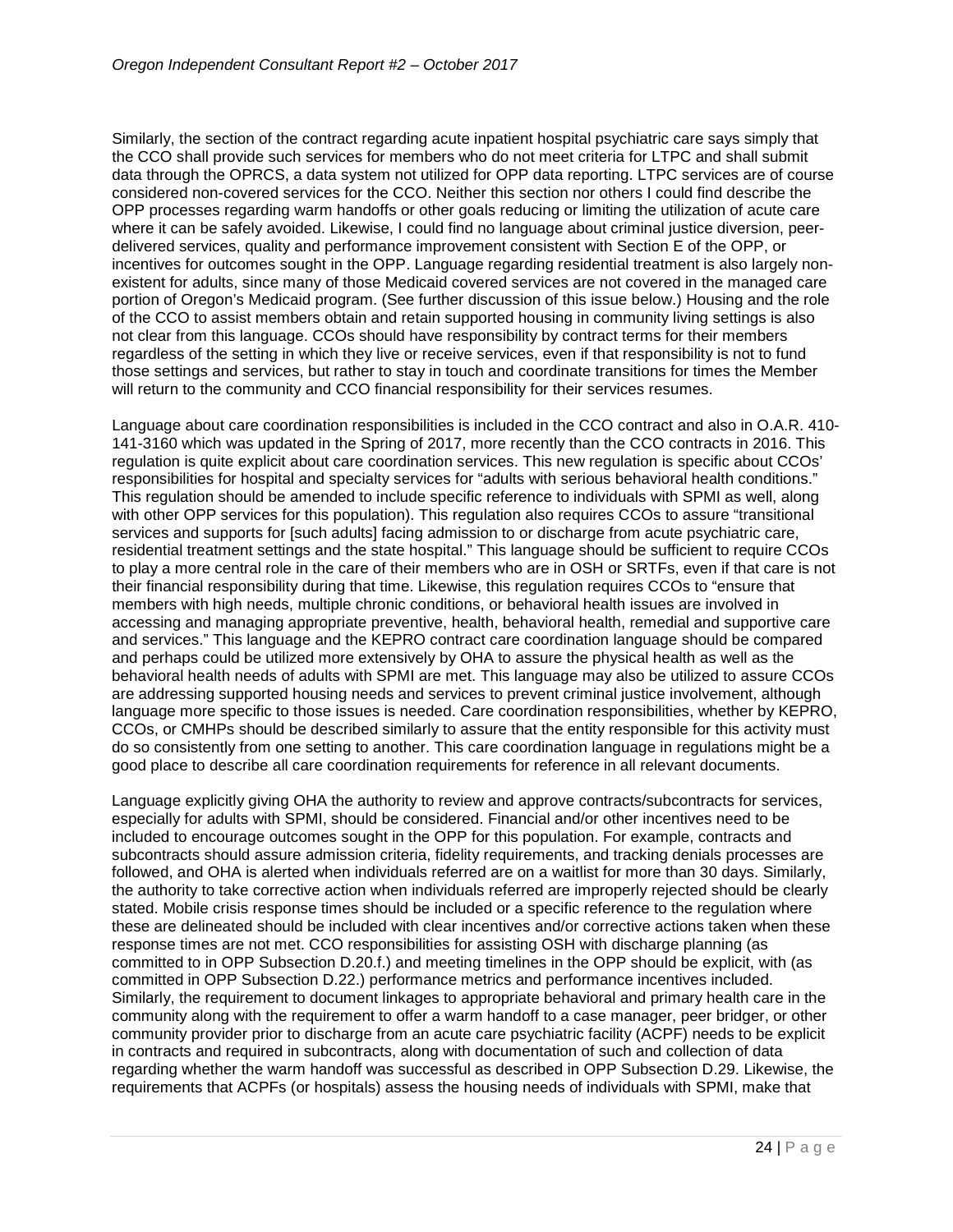Similarly, the section of the contract regarding acute inpatient hospital psychiatric care says simply that the CCO shall provide such services for members who do not meet criteria for LTPC and shall submit data through the OPRCS, a data system not utilized for OPP data reporting. LTPC services are of course considered non-covered services for the CCO. Neither this section nor others I could find describe the OPP processes regarding warm handoffs or other goals reducing or limiting the utilization of acute care where it can be safely avoided. Likewise, I could find no language about criminal justice diversion, peer-delivered services, quality and performance improvement consistent with Section E of the OPP, or incentives for outcomes sought in the OPP. Language regarding residential treatment is also largely non-existent for adults, since many of those Medicaid covered services are not covered in the managed care portion of Oregon's Medicaid program. (See further discussion of this issue below.) Housing and the role of the CCO to assist members obtain and retain supported housing in community living settings is also not clear from this language. CCOs should have responsibility by contract terms for their members regardless of the setting in which they live or receive services, even if that responsibility is not to fund those settings and services, but rather to stay in touch and coordinate transitions for times the Member will return to the community and CCO financial responsibility for their services resumes.

Language about care coordination responsibilities is included in the CCO contract and also in O.A.R. 410-141-3160 which was updated in the Spring of 2017, more recently than the CCO contracts in 2016. This regulation is quite explicit about care coordination services. This new regulation is specific about CCOs' responsibilities for hospital and specialty services for "adults with serious behavioral health conditions." This regulation should be amended to include specific reference to individuals with SPMI as well, along with other OPP services for this population). This regulation also requires CCOs to assure "transitional services and supports for [such adults] facing admission to or discharge from acute psychiatric care, residential treatment settings and the state hospital." This language should be sufficient to require CCOs to play a more central role in the care of their members who are in OSH or SRTFs, even if that care is not their financial responsibility during that time. Likewise, this regulation requires CCOs to "ensure that members with high needs, multiple chronic conditions, or behavioral health issues are involved in accessing and managing appropriate preventive, health, behavioral health, remedial and supportive care and services." This language and the KEPRO contract care coordination language should be compared and perhaps could be utilized more extensively by OHA to assure the physical health as well as the behavioral health needs of adults with SPMI are met. This language may also be utilized to assure CCOs are addressing supported housing needs and services to prevent criminal justice involvement, although language more specific to those issues is needed. Care coordination responsibilities, whether by KEPRO, CCOs, or CMHPs should be described similarly to assure that the entity responsible for this activity must do so consistently from one setting to another. This care coordination language in regulations might be a good place to describe all care coordination requirements for reference in all relevant documents.

Language explicitly giving OHA the authority to review and approve contracts/subcontracts for services, especially for adults with SPMI, should be considered. Financial and/or other incentives need to be included to encourage outcomes sought in the OPP for this population. For example, contracts and subcontracts should assure admission criteria, fidelity requirements, and tracking denials processes are followed, and OHA is alerted when individuals referred are on a waitlist for more than 30 days. Similarly, the authority to take corrective action when individuals referred are improperly rejected should be clearly stated. Mobile crisis response times should be included or a specific reference to the regulation where these are delineated should be included with clear incentives and/or corrective actions taken when these response times are not met. CCO responsibilities for assisting OSH with discharge planning (as committed to in OPP Subsection D.20.f.) and meeting timelines in the OPP should be explicit, with (as committed in OPP Subsection D.22.) performance metrics and performance incentives included. Similarly, the requirement to document linkages to appropriate behavioral and primary health care in the community along with the requirement to offer a warm handoff to a case manager, peer bridger, or other community provider prior to discharge from an acute care psychiatric facility (ACPF) needs to be explicit in contracts and required in subcontracts, along with documentation of such and collection of data regarding whether the warm handoff was successful as described in OPP Subsection D.29. Likewise, the requirements that ACPFs (or hospitals) assess the housing needs of individuals with SPMI, make that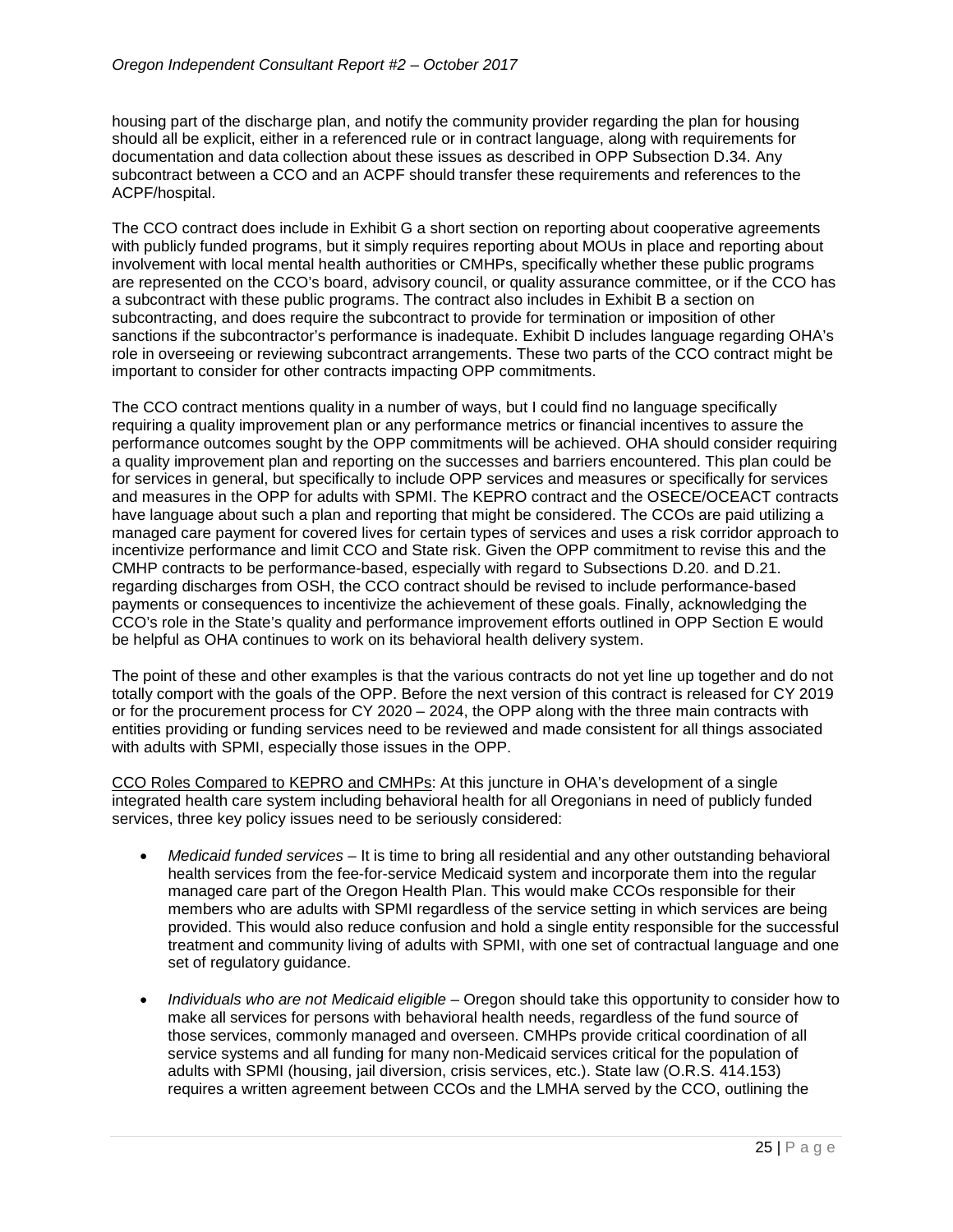housing part of the discharge plan, and notify the community provider regarding the plan for housing should all be explicit, either in a referenced rule or in contract language, along with requirements for documentation and data collection about these issues as described in OPP Subsection D.34. Any subcontract between a CCO and an ACPF should transfer these requirements and references to the ACPF/hospital.

The CCO contract does include in Exhibit G a short section on reporting about cooperative agreements with publicly funded programs, but it simply requires reporting about MOUs in place and reporting about involvement with local mental health authorities or CMHPs, specifically whether these public programs are represented on the CCO's board, advisory council, or quality assurance committee, or if the CCO has a subcontract with these public programs. The contract also includes in Exhibit B a section on subcontracting, and does require the subcontract to provide for termination or imposition of other sanctions if the subcontractor's performance is inadequate. Exhibit D includes language regarding OHA's role in overseeing or reviewing subcontract arrangements. These two parts of the CCO contract might be important to consider for other contracts impacting OPP commitments.

The CCO contract mentions quality in a number of ways, but I could find no language specifically requiring a quality improvement plan or any performance metrics or financial incentives to assure the performance outcomes sought by the OPP commitments will be achieved. OHA should consider requiring a quality improvement plan and reporting on the successes and barriers encountered. This plan could be for services in general, but specifically to include OPP services and measures or specifically for services and measures in the OPP for adults with SPMI. The KEPRO contract and the OSECE/OCEACT contracts have language about such a plan and reporting that might be considered. The CCOs are paid utilizing a managed care payment for covered lives for certain types of services and uses a risk corridor approach to incentivize performance and limit CCO and State risk. Given the OPP commitment to revise this and the CMHP contracts to be performance-based, especially with regard to Subsections D.20. and D.21. regarding discharges from OSH, the CCO contract should be revised to include performance-based payments or consequences to incentivize the achievement of these goals. Finally, acknowledging the CCO's role in the State's quality and performance improvement efforts outlined in OPP Section E would be helpful as OHA continues to work on its behavioral health delivery system.

The point of these and other examples is that the various contracts do not yet line up together and do not totally comport with the goals of the OPP. Before the next version of this contract is released for CY 2019 or for the procurement process for CY 2020 – 2024, the OPP along with the three main contracts with entities providing or funding services need to be reviewed and made consistent for all things associated with adults with SPMI, especially those issues in the OPP.

<u>CCO Roles Compared to KEPRO and CMHPs</u>: At this juncture in OHA's development of a single integrated health care system including behavioral health for all Oregonians in need of publicly funded services, three key policy issues need to be seriously considered:

- *Medicaid funded services* – It is time to bring all residential and any other outstanding behavioral health services from the fee-for-service Medicaid system and incorporate them into the regular managed care part of the Oregon Health Plan. This would make CCOs responsible for their members who are adults with SPMI regardless of the service setting in which services are being provided. This would also reduce confusion and hold a single entity responsible for the successful treatment and community living of adults with SPMI, with one set of contractual language and one set of regulatory guidance.
- *Individuals who are not Medicaid eligible* – Oregon should take this opportunity to consider how to make all services for persons with behavioral health needs, regardless of the fund source of those services, commonly managed and overseen. CMHPs provide critical coordination of all service systems and all funding for many non-Medicaid services critical for the population of adults with SPMI (housing, jail diversion, crisis services, etc.). State law (O.R.S. 414.153) requires a written agreement between CCOs and the LMHA served by the CCO, outlining the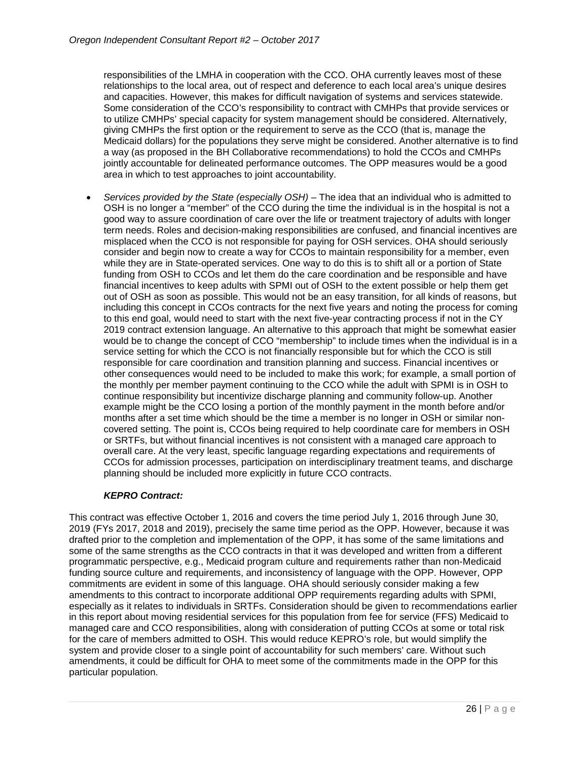responsibilities of the LMHA in cooperation with the CCO. OHA currently leaves most of these relationships to the local area, out of respect and deference to each local area's unique desires and capacities. However, this makes for difficult navigation of systems and services statewide. Some consideration of the CCO's responsibility to contract with CMHPs that provide services or to utilize CMHPs' special capacity for system management should be considered. Alternatively, giving CMHPs the first option or the requirement to serve as the CCO (that is, manage the Medicaid dollars) for the populations they serve might be considered. Another alternative is to find a way (as proposed in the BH Collaborative recommendations) to hold the CCOs and CMHPs jointly accountable for delineated performance outcomes. The OPP measures would be a good area in which to test approaches to joint accountability.

- *Services provided by the State (especially OSH)* – The idea that an individual who is admitted to OSH is no longer a "member" of the CCO during the time the individual is in the hospital is not a good way to assure coordination of care over the life or treatment trajectory of adults with longer term needs. Roles and decision-making responsibilities are confused, and financial incentives are misplaced when the CCO is not responsible for paying for OSH services. OHA should seriously consider and begin now to create a way for CCOs to maintain responsibility for a member, even while they are in State-operated services. One way to do this is to shift all or a portion of State funding from OSH to CCOs and let them do the care coordination and be responsible and have financial incentives to keep adults with SPMI out of OSH to the extent possible or help them get out of OSH as soon as possible. This would not be an easy transition, for all kinds of reasons, but including this concept in CCOs contracts for the next five years and noting the process for coming to this end goal, would need to start with the next five-year contracting process if not in the CY 2019 contract extension language. An alternative to this approach that might be somewhat easier would be to change the concept of CCO "membership" to include times when the individual is in a service setting for which the CCO is not financially responsible but for which the CCO is still responsible for care coordination and transition planning and success. Financial incentives or other consequences would need to be included to make this work; for example, a small portion of the monthly per member payment continuing to the CCO while the adult with SPMI is in OSH to continue responsibility but incentivize discharge planning and community follow-up. Another example might be the CCO losing a portion of the monthly payment in the month before and/or months after a set time which should be the time a member is no longer in OSH or similar non-covered setting. The point is, CCOs being required to help coordinate care for members in OSH or SRTFs, but without financial incentives is not consistent with a managed care approach to overall care. At the very least, specific language regarding expectations and requirements of CCOs for admission processes, participation on interdisciplinary treatment teams, and discharge planning should be included more explicitly in future CCO contracts.

### *KEPRO Contract:*

This contract was effective October 1, 2016 and covers the time period July 1, 2016 through June 30, 2019 (FYs 2017, 2018 and 2019), precisely the same time period as the OPP. However, because it was drafted prior to the completion and implementation of the OPP, it has some of the same limitations and some of the same strengths as the CCO contracts in that it was developed and written from a different programmatic perspective, e.g., Medicaid program culture and requirements rather than non-Medicaid funding source culture and requirements, and inconsistency of language with the OPP. However, OPP commitments are evident in some of this language. OHA should seriously consider making a few amendments to this contract to incorporate additional OPP requirements regarding adults with SPMI, especially as it relates to individuals in SRTFs. Consideration should be given to recommendations earlier in this report about moving residential services for this population from fee for service (FFS) Medicaid to managed care and CCO responsibilities, along with consideration of putting CCOs at some or total risk for the care of members admitted to OSH. This would reduce KEPRO's role, but would simplify the system and provide closer to a single point of accountability for such members' care. Without such amendments, it could be difficult for OHA to meet some of the commitments made in the OPP for this particular population.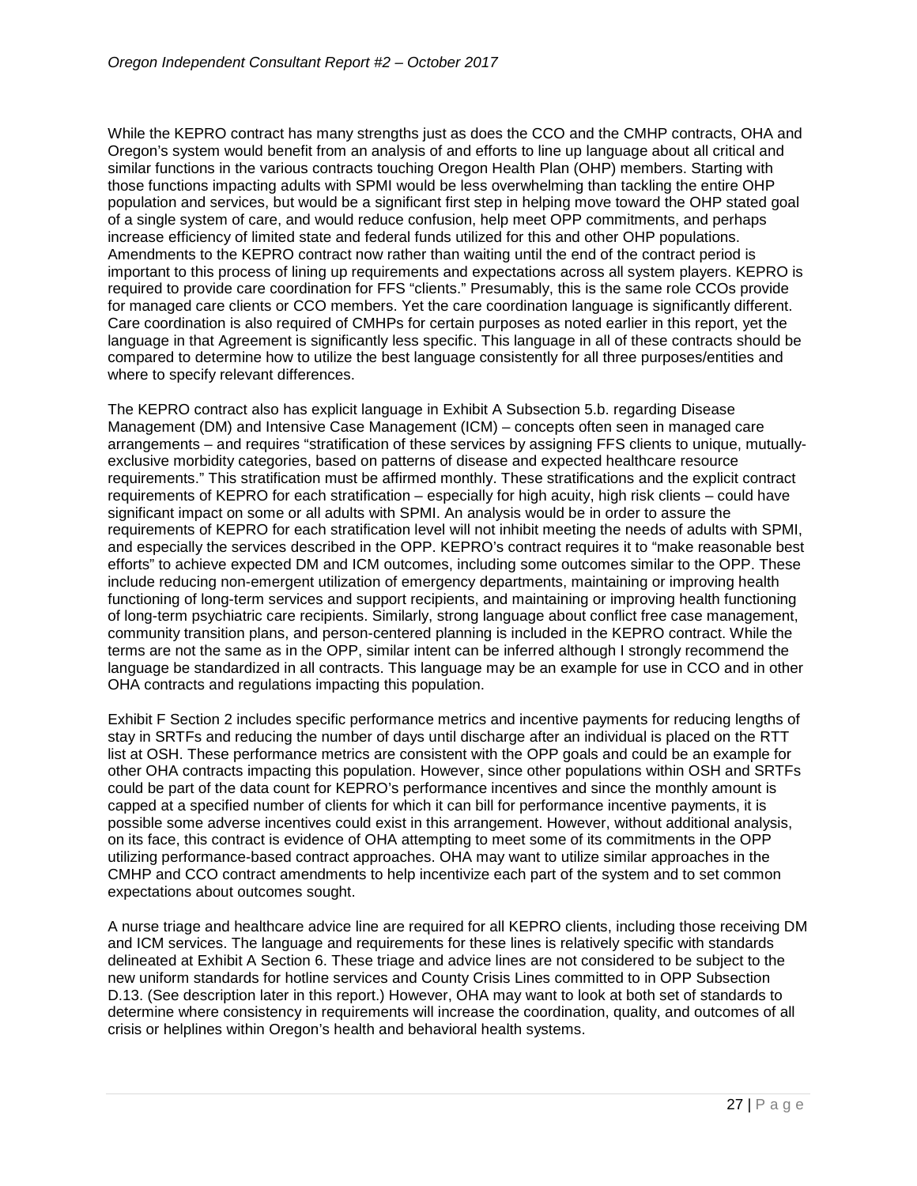While the KEPRO contract has many strengths just as does the CCO and the CMHP contracts, OHA and Oregon's system would benefit from an analysis of and efforts to line up language about all critical and similar functions in the various contracts touching Oregon Health Plan (OHP) members. Starting with those functions impacting adults with SPMI would be less overwhelming than tackling the entire OHP population and services, but would be a significant first step in helping move toward the OHP stated goal of a single system of care, and would reduce confusion, help meet OPP commitments, and perhaps increase efficiency of limited state and federal funds utilized for this and other OHP populations. Amendments to the KEPRO contract now rather than waiting until the end of the contract period is important to this process of lining up requirements and expectations across all system players. KEPRO is required to provide care coordination for FFS "clients." Presumably, this is the same role CCOs provide for managed care clients or CCO members. Yet the care coordination language is significantly different. Care coordination is also required of CMHPs for certain purposes as noted earlier in this report, yet the language in that Agreement is significantly less specific. This language in all of these contracts should be compared to determine how to utilize the best language consistently for all three purposes/entities and where to specify relevant differences.

The KEPRO contract also has explicit language in Exhibit A Subsection 5.b. regarding Disease Management (DM) and Intensive Case Management (ICM) – concepts often seen in managed care arrangements – and requires "stratification of these services by assigning FFS clients to unique, mutually-exclusive morbidity categories, based on patterns of disease and expected healthcare resource requirements." This stratification must be affirmed monthly. These stratifications and the explicit contract requirements of KEPRO for each stratification – especially for high acuity, high risk clients – could have significant impact on some or all adults with SPMI. An analysis would be in order to assure the requirements of KEPRO for each stratification level will not inhibit meeting the needs of adults with SPMI, and especially the services described in the OPP. KEPRO's contract requires it to "make reasonable best efforts" to achieve expected DM and ICM outcomes, including some outcomes similar to the OPP. These include reducing non-emergent utilization of emergency departments, maintaining or improving health functioning of long-term services and support recipients, and maintaining or improving health functioning of long-term psychiatric care recipients. Similarly, strong language about conflict free case management, community transition plans, and person-centered planning is included in the KEPRO contract. While the terms are not the same as in the OPP, similar intent can be inferred although I strongly recommend the language be standardized in all contracts. This language may be an example for use in CCO and in other OHA contracts and regulations impacting this population.

Exhibit F Section 2 includes specific performance metrics and incentive payments for reducing lengths of stay in SRTFs and reducing the number of days until discharge after an individual is placed on the RTT list at OSH. These performance metrics are consistent with the OPP goals and could be an example for other OHA contracts impacting this population. However, since other populations within OSH and SRTFs could be part of the data count for KEPRO's performance incentives and since the monthly amount is capped at a specified number of clients for which it can bill for performance incentive payments, it is possible some adverse incentives could exist in this arrangement. However, without additional analysis, on its face, this contract is evidence of OHA attempting to meet some of its commitments in the OPP utilizing performance-based contract approaches. OHA may want to utilize similar approaches in the CMHP and CCO contract amendments to help incentivize each part of the system and to set common expectations about outcomes sought.

A nurse triage and healthcare advice line are required for all KEPRO clients, including those receiving DM and ICM services. The language and requirements for these lines is relatively specific with standards delineated at Exhibit A Section 6. These triage and advice lines are not considered to be subject to the new uniform standards for hotline services and County Crisis Lines committed to in OPP Subsection D.13. (See description later in this report.) However, OHA may want to look at both set of standards to determine where consistency in requirements will increase the coordination, quality, and outcomes of all crisis or helplines within Oregon's health and behavioral health systems.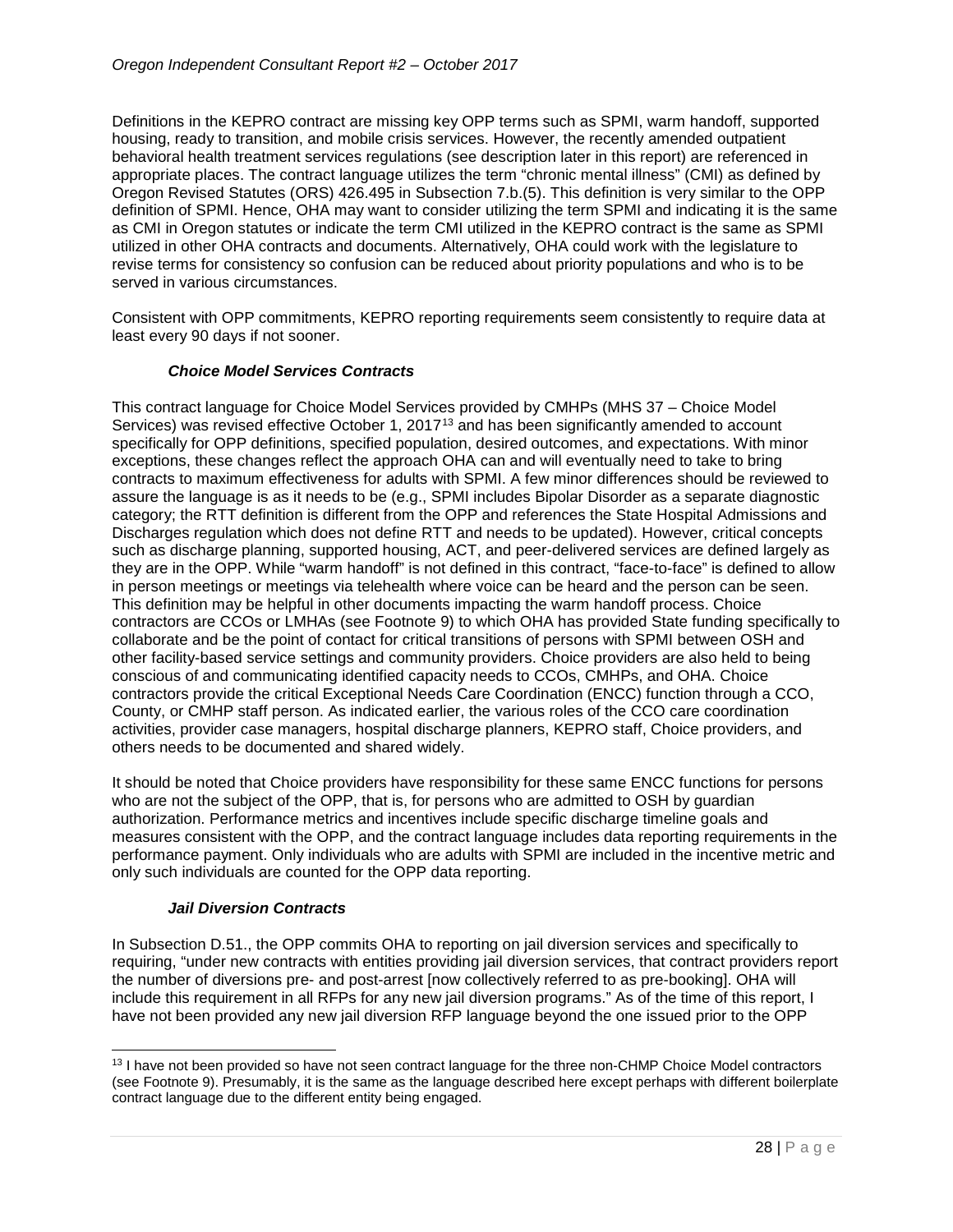Definitions in the KEPRO contract are missing key OPP terms such as SPMI, warm handoff, supported housing, ready to transition, and mobile crisis services. However, the recently amended outpatient behavioral health treatment services regulations (see description later in this report) are referenced in appropriate places. The contract language utilizes the term "chronic mental illness" (CMI) as defined by Oregon Revised Statutes (ORS) 426.495 in Subsection 7.b.(5). This definition is very similar to the OPP definition of SPMI. Hence, OHA may want to consider utilizing the term SPMI and indicating it is the same as CMI in Oregon statutes or indicate the term CMI utilized in the KEPRO contract is the same as SPMI utilized in other OHA contracts and documents. Alternatively, OHA could work with the legislature to revise terms for consistency so confusion can be reduced about priority populations and who is to be served in various circumstances.

Consistent with OPP commitments, KEPRO reporting requirements seem consistently to require data at least every 90 days if not sooner.

### *Choice Model Services Contracts*

This contract language for Choice Model Services provided by CMHPs (MHS 37 – Choice Model Services) was revised effective October 1, 2017[13] and has been significantly amended to account specifically for OPP definitions, specified population, desired outcomes, and expectations. With minor exceptions, these changes reflect the approach OHA can and will eventually need to take to bring contracts to maximum effectiveness for adults with SPMI. A few minor differences should be reviewed to assure the language is as it needs to be (e.g., SPMI includes Bipolar Disorder as a separate diagnostic category; the RTT definition is different from the OPP and references the State Hospital Admissions and Discharges regulation which does not define RTT and needs to be updated). However, critical concepts such as discharge planning, supported housing, ACT, and peer-delivered services are defined largely as they are in the OPP. While "warm handoff" is not defined in this contract, "face-to-face" is defined to allow in person meetings or meetings via telehealth where voice can be heard and the person can be seen. This definition may be helpful in other documents impacting the warm handoff process. Choice contractors are CCOs or LMHAs (see Footnote 9) to which OHA has provided State funding specifically to collaborate and be the point of contact for critical transitions of persons with SPMI between OSH and other facility-based service settings and community providers. Choice providers are also held to being conscious of and communicating identified capacity needs to CCOs, CMHPs, and OHA. Choice contractors provide the critical Exceptional Needs Care Coordination (ENCC) function through a CCO, County, or CMHP staff person. As indicated earlier, the various roles of the CCO care coordination activities, provider case managers, hospital discharge planners, KEPRO staff, Choice providers, and others needs to be documented and shared widely.

It should be noted that Choice providers have responsibility for these same ENCC functions for persons who are not the subject of the OPP, that is, for persons who are admitted to OSH by guardian authorization. Performance metrics and incentives include specific discharge timeline goals and measures consistent with the OPP, and the contract language includes data reporting requirements in the performance payment. Only individuals who are adults with SPMI are included in the incentive metric and only such individuals are counted for the OPP data reporting.

### *Jail Diversion Contracts*

In Subsection D.51., the OPP commits OHA to reporting on jail diversion services and specifically to requiring, "under new contracts with entities providing jail diversion services, that contract providers report the number of diversions pre- and post-arrest [now collectively referred to as pre-booking]. OHA will include this requirement in all RFPs for any new jail diversion programs." As of the time of this report, I have not been provided any new jail diversion RFP language beyond the one issued prior to the OPP

[13] I have not been provided so have not seen contract language for the three non-CHMP Choice Model contractors (see Footnote 9). Presumably, it is the same as the language described here except perhaps with different boilerplate contract language due to the different entity being engaged.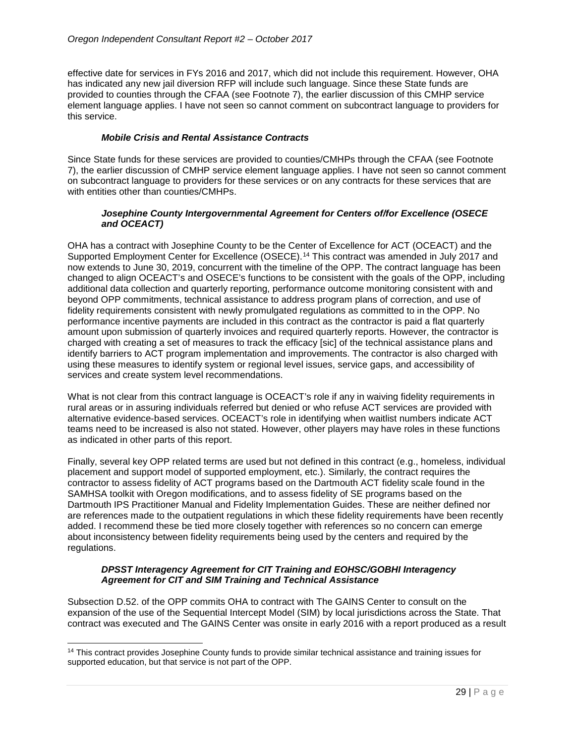effective date for services in FYs 2016 and 2017, which did not include this requirement. However, OHA has indicated any new jail diversion RFP will include such language. Since these State funds are provided to counties through the CFAA (see Footnote 7), the earlier discussion of this CMHP service element language applies. I have not seen so cannot comment on subcontract language to providers for this service.

#### *Mobile Crisis and Rental Assistance Contracts*

Since State funds for these services are provided to counties/CMHPs through the CFAA (see Footnote 7), the earlier discussion of CMHP service element language applies. I have not seen so cannot comment on subcontract language to providers for these services or on any contracts for these services that are with entities other than counties/CMHPs.

#### *Josephine County Intergovernmental Agreement for Centers of/for Excellence (OSECE and OCEACT)*

OHA has a contract with Josephine County to be the Center of Excellence for ACT (OCEACT) and the Supported Employment Center for Excellence (OSECE).[14] This contract was amended in July 2017 and now extends to June 30, 2019, concurrent with the timeline of the OPP. The contract language has been changed to align OCEACT's and OSECE's functions to be consistent with the goals of the OPP, including additional data collection and quarterly reporting, performance outcome monitoring consistent with and beyond OPP commitments, technical assistance to address program plans of correction, and use of fidelity requirements consistent with newly promulgated regulations as committed to in the OPP. No performance incentive payments are included in this contract as the contractor is paid a flat quarterly amount upon submission of quarterly invoices and required quarterly reports. However, the contractor is charged with creating a set of measures to track the efficacy [sic] of the technical assistance plans and identify barriers to ACT program implementation and improvements. The contractor is also charged with using these measures to identify system or regional level issues, service gaps, and accessibility of services and create system level recommendations.

What is not clear from this contract language is OCEACT's role if any in waiving fidelity requirements in rural areas or in assuring individuals referred but denied or who refuse ACT services are provided with alternative evidence-based services. OCEACT's role in identifying when waitlist numbers indicate ACT teams need to be increased is also not stated. However, other players may have roles in these functions as indicated in other parts of this report.

Finally, several key OPP related terms are used but not defined in this contract (e.g., homeless, individual placement and support model of supported employment, etc.). Similarly, the contract requires the contractor to assess fidelity of ACT programs based on the Dartmouth ACT fidelity scale found in the SAMHSA toolkit with Oregon modifications, and to assess fidelity of SE programs based on the Dartmouth IPS Practitioner Manual and Fidelity Implementation Guides. These are neither defined nor are references made to the outpatient regulations in which these fidelity requirements have been recently added. I recommend these be tied more closely together with references so no concern can emerge about inconsistency between fidelity requirements being used by the centers and required by the regulations.

#### *DPSST Interagency Agreement for CIT Training and EOHSC/GOBHI Interagency Agreement for CIT and SIM Training and Technical Assistance*

Subsection D.52. of the OPP commits OHA to contract with The GAINS Center to consult on the expansion of the use of the Sequential Intercept Model (SIM) by local jurisdictions across the State. That contract was executed and The GAINS Center was onsite in early 2016 with a report produced as a result

[14] This contract provides Josephine County funds to provide similar technical assistance and training issues for supported education, but that service is not part of the OPP.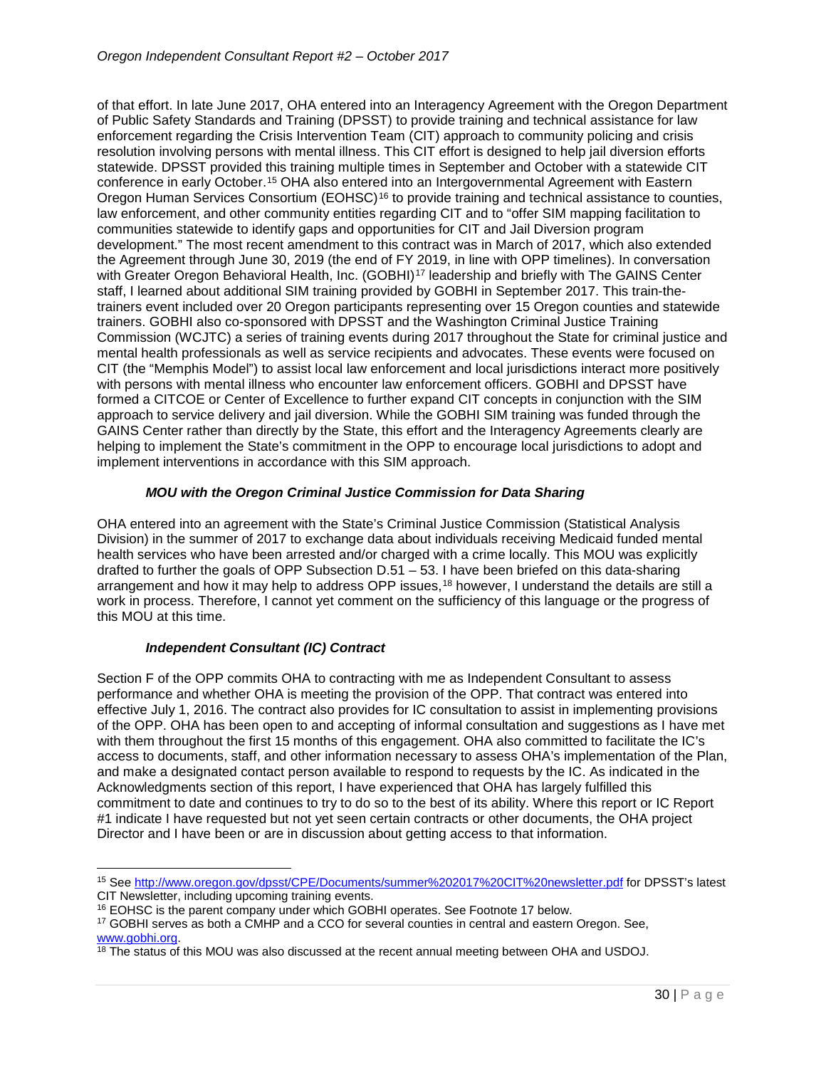of that effort. In late June 2017, OHA entered into an Interagency Agreement with the Oregon Department of Public Safety Standards and Training (DPSST) to provide training and technical assistance for law enforcement regarding the Crisis Intervention Team (CIT) approach to community policing and crisis resolution involving persons with mental illness. This CIT effort is designed to help jail diversion efforts statewide. DPSST provided this training multiple times in September and October with a statewide CIT conference in early October.[15] OHA also entered into an Intergovernmental Agreement with Eastern Oregon Human Services Consortium (EOHSC)[16] to provide training and technical assistance to counties, law enforcement, and other community entities regarding CIT and to "offer SIM mapping facilitation to communities statewide to identify gaps and opportunities for CIT and Jail Diversion program development." The most recent amendment to this contract was in March of 2017, which also extended the Agreement through June 30, 2019 (the end of FY 2019, in line with OPP timelines). In conversation with Greater Oregon Behavioral Health, Inc. (GOBHI)[17] leadership and briefly with The GAINS Center staff, I learned about additional SIM training provided by GOBHI in September 2017. This train-the-trainers event included over 20 Oregon participants representing over 15 Oregon counties and statewide trainers. GOBHI also co-sponsored with DPSST and the Washington Criminal Justice Training Commission (WCJTC) a series of training events during 2017 throughout the State for criminal justice and mental health professionals as well as service recipients and advocates. These events were focused on CIT (the "Memphis Model") to assist local law enforcement and local jurisdictions interact more positively with persons with mental illness who encounter law enforcement officers. GOBHI and DPSST have formed a CITCOE or Center of Excellence to further expand CIT concepts in conjunction with the SIM approach to service delivery and jail diversion. While the GOBHI SIM training was funded through the GAINS Center rather than directly by the State, this effort and the Interagency Agreements clearly are helping to implement the State's commitment in the OPP to encourage local jurisdictions to adopt and implement interventions in accordance with this SIM approach.

#### *MOU with the Oregon Criminal Justice Commission for Data Sharing*

OHA entered into an agreement with the State's Criminal Justice Commission (Statistical Analysis Division) in the summer of 2017 to exchange data about individuals receiving Medicaid funded mental health services who have been arrested and/or charged with a crime locally. This MOU was explicitly drafted to further the goals of OPP Subsection D.51 – 53. I have been briefed on this data-sharing arrangement and how it may help to address OPP issues,[18] however, I understand the details are still a work in process. Therefore, I cannot yet comment on the sufficiency of this language or the progress of this MOU at this time.

#### *Independent Consultant (IC) Contract*

Section F of the OPP commits OHA to contracting with me as Independent Consultant to assess performance and whether OHA is meeting the provision of the OPP. That contract was entered into effective July 1, 2016. The contract also provides for IC consultation to assist in implementing provisions of the OPP. OHA has been open to and accepting of informal consultation and suggestions as I have met with them throughout the first 15 months of this engagement. OHA also committed to facilitate the IC's access to documents, staff, and other information necessary to assess OHA's implementation of the Plan, and make a designated contact person available to respond to requests by the IC. As indicated in the Acknowledgments section of this report, I have experienced that OHA has largely fulfilled this commitment to date and continues to try to do so to the best of its ability. Where this report or IC Report #1 indicate I have requested but not yet seen certain contracts or other documents, the OHA project Director and I have been or are in discussion about getting access to that information.

---

[15] See http://www.oregon.gov/dpsst/CPE/Documents/summer%202017%20CIT%20newsletter.pdf for DPSST's latest CIT Newsletter, including upcoming training events.

[16] EOHSC is the parent company under which GOBHI operates. See Footnote 17 below.

[17] GOBHI serves as both a CMHP and a CCO for several counties in central and eastern Oregon. See, www.gobhi.org.

[18] The status of this MOU was also discussed at the recent annual meeting between OHA and USDOJ.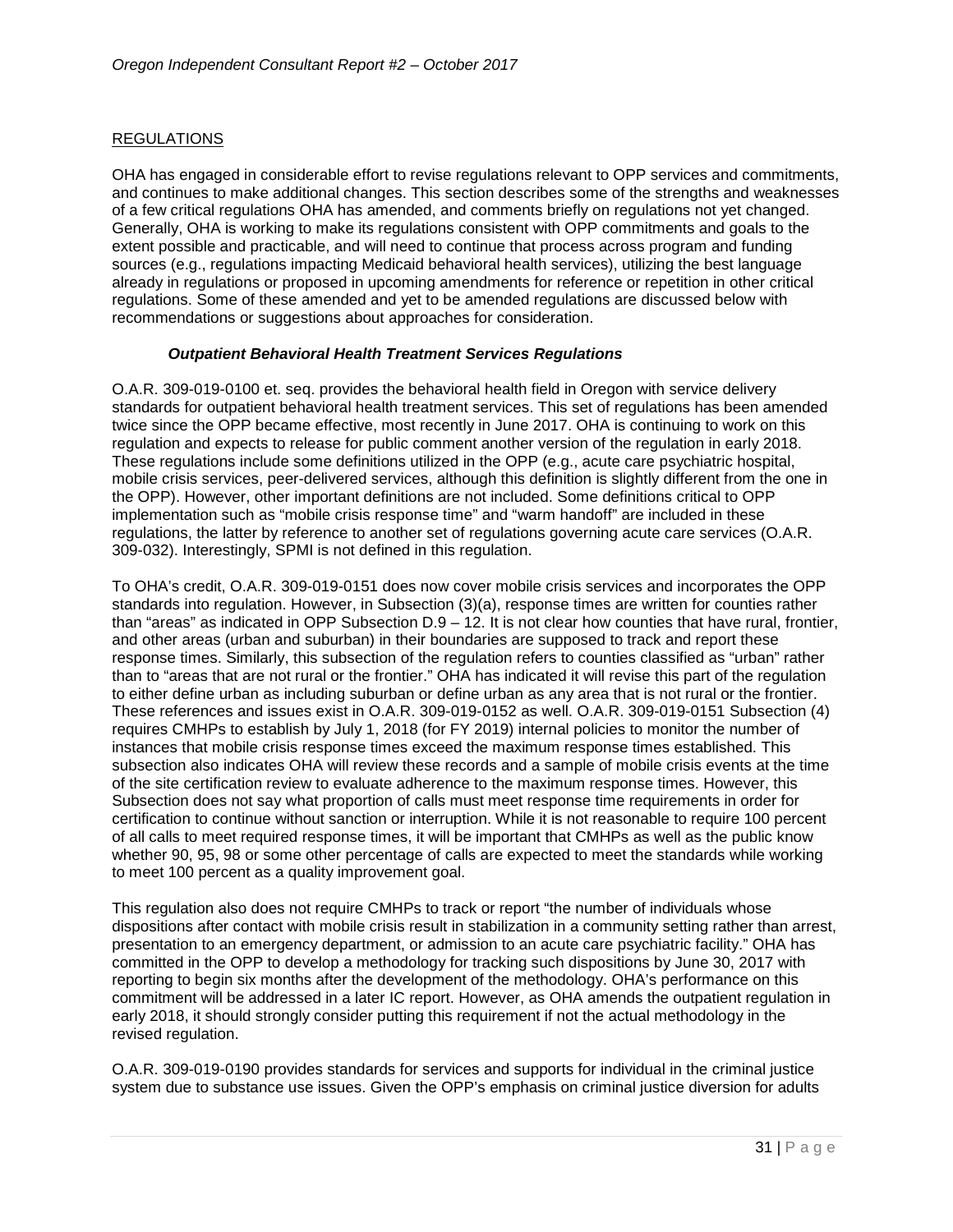## REGULATIONS

OHA has engaged in considerable effort to revise regulations relevant to OPP services and commitments, and continues to make additional changes. This section describes some of the strengths and weaknesses of a few critical regulations OHA has amended, and comments briefly on regulations not yet changed. Generally, OHA is working to make its regulations consistent with OPP commitments and goals to the extent possible and practicable, and will need to continue that process across program and funding sources (e.g., regulations impacting Medicaid behavioral health services), utilizing the best language already in regulations or proposed in upcoming amendments for reference or repetition in other critical regulations. Some of these amended and yet to be amended regulations are discussed below with recommendations or suggestions about approaches for consideration.

### *Outpatient Behavioral Health Treatment Services Regulations*

O.A.R. 309-019-0100 et. seq. provides the behavioral health field in Oregon with service delivery standards for outpatient behavioral health treatment services. This set of regulations has been amended twice since the OPP became effective, most recently in June 2017. OHA is continuing to work on this regulation and expects to release for public comment another version of the regulation in early 2018. These regulations include some definitions utilized in the OPP (e.g., acute care psychiatric hospital, mobile crisis services, peer-delivered services, although this definition is slightly different from the one in the OPP). However, other important definitions are not included. Some definitions critical to OPP implementation such as "mobile crisis response time" and "warm handoff" are included in these regulations, the latter by reference to another set of regulations governing acute care services (O.A.R. 309-032). Interestingly, SPMI is not defined in this regulation.

To OHA's credit, O.A.R. 309-019-0151 does now cover mobile crisis services and incorporates the OPP standards into regulation. However, in Subsection (3)(a), response times are written for counties rather than "areas" as indicated in OPP Subsection D.9 – 12. It is not clear how counties that have rural, frontier, and other areas (urban and suburban) in their boundaries are supposed to track and report these response times. Similarly, this subsection of the regulation refers to counties classified as "urban" rather than to "areas that are not rural or the frontier." OHA has indicated it will revise this part of the regulation to either define urban as including suburban or define urban as any area that is not rural or the frontier. These references and issues exist in O.A.R. 309-019-0152 as well. O.A.R. 309-019-0151 Subsection (4) requires CMHPs to establish by July 1, 2018 (for FY 2019) internal policies to monitor the number of instances that mobile crisis response times exceed the maximum response times established. This subsection also indicates OHA will review these records and a sample of mobile crisis events at the time of the site certification review to evaluate adherence to the maximum response times. However, this Subsection does not say what proportion of calls must meet response time requirements in order for certification to continue without sanction or interruption. While it is not reasonable to require 100 percent of all calls to meet required response times, it will be important that CMHPs as well as the public know whether 90, 95, 98 or some other percentage of calls are expected to meet the standards while working to meet 100 percent as a quality improvement goal.

This regulation also does not require CMHPs to track or report "the number of individuals whose dispositions after contact with mobile crisis result in stabilization in a community setting rather than arrest, presentation to an emergency department, or admission to an acute care psychiatric facility." OHA has committed in the OPP to develop a methodology for tracking such dispositions by June 30, 2017 with reporting to begin six months after the development of the methodology. OHA's performance on this commitment will be addressed in a later IC report. However, as OHA amends the outpatient regulation in early 2018, it should strongly consider putting this requirement if not the actual methodology in the revised regulation.

O.A.R. 309-019-0190 provides standards for services and supports for individual in the criminal justice system due to substance use issues. Given the OPP's emphasis on criminal justice diversion for adults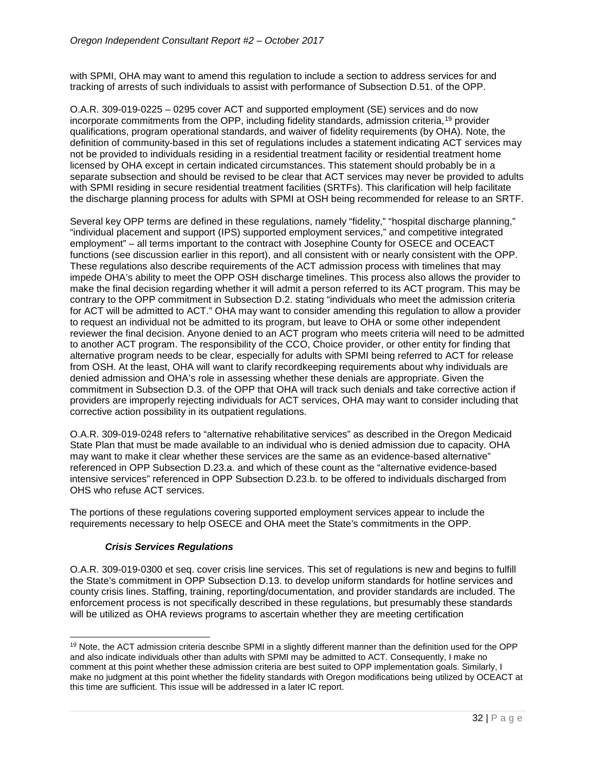with SPMI, OHA may want to amend this regulation to include a section to address services for and tracking of arrests of such individuals to assist with performance of Subsection D.51. of the OPP.

O.A.R. 309-019-0225 – 0295 cover ACT and supported employment (SE) services and do now incorporate commitments from the OPP, including fidelity standards, admission criteria,[19] provider qualifications, program operational standards, and waiver of fidelity requirements (by OHA). Note, the definition of community-based in this set of regulations includes a statement indicating ACT services may not be provided to individuals residing in a residential treatment facility or residential treatment home licensed by OHA except in certain indicated circumstances. This statement should probably be in a separate subsection and should be revised to be clear that ACT services may never be provided to adults with SPMI residing in secure residential treatment facilities (SRTFs). This clarification will help facilitate the discharge planning process for adults with SPMI at OSH being recommended for release to an SRTF.

Several key OPP terms are defined in these regulations, namely "fidelity," "hospital discharge planning," "individual placement and support (IPS) supported employment services," and competitive integrated employment" – all terms important to the contract with Josephine County for OSECE and OCEACT functions (see discussion earlier in this report), and all consistent with or nearly consistent with the OPP. These regulations also describe requirements of the ACT admission process with timelines that may impede OHA's ability to meet the OPP OSH discharge timelines. This process also allows the provider to make the final decision regarding whether it will admit a person referred to its ACT program. This may be contrary to the OPP commitment in Subsection D.2. stating "individuals who meet the admission criteria for ACT will be admitted to ACT." OHA may want to consider amending this regulation to allow a provider to request an individual not be admitted to its program, but leave to OHA or some other independent reviewer the final decision. Anyone denied to an ACT program who meets criteria will need to be admitted to another ACT program. The responsibility of the CCO, Choice provider, or other entity for finding that alternative program needs to be clear, especially for adults with SPMI being referred to ACT for release from OSH. At the least, OHA will want to clarify recordkeeping requirements about why individuals are denied admission and OHA's role in assessing whether these denials are appropriate. Given the commitment in Subsection D.3. of the OPP that OHA will track such denials and take corrective action if providers are improperly rejecting individuals for ACT services, OHA may want to consider including that corrective action possibility in its outpatient regulations.

O.A.R. 309-019-0248 refers to "alternative rehabilitative services" as described in the Oregon Medicaid State Plan that must be made available to an individual who is denied admission due to capacity. OHA may want to make it clear whether these services are the same as an evidence-based alternative" referenced in OPP Subsection D.23.a. and which of these count as the "alternative evidence-based intensive services" referenced in OPP Subsection D.23.b. to be offered to individuals discharged from OHS who refuse ACT services.

The portions of these regulations covering supported employment services appear to include the requirements necessary to help OSECE and OHA meet the State's commitments in the OPP.

### *Crisis Services Regulations*

O.A.R. 309-019-0300 et seq. cover crisis line services. This set of regulations is new and begins to fulfill the State's commitment in OPP Subsection D.13. to develop uniform standards for hotline services and county crisis lines. Staffing, training, reporting/documentation, and provider standards are included. The enforcement process is not specifically described in these regulations, but presumably these standards will be utilized as OHA reviews programs to ascertain whether they are meeting certification

---

[19] Note, the ACT admission criteria describe SPMI in a slightly different manner than the definition used for the OPP and also indicate individuals other than adults with SPMI may be admitted to ACT. Consequently, I make no comment at this point whether these admission criteria are best suited to OPP implementation goals. Similarly, I make no judgment at this point whether the fidelity standards with Oregon modifications being utilized by OCEACT at this time are sufficient. This issue will be addressed in a later IC report.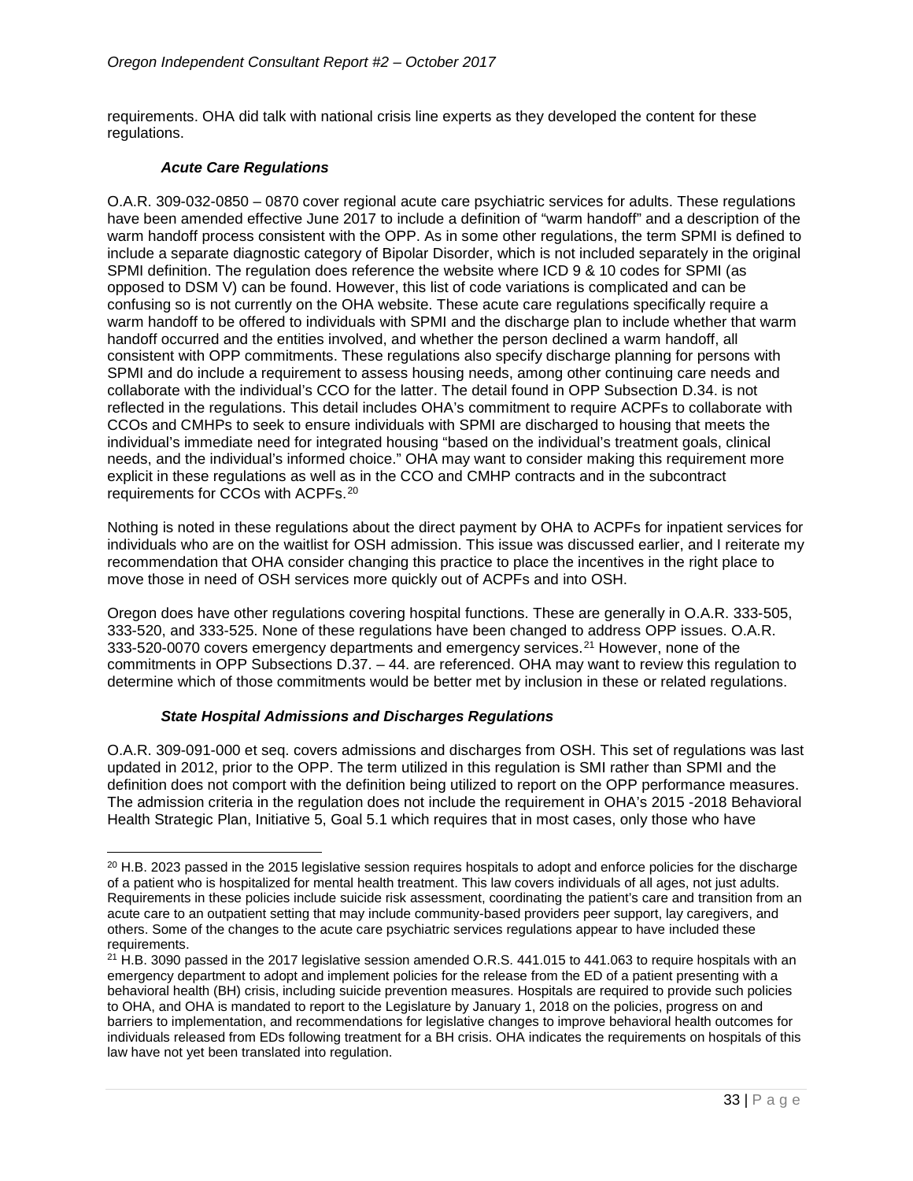requirements. OHA did talk with national crisis line experts as they developed the content for these regulations.

### *Acute Care Regulations*

O.A.R. 309-032-0850 – 0870 cover regional acute care psychiatric services for adults. These regulations have been amended effective June 2017 to include a definition of "warm handoff" and a description of the warm handoff process consistent with the OPP. As in some other regulations, the term SPMI is defined to include a separate diagnostic category of Bipolar Disorder, which is not included separately in the original SPMI definition. The regulation does reference the website where ICD 9 & 10 codes for SPMI (as opposed to DSM V) can be found. However, this list of code variations is complicated and can be confusing so is not currently on the OHA website. These acute care regulations specifically require a warm handoff to be offered to individuals with SPMI and the discharge plan to include whether that warm handoff occurred and the entities involved, and whether the person declined a warm handoff, all consistent with OPP commitments. These regulations also specify discharge planning for persons with SPMI and do include a requirement to assess housing needs, among other continuing care needs and collaborate with the individual's CCO for the latter. The detail found in OPP Subsection D.34. is not reflected in the regulations. This detail includes OHA's commitment to require ACPFs to collaborate with CCOs and CMHPs to seek to ensure individuals with SPMI are discharged to housing that meets the individual's immediate need for integrated housing "based on the individual's treatment goals, clinical needs, and the individual's informed choice." OHA may want to consider making this requirement more explicit in these regulations as well as in the CCO and CMHP contracts and in the subcontract requirements for CCOs with ACPFs.[20]

Nothing is noted in these regulations about the direct payment by OHA to ACPFs for inpatient services for individuals who are on the waitlist for OSH admission. This issue was discussed earlier, and I reiterate my recommendation that OHA consider changing this practice to place the incentives in the right place to move those in need of OSH services more quickly out of ACPFs and into OSH.

Oregon does have other regulations covering hospital functions. These are generally in O.A.R. 333-505, 333-520, and 333-525. None of these regulations have been changed to address OPP issues. O.A.R. 333-520-0070 covers emergency departments and emergency services.[21] However, none of the commitments in OPP Subsections D.37. – 44. are referenced. OHA may want to review this regulation to determine which of those commitments would be better met by inclusion in these or related regulations.

### *State Hospital Admissions and Discharges Regulations*

O.A.R. 309-091-000 et seq. covers admissions and discharges from OSH. This set of regulations was last updated in 2012, prior to the OPP. The term utilized in this regulation is SMI rather than SPMI and the definition does not comport with the definition being utilized to report on the OPP performance measures. The admission criteria in the regulation does not include the requirement in OHA's 2015 -2018 Behavioral Health Strategic Plan, Initiative 5, Goal 5.1 which requires that in most cases, only those who have

---

[20] H.B. 2023 passed in the 2015 legislative session requires hospitals to adopt and enforce policies for the discharge of a patient who is hospitalized for mental health treatment. This law covers individuals of all ages, not just adults. Requirements in these policies include suicide risk assessment, coordinating the patient's care and transition from an acute care to an outpatient setting that may include community-based providers peer support, lay caregivers, and others. Some of the changes to the acute care psychiatric services regulations appear to have included these requirements.

[21] H.B. 3090 passed in the 2017 legislative session amended O.R.S. 441.015 to 441.063 to require hospitals with an emergency department to adopt and implement policies for the release from the ED of a patient presenting with a behavioral health (BH) crisis, including suicide prevention measures. Hospitals are required to provide such policies to OHA, and OHA is mandated to report to the Legislature by January 1, 2018 on the policies, progress on and barriers to implementation, and recommendations for legislative changes to improve behavioral health outcomes for individuals released from EDs following treatment for a BH crisis. OHA indicates the requirements on hospitals of this law have not yet been translated into regulation.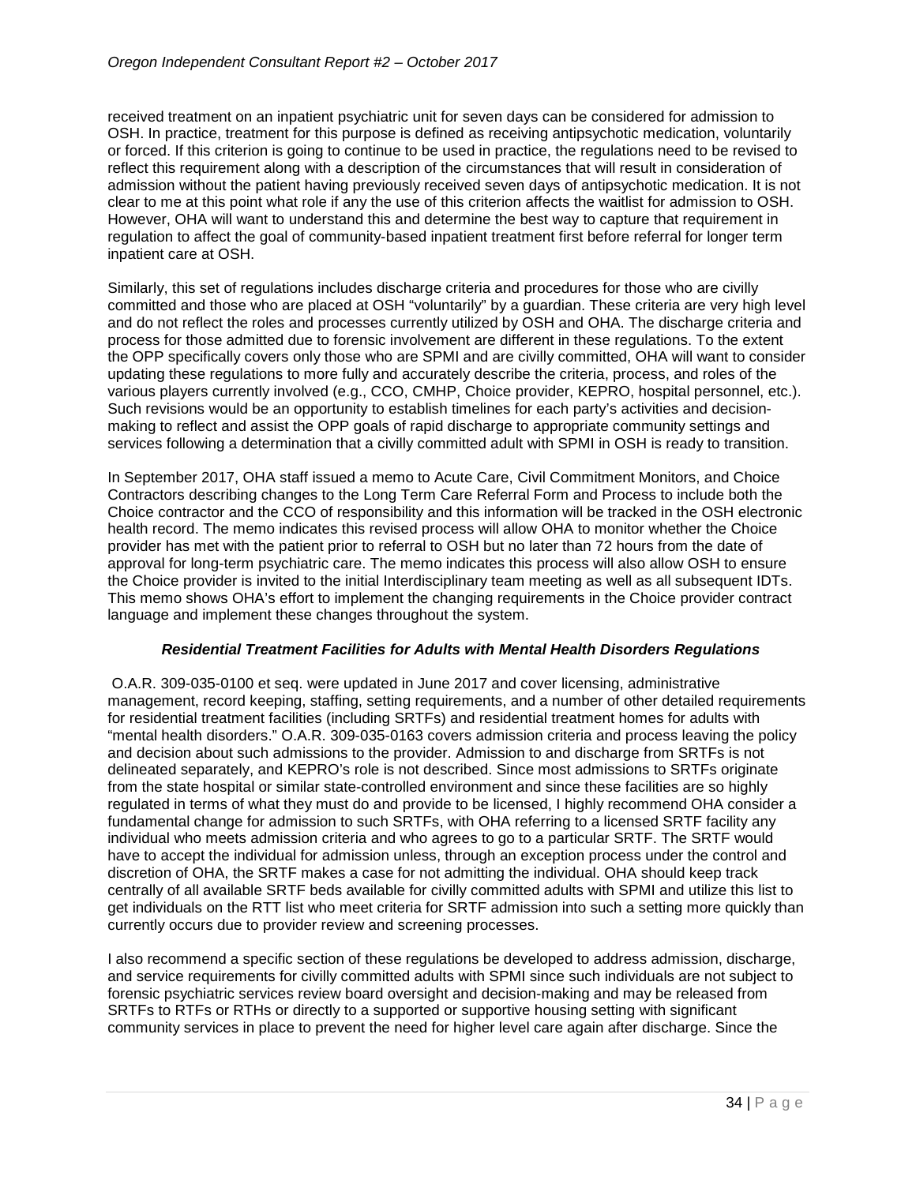received treatment on an inpatient psychiatric unit for seven days can be considered for admission to OSH. In practice, treatment for this purpose is defined as receiving antipsychotic medication, voluntarily or forced. If this criterion is going to continue to be used in practice, the regulations need to be revised to reflect this requirement along with a description of the circumstances that will result in consideration of admission without the patient having previously received seven days of antipsychotic medication. It is not clear to me at this point what role if any the use of this criterion affects the waitlist for admission to OSH. However, OHA will want to understand this and determine the best way to capture that requirement in regulation to affect the goal of community-based inpatient treatment first before referral for longer term inpatient care at OSH.

Similarly, this set of regulations includes discharge criteria and procedures for those who are civilly committed and those who are placed at OSH "voluntarily" by a guardian. These criteria are very high level and do not reflect the roles and processes currently utilized by OSH and OHA. The discharge criteria and process for those admitted due to forensic involvement are different in these regulations. To the extent the OPP specifically covers only those who are SPMI and are civilly committed, OHA will want to consider updating these regulations to more fully and accurately describe the criteria, process, and roles of the various players currently involved (e.g., CCO, CMHP, Choice provider, KEPRO, hospital personnel, etc.). Such revisions would be an opportunity to establish timelines for each party's activities and decision-making to reflect and assist the OPP goals of rapid discharge to appropriate community settings and services following a determination that a civilly committed adult with SPMI in OSH is ready to transition.

In September 2017, OHA staff issued a memo to Acute Care, Civil Commitment Monitors, and Choice Contractors describing changes to the Long Term Care Referral Form and Process to include both the Choice contractor and the CCO of responsibility and this information will be tracked in the OSH electronic health record. The memo indicates this revised process will allow OHA to monitor whether the Choice provider has met with the patient prior to referral to OSH but no later than 72 hours from the date of approval for long-term psychiatric care. The memo indicates this process will also allow OSH to ensure the Choice provider is invited to the initial Interdisciplinary team meeting as well as all subsequent IDTs. This memo shows OHA's effort to implement the changing requirements in the Choice provider contract language and implement these changes throughout the system.

### *Residential Treatment Facilities for Adults with Mental Health Disorders Regulations*

O.A.R. 309-035-0100 et seq. were updated in June 2017 and cover licensing, administrative management, record keeping, staffing, setting requirements, and a number of other detailed requirements for residential treatment facilities (including SRTFs) and residential treatment homes for adults with "mental health disorders." O.A.R. 309-035-0163 covers admission criteria and process leaving the policy and decision about such admissions to the provider. Admission to and discharge from SRTFs is not delineated separately, and KEPRO's role is not described. Since most admissions to SRTFs originate from the state hospital or similar state-controlled environment and since these facilities are so highly regulated in terms of what they must do and provide to be licensed, I highly recommend OHA consider a fundamental change for admission to such SRTFs, with OHA referring to a licensed SRTF facility any individual who meets admission criteria and who agrees to go to a particular SRTF. The SRTF would have to accept the individual for admission unless, through an exception process under the control and discretion of OHA, the SRTF makes a case for not admitting the individual. OHA should keep track centrally of all available SRTF beds available for civilly committed adults with SPMI and utilize this list to get individuals on the RTT list who meet criteria for SRTF admission into such a setting more quickly than currently occurs due to provider review and screening processes.

I also recommend a specific section of these regulations be developed to address admission, discharge, and service requirements for civilly committed adults with SPMI since such individuals are not subject to forensic psychiatric services review board oversight and decision-making and may be released from SRTFs to RTFs or RTHs or directly to a supported or supportive housing setting with significant community services in place to prevent the need for higher level care again after discharge. Since the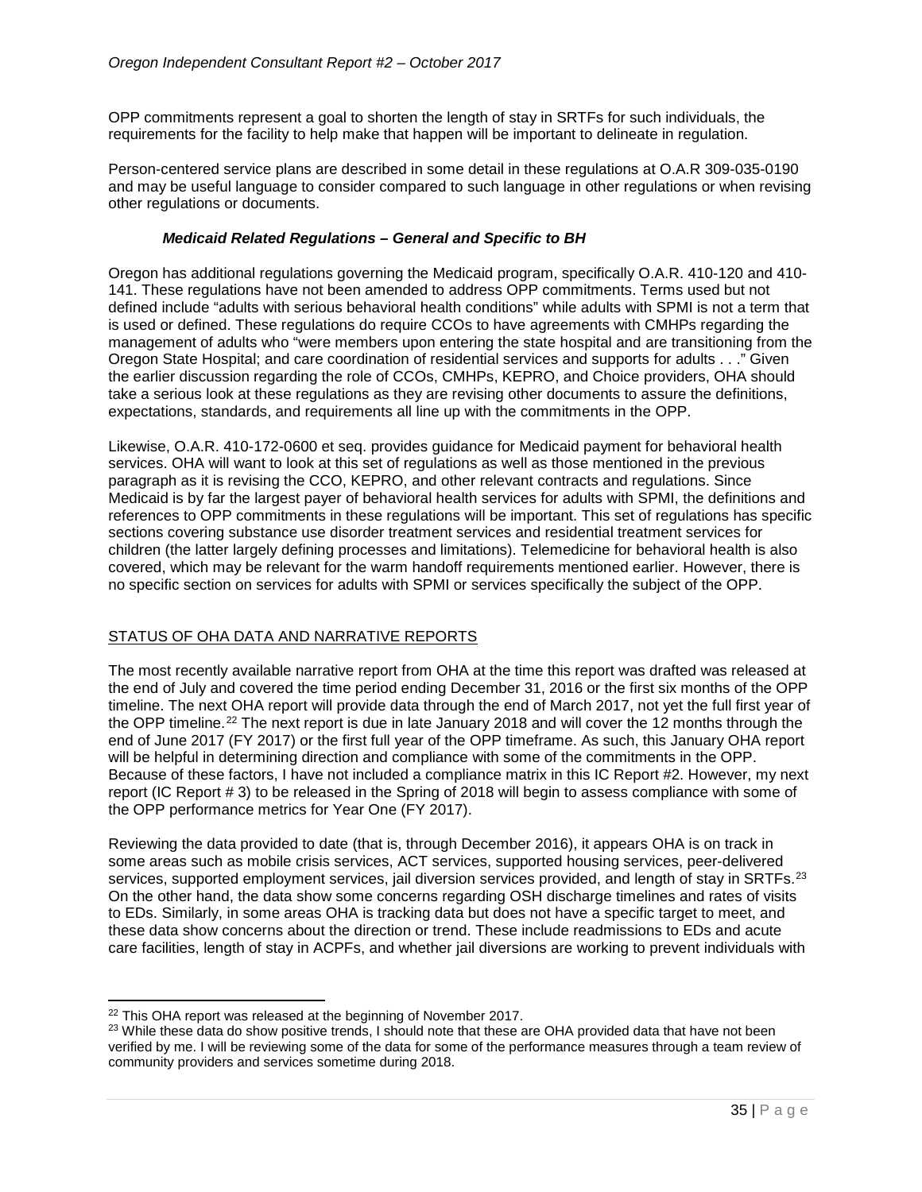OPP commitments represent a goal to shorten the length of stay in SRTFs for such individuals, the requirements for the facility to help make that happen will be important to delineate in regulation.

Person-centered service plans are described in some detail in these regulations at O.A.R 309-035-0190 and may be useful language to consider compared to such language in other regulations or when revising other regulations or documents.

#### ***Medicaid Related Regulations – General and Specific to BH***

Oregon has additional regulations governing the Medicaid program, specifically O.A.R. 410-120 and 410-141. These regulations have not been amended to address OPP commitments. Terms used but not defined include "adults with serious behavioral health conditions" while adults with SPMI is not a term that is used or defined. These regulations do require CCOs to have agreements with CMHPs regarding the management of adults who "were members upon entering the state hospital and are transitioning from the Oregon State Hospital; and care coordination of residential services and supports for adults . . ." Given the earlier discussion regarding the role of CCOs, CMHPs, KEPRO, and Choice providers, OHA should take a serious look at these regulations as they are revising other documents to assure the definitions, expectations, standards, and requirements all line up with the commitments in the OPP.

Likewise, O.A.R. 410-172-0600 et seq. provides guidance for Medicaid payment for behavioral health services. OHA will want to look at this set of regulations as well as those mentioned in the previous paragraph as it is revising the CCO, KEPRO, and other relevant contracts and regulations. Since Medicaid is by far the largest payer of behavioral health services for adults with SPMI, the definitions and references to OPP commitments in these regulations will be important. This set of regulations has specific sections covering substance use disorder treatment services and residential treatment services for children (the latter largely defining processes and limitations). Telemedicine for behavioral health is also covered, which may be relevant for the warm handoff requirements mentioned earlier. However, there is no specific section on services for adults with SPMI or services specifically the subject of the OPP.

## STATUS OF OHA DATA AND NARRATIVE REPORTS

The most recently available narrative report from OHA at the time this report was drafted was released at the end of July and covered the time period ending December 31, 2016 or the first six months of the OPP timeline. The next OHA report will provide data through the end of March 2017, not yet the full first year of the OPP timeline.[22] The next report is due in late January 2018 and will cover the 12 months through the end of June 2017 (FY 2017) or the first full year of the OPP timeframe. As such, this January OHA report will be helpful in determining direction and compliance with some of the commitments in the OPP. Because of these factors, I have not included a compliance matrix in this IC Report #2. However, my next report (IC Report # 3) to be released in the Spring of 2018 will begin to assess compliance with some of the OPP performance metrics for Year One (FY 2017).

Reviewing the data provided to date (that is, through December 2016), it appears OHA is on track in some areas such as mobile crisis services, ACT services, supported housing services, peer-delivered services, supported employment services, jail diversion services provided, and length of stay in SRTFs.[23] On the other hand, the data show some concerns regarding OSH discharge timelines and rates of visits to EDs. Similarly, in some areas OHA is tracking data but does not have a specific target to meet, and these data show concerns about the direction or trend. These include readmissions to EDs and acute care facilities, length of stay in ACPFs, and whether jail diversions are working to prevent individuals with

[22] This OHA report was released at the beginning of November 2017.

[23] While these data do show positive trends, I should note that these are OHA provided data that have not been verified by me. I will be reviewing some of the data for some of the performance measures through a team review of community providers and services sometime during 2018.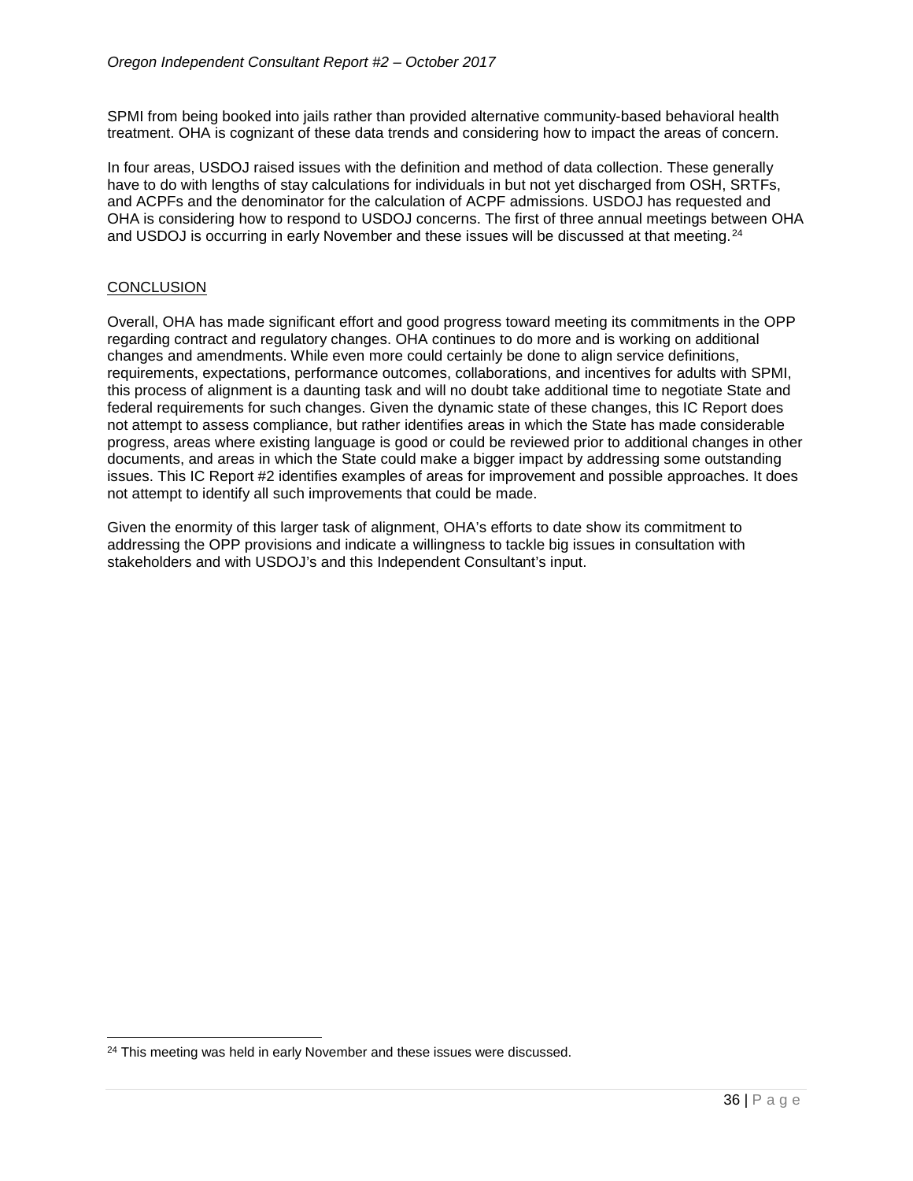SPMI from being booked into jails rather than provided alternative community-based behavioral health treatment. OHA is cognizant of these data trends and considering how to impact the areas of concern.

In four areas, USDOJ raised issues with the definition and method of data collection. These generally have to do with lengths of stay calculations for individuals in but not yet discharged from OSH, SRTFs, and ACPFs and the denominator for the calculation of ACPF admissions. USDOJ has requested and OHA is considering how to respond to USDOJ concerns. The first of three annual meetings between OHA and USDOJ is occurring in early November and these issues will be discussed at that meeting.[24]

## CONCLUSION

Overall, OHA has made significant effort and good progress toward meeting its commitments in the OPP regarding contract and regulatory changes. OHA continues to do more and is working on additional changes and amendments. While even more could certainly be done to align service definitions, requirements, expectations, performance outcomes, collaborations, and incentives for adults with SPMI, this process of alignment is a daunting task and will no doubt take additional time to negotiate State and federal requirements for such changes. Given the dynamic state of these changes, this IC Report does not attempt to assess compliance, but rather identifies areas in which the State has made considerable progress, areas where existing language is good or could be reviewed prior to additional changes in other documents, and areas in which the State could make a bigger impact by addressing some outstanding issues. This IC Report #2 identifies examples of areas for improvement and possible approaches. It does not attempt to identify all such improvements that could be made.

Given the enormity of this larger task of alignment, OHA's efforts to date show its commitment to addressing the OPP provisions and indicate a willingness to tackle big issues in consultation with stakeholders and with USDOJ's and this Independent Consultant's input.

[24] This meeting was held in early November and these issues were discussed.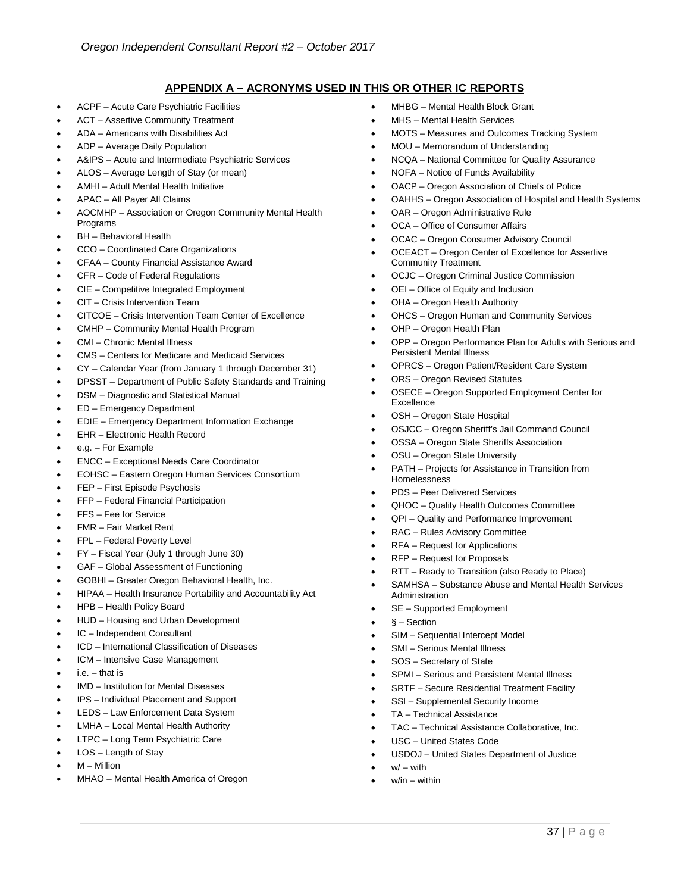## APPENDIX A – ACRONYMS USED IN THIS OR OTHER IC REPORTS

- ACPF – Acute Care Psychiatric Facilities
- ACT – Assertive Community Treatment
- ADA – Americans with Disabilities Act
- ADP – Average Daily Population
- A&IPS – Acute and Intermediate Psychiatric Services
- ALOS – Average Length of Stay (or mean)
- AMHI – Adult Mental Health Initiative
- APAC – All Payer All Claims
- AOCMHP – Association or Oregon Community Mental Health Programs
- BH – Behavioral Health
- CCO – Coordinated Care Organizations
- CFAA – County Financial Assistance Award
- CFR – Code of Federal Regulations
- CIE – Competitive Integrated Employment
- CIT – Crisis Intervention Team
- CITCOE – Crisis Intervention Team Center of Excellence
- CMHP – Community Mental Health Program
- CMI – Chronic Mental Illness
- CMS – Centers for Medicare and Medicaid Services
- CY – Calendar Year (from January 1 through December 31)
- DPSST – Department of Public Safety Standards and Training
- DSM – Diagnostic and Statistical Manual
- ED – Emergency Department
- EDIE – Emergency Department Information Exchange
- EHR – Electronic Health Record
- e.g. – For Example
- ENCC – Exceptional Needs Care Coordinator
- EOHSC – Eastern Oregon Human Services Consortium
- FEP – First Episode Psychosis
- FFP – Federal Financial Participation
- FFS – Fee for Service
- FMR – Fair Market Rent
- FPL – Federal Poverty Level
- FY – Fiscal Year (July 1 through June 30)
- GAF – Global Assessment of Functioning
- GOBHI – Greater Oregon Behavioral Health, Inc.
- HIPAA – Health Insurance Portability and Accountability Act
- HPB – Health Policy Board
- HUD – Housing and Urban Development
- IC – Independent Consultant
- ICD – International Classification of Diseases
- ICM – Intensive Case Management
- i.e. – that is
- IMD – Institution for Mental Diseases
- IPS – Individual Placement and Support
- LEDS – Law Enforcement Data System
- LMHA – Local Mental Health Authority
- LTPC – Long Term Psychiatric Care
- LOS – Length of Stay
- M – Million
- MHAO – Mental Health America of Oregon
- MHBG – Mental Health Block Grant
- MHS – Mental Health Services
- MOTS – Measures and Outcomes Tracking System
- MOU – Memorandum of Understanding
- NCQA – National Committee for Quality Assurance
- NOFA – Notice of Funds Availability
- OACP – Oregon Association of Chiefs of Police
- OAHHS – Oregon Association of Hospital and Health Systems
- OAR – Oregon Administrative Rule
- OCA – Office of Consumer Affairs
- OCAC – Oregon Consumer Advisory Council
- OCEACT – Oregon Center of Excellence for Assertive Community Treatment
- OCJC – Oregon Criminal Justice Commission
- OEI – Office of Equity and Inclusion
- OHA – Oregon Health Authority
- OHCS – Oregon Human and Community Services
- OHP – Oregon Health Plan
- OPP – Oregon Performance Plan for Adults with Serious and Persistent Mental Illness
- OPRCS – Oregon Patient/Resident Care System
- ORS – Oregon Revised Statutes
- OSECE – Oregon Supported Employment Center for Excellence
- OSH – Oregon State Hospital
- OSJCC – Oregon Sheriff's Jail Command Council
- OSSA – Oregon State Sheriffs Association
- OSU – Oregon State University
- PATH – Projects for Assistance in Transition from Homelessness
- PDS – Peer Delivered Services
- QHOC – Quality Health Outcomes Committee
- QPI – Quality and Performance Improvement
- RAC – Rules Advisory Committee
- RFA – Request for Applications
- RFP – Request for Proposals
- RTT – Ready to Transition (also Ready to Place)
- SAMHSA – Substance Abuse and Mental Health Services Administration
- SE – Supported Employment
- § – Section
- SIM – Sequential Intercept Model
- SMI – Serious Mental Illness
- SOS – Secretary of State
- SPMI – Serious and Persistent Mental Illness
- SRTF – Secure Residential Treatment Facility
- SSI – Supplemental Security Income
- TA – Technical Assistance
- TAC – Technical Assistance Collaborative, Inc.
- USC – United States Code
- USDOJ – United States Department of Justice
- w/ – with
- w/in – within